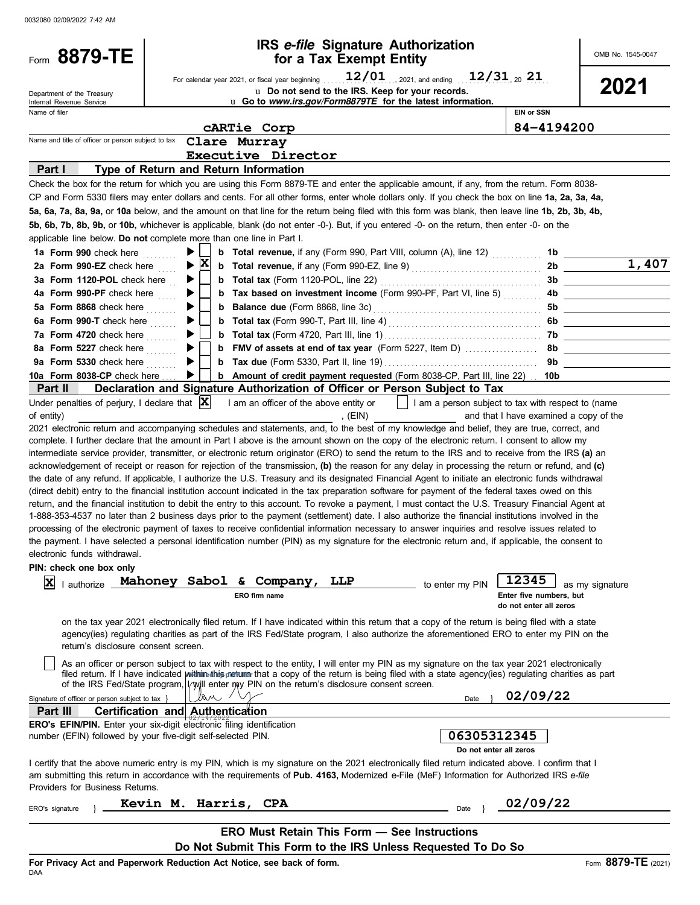0032080 02/09/2022 7:42 AM

# Form 8879-TE

**IRS *e-file* Signature Authorization for a Tax Exempt Entity**

OMB No. 1545-0047

**2021**

For calendar year 2021, or fiscal year beginning 12/01, 2021, and ending 12/31, 20 21

Department of the Treasury
Internal Revenue Service

u Do not send to the IRS. Keep for your records.
u Go to *www.irs.gov/Form8879TE* for the latest information.

| Name of filer | EIN or SSN |
|---|---|
| cARTie Corp | 84-4194200 |

Name and title of officer or person subject to tax: Clare Murray, Executive Director

## Part I — Type of Return and Return Information

Check the box for the return for which you are using this Form 8879-TE and enter the applicable amount, if any, from the return. Form 8038-CP and Form 5330 filers may enter dollars and cents. For all other forms, enter whole dollars only. If you check the box on line **1a, 2a, 3a, 4a, 5a, 6a, 7a, 8a, 9a,** or **10a** below, and the amount on that line for the return being filed with this form was blank, then leave line **1b, 2b, 3b, 4b, 5b, 6b, 7b, 8b, 9b,** or **10b,** whichever is applicable, blank (do not enter -0-). But, if you entered -0- on the return, then enter -0- on the applicable line below. **Do not** complete more than one line in Part I.

| Line | Check | Line | Description | Line | Amount |
|---|---|---|---|---|---|
| **1a Form 990** check here | [ ] | b | **Total revenue,** if any (Form 990, Part VIII, column (A), line 12) | 1b | |
| **2a Form 990-EZ** check here | [X] | b | **Total revenue,** if any (Form 990-EZ, line 9) | 2b | 1,407 |
| **3a Form 1120-POL** check here | [ ] | b | **Total tax** (Form 1120-POL, line 22) | 3b | |
| **4a Form 990-PF** check here | [ ] | b | **Tax based on investment income** (Form 990-PF, Part VI, line 5) | 4b | |
| **5a Form 8868** check here | [ ] | b | **Balance due** (Form 8868, line 3c) | 5b | |
| **6a Form 990-T** check here | [ ] | b | **Total tax** (Form 990-T, Part III, line 4) | 6b | |
| **7a Form 4720** check here | [ ] | b | **Total tax** (Form 4720, Part III, line 1) | 7b | |
| **8a Form 5227** check here | [ ] | b | **FMV of assets at end of tax year** (Form 5227, Item D) | 8b | |
| **9a Form 5330** check here | [ ] | b | **Tax due** (Form 5330, Part II, line 19) | 9b | |
| **10a Form 8038-CP** check here | [ ] | b | **Amount of credit payment requested** (Form 8038-CP, Part III, line 22) | 10b | |

## Part II — Declaration and Signature Authorization of Officer or Person Subject to Tax

Under penalties of perjury, I declare that [X] I am an officer of the above entity or [ ] I am a person subject to tax with respect to (name of entity) ________________, (EIN) ____________ and that I have examined a copy of the 2021 electronic return and accompanying schedules and statements, and, to the best of my knowledge and belief, they are true, correct, and complete. I further declare that the amount in Part I above is the amount shown on the copy of the electronic return. I consent to allow my intermediate service provider, transmitter, or electronic return originator (ERO) to send the return to the IRS and to receive from the IRS **(a)** an acknowledgement of receipt or reason for rejection of the transmission, **(b)** the reason for any delay in processing the return or refund, and **(c)** the date of any refund. If applicable, I authorize the U.S. Treasury and its designated Financial Agent to initiate an electronic funds withdrawal (direct debit) entry to the financial institution account indicated in the tax preparation software for payment of the federal taxes owed on this return, and the financial institution to debit the entry to this account. To revoke a payment, I must contact the U.S. Treasury Financial Agent at 1-888-353-4537 no later than 2 business days prior to the payment (settlement) date. I also authorize the financial institutions involved in the processing of the electronic payment of taxes to receive confidential information necessary to answer inquiries and resolve issues related to the payment. I have selected a personal identification number (PIN) as my signature for the electronic return and, if applicable, the consent to electronic funds withdrawal.

**PIN: check one box only**

[X] I authorize **Mahoney Sabol & Company, LLP** (ERO firm name) to enter my PIN **12345** (Enter five numbers, but do not enter all zeros) as my signature on the tax year 2021 electronically filed return. If I have indicated within this return that a copy of the return is being filed with a state agency(ies) regulating charities as part of the IRS Fed/State program, I also authorize the aforementioned ERO to enter my PIN on the return's disclosure consent screen.

[ ] As an officer or person subject to tax with respect to the entity, I will enter my PIN as my signature on the tax year 2021 electronically filed return. If I have indicated within this return that a copy of the return is being filed with a state agency(ies) regulating charities as part of the IRS Fed/State program, I will enter my PIN on the return's disclosure consent screen.

Signature of officer or person subject to tax } [signature] Date } 02/09/22

## Part III — Certification and Authentication

**ERO's EFIN/PIN.** Enter your six-digit electronic filing identification number (EFIN) followed by your five-digit self-selected PIN. **06305312345** (Do not enter all zeros)

I certify that the above numeric entry is my PIN, which is my signature on the 2021 electronically filed return indicated above. I confirm that I am submitting this return in accordance with the requirements of **Pub. 4163,** Modernized e-File (MeF) Information for Authorized IRS *e-file* Providers for Business Returns.

ERO's signature } Kevin M. Harris, CPA Date } 02/09/22

**ERO Must Retain This Form — See Instructions**

**Do Not Submit This Form to the IRS Unless Requested To Do So**

**For Privacy Act and Paperwork Reduction Act Notice, see back of form.**

DAA

Form **8879-TE** (2021)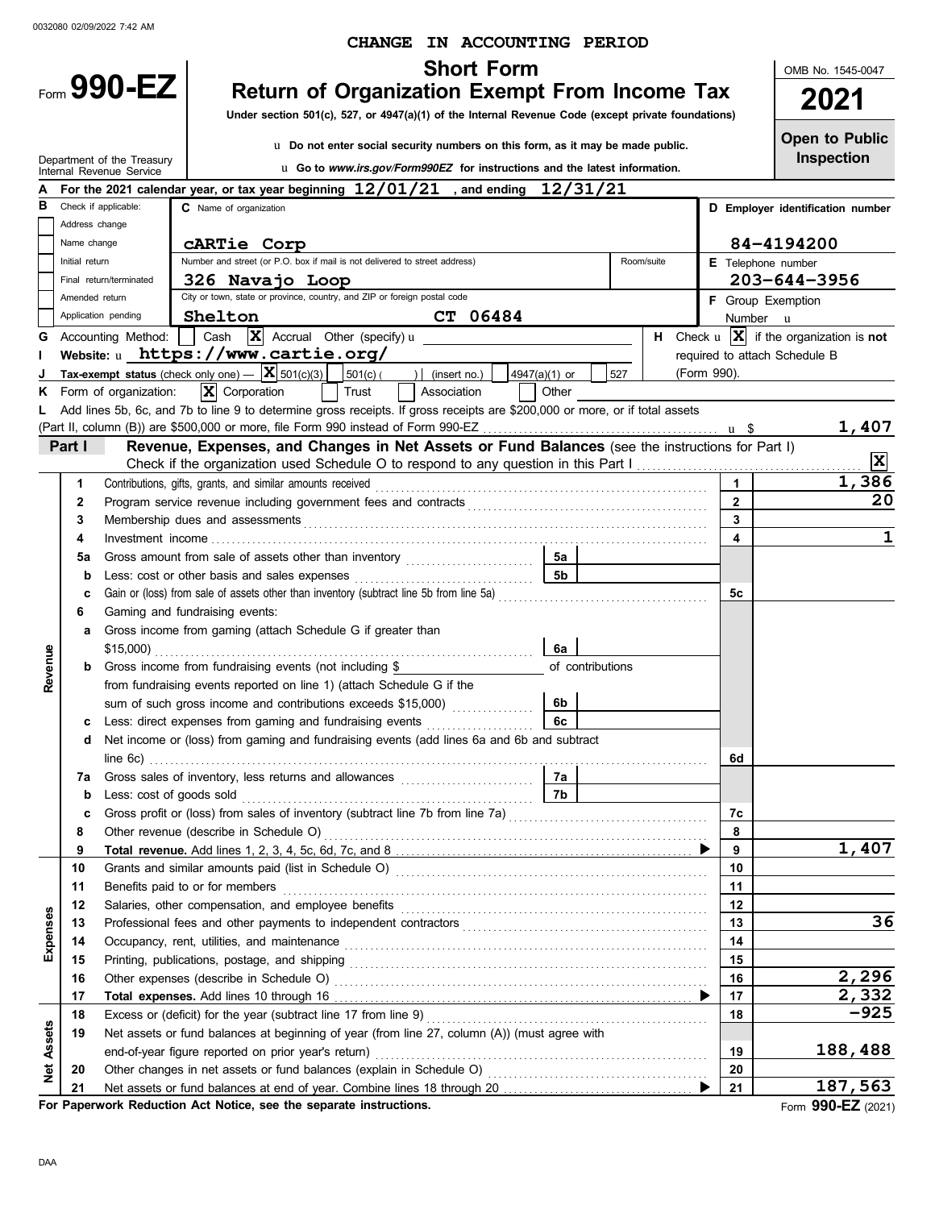0032080 02/09/2022 7:42 AM

**CHANGE IN ACCOUNTING PERIOD**

Form **990-EZ**

# Short Form
# Return of Organization Exempt From Income Tax

**Under section 501(c), 527, or 4947(a)(1) of the Internal Revenue Code (except private foundations)**

Department of the Treasury
Internal Revenue Service

u **Do not enter social security numbers on this form, as it may be made public.**

u **Go to *www.irs.gov/Form990EZ* for instructions and the latest information.**

OMB No. 1545-0047

**2021**

**Open to Public Inspection**

**A** For the 2021 calendar year, or tax year beginning **12/01/21** , and ending **12/31/21**

**B** Check if applicable:
- Address change
- Name change
- Initial return
- Final return/terminated
- Amended return
- Application pending

**C** Name of organization: **cARTie Corp**

Number and street (or P.O. box if mail is not delivered to street address): **326 Navajo Loop** Room/suite

City or town, state or province, country, and ZIP or foreign postal code: **Shelton CT 06484**

**D Employer identification number:** **84-4194200**

**E** Telephone number: **203-644-3956**

**F** Group Exemption Number u

**G** Accounting Method: ☐ Cash ☒ Accrual Other (specify) u

**H** Check u ☒ if the organization is **not** required to attach Schedule B (Form 990).

**I** Website: u **https://www.cartie.org/**

**J Tax-exempt status** (check only one) — ☒ 501(c)(3) ☐ 501(c) ( ) (insert no.) ☐ 4947(a)(1) or ☐ 527

**K** Form of organization: ☒ Corporation ☐ Trust ☐ Association ☐ Other

**L** Add lines 5b, 6c, and 7b to line 9 to determine gross receipts. If gross receipts are $200,000 or more, or if total assets (Part II, column (B)) are $500,000 or more, file Form 990 instead of Form 990-EZ . . . u $ **1,407**

## Part I — Revenue, Expenses, and Changes in Net Assets or Fund Balances (see the instructions for Part I)

Check if the organization used Schedule O to respond to any question in this Part I . . . ☒

| Section | Line | Description | | | Line | Amount |
|---|---|---|---|---|---|---|
| Revenue | 1 | Contributions, gifts, grants, and similar amounts received | | | 1 | 1,386 |
| | 2 | Program service revenue including government fees and contracts | | | 2 | 20 |
| | 3 | Membership dues and assessments | | | 3 | |
| | 4 | Investment income | | | 4 | 1 |
| | 5a | Gross amount from sale of assets other than inventory | 5a | | | |
| | b | Less: cost or other basis and sales expenses | 5b | | | |
| | c | Gain or (loss) from sale of assets other than inventory (subtract line 5b from line 5a) | | | 5c | |
| | 6 | Gaming and fundraising events: | | | | |
| | a | Gross income from gaming (attach Schedule G if greater than $15,000) | 6a | | | |
| | b | Gross income from fundraising events (not including $ ______ of contributions from fundraising events reported on line 1) (attach Schedule G if the sum of such gross income and contributions exceeds $15,000) | 6b | | | |
| | c | Less: direct expenses from gaming and fundraising events | 6c | | | |
| | d | Net income or (loss) from gaming and fundraising events (add lines 6a and 6b and subtract line 6c) | | | 6d | |
| | 7a | Gross sales of inventory, less returns and allowances | 7a | | | |
| | b | Less: cost of goods sold | 7b | | | |
| | c | Gross profit or (loss) from sales of inventory (subtract line 7b from line 7a) | | | 7c | |
| | 8 | Other revenue (describe in Schedule O) | | | 8 | |
| | 9 | **Total revenue.** Add lines 1, 2, 3, 4, 5c, 6d, 7c, and 8 | | | 9 | 1,407 |
| Expenses | 10 | Grants and similar amounts paid (list in Schedule O) | | | 10 | |
| | 11 | Benefits paid to or for members | | | 11 | |
| | 12 | Salaries, other compensation, and employee benefits | | | 12 | |
| | 13 | Professional fees and other payments to independent contractors | | | 13 | 36 |
| | 14 | Occupancy, rent, utilities, and maintenance | | | 14 | |
| | 15 | Printing, publications, postage, and shipping | | | 15 | |
| | 16 | Other expenses (describe in Schedule O) | | | 16 | 2,296 |
| | 17 | **Total expenses.** Add lines 10 through 16 | | | 17 | 2,332 |
| Net Assets | 18 | Excess or (deficit) for the year (subtract line 17 from line 9) | | | 18 | -925 |
| | 19 | Net assets or fund balances at beginning of year (from line 27, column (A)) (must agree with end-of-year figure reported on prior year's return) | | | 19 | 188,488 |
| | 20 | Other changes in net assets or fund balances (explain in Schedule O) | | | 20 | |
| | 21 | Net assets or fund balances at end of year. Combine lines 18 through 20 | | | 21 | 187,563 |

**For Paperwork Reduction Act Notice, see the separate instructions.**

Form **990-EZ** (2021)

DAA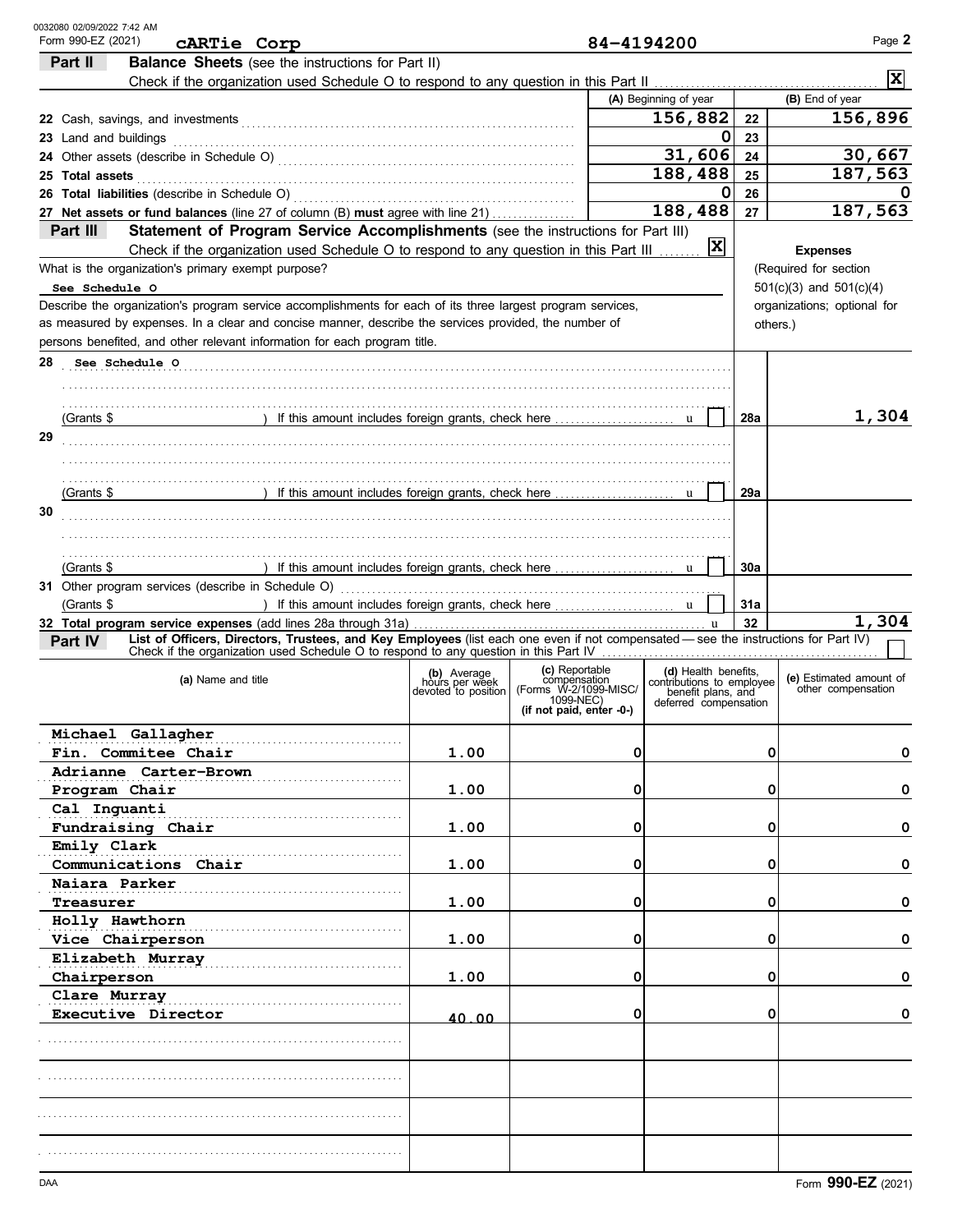0032080 02/09/2022 7:42 AM

Form 990-EZ (2021) **cARTie Corp** 84-4194200

## Part II Balance Sheets (see the instructions for Part II)

Check if the organization used Schedule O to respond to any question in this Part II ..... [X]

| | (A) Beginning of year | | (B) End of year |
|---|---|---|---|
| 22 Cash, savings, and investments | 156,882 | 22 | 156,896 |
| 23 Land and buildings | 0 | 23 | |
| 24 Other assets (describe in Schedule O) | 31,606 | 24 | 30,667 |
| 25 Total assets | 188,488 | 25 | 187,563 |
| 26 Total liabilities (describe in Schedule O) | 0 | 26 | 0 |
| 27 Net assets or fund balances (line 27 of column (B) must agree with line 21) | 188,488 | 27 | 187,563 |

## Part III Statement of Program Service Accomplishments (see the instructions for Part III)

Check if the organization used Schedule O to respond to any question in this Part III ..... [X]

**Expenses** (Required for section 501(c)(3) and 501(c)(4) organizations; optional for others.)

What is the organization's primary exempt purpose?

See Schedule O

Describe the organization's program service accomplishments for each of its three largest program services, as measured by expenses. In a clear and concise manner, describe the services provided, the number of persons benefited, and other relevant information for each program title.

| | | | |
|---|---|---|---|
| 28 See Schedule O (Grants $ ) If this amount includes foreign grants, check here ..... [ ] | | 28a | 1,304 |
| 29 (Grants $ ) If this amount includes foreign grants, check here ..... [ ] | | 29a | |
| 30 (Grants $ ) If this amount includes foreign grants, check here ..... [ ] | | 30a | |
| 31 Other program services (describe in Schedule O) (Grants $ ) If this amount includes foreign grants, check here ..... [ ] | | 31a | |
| 32 Total program service expenses (add lines 28a through 31a) | | 32 | 1,304 |

## Part IV List of Officers, Directors, Trustees, and Key Employees (list each one even if not compensated — see the instructions for Part IV)

Check if the organization used Schedule O to respond to any question in this Part IV ..... [ ]

| (a) Name and title | (b) Average hours per week devoted to position | (c) Reportable compensation (Forms W-2/1099-MISC/1099-NEC) (if not paid, enter -0-) | (d) Health benefits, contributions to employee benefit plans, and deferred compensation | (e) Estimated amount of other compensation |
|---|---|---|---|---|
| Michael Gallagher<br>Fin. Commitee Chair | 1.00 | 0 | 0 | 0 |
| Adrianne Carter-Brown<br>Program Chair | 1.00 | 0 | 0 | 0 |
| Cal Inguanti<br>Fundraising Chair | 1.00 | 0 | 0 | 0 |
| Emily Clark<br>Communications Chair | 1.00 | 0 | 0 | 0 |
| Naiara Parker<br>Treasurer | 1.00 | 0 | 0 | 0 |
| Holly Hawthorn<br>Vice Chairperson | 1.00 | 0 | 0 | 0 |
| Elizabeth Murray<br>Chairperson | 1.00 | 0 | 0 | 0 |
| Clare Murray<br>Executive Director | 40.00 | 0 | 0 | 0 |
| | | | | |
| | | | | |
| | | | | |
| | | | | |

DAA Form **990-EZ** (2021)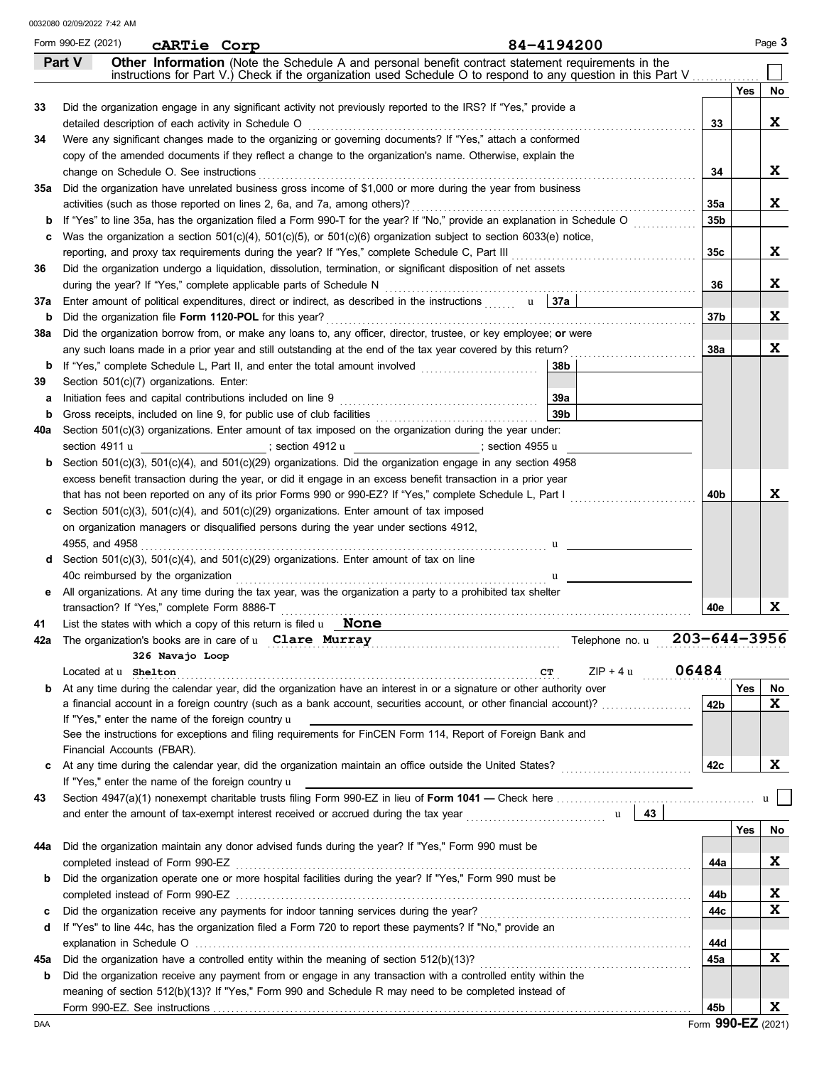0032080 02/09/2022 7:42 AM

Form 990-EZ (2021) **cARTie Corp** **84-4194200**

## Part V — Other Information

(Note the Schedule A and personal benefit contract statement requirements in the instructions for Part V.) Check if the organization used Schedule O to respond to any question in this Part V ☐

| | | | Yes | No |
|---|---|---|---|---|
| **33** | Did the organization engage in any significant activity not previously reported to the IRS? If "Yes," provide a detailed description of each activity in Schedule O | 33 | | X |
| **34** | Were any significant changes made to the organizing or governing documents? If "Yes," attach a conformed copy of the amended documents if they reflect a change to the organization's name. Otherwise, explain the change on Schedule O. See instructions | 34 | | X |
| **35a** | Did the organization have unrelated business gross income of $1,000 or more during the year from business activities (such as those reported on lines 2, 6a, and 7a, among others)? | 35a | | X |
| **b** | If "Yes" to line 35a, has the organization filed a Form 990-T for the year? If "No," provide an explanation in Schedule O | 35b | | |
| **c** | Was the organization a section 501(c)(4), 501(c)(5), or 501(c)(6) organization subject to section 6033(e) notice, reporting, and proxy tax requirements during the year? If "Yes," complete Schedule C, Part III | 35c | | X |
| **36** | Did the organization undergo a liquidation, dissolution, termination, or significant disposition of net assets during the year? If "Yes," complete applicable parts of Schedule N | 36 | | X |
| **37a** | Enter amount of political expenditures, direct or indirect, as described in the instructions — 37a | | | |
| **b** | Did the organization file **Form 1120-POL** for this year? | 37b | | X |
| **38a** | Did the organization borrow from, or make any loans to, any officer, director, trustee, or key employee; **or** were any such loans made in a prior year and still outstanding at the end of the tax year covered by this return? | 38a | | X |
| **b** | If "Yes," complete Schedule L, Part II, and enter the total amount involved — 38b | | | |
| **39** | Section 501(c)(7) organizations. Enter: | | | |
| **a** | Initiation fees and capital contributions included on line 9 — 39a | | | |
| **b** | Gross receipts, included on line 9, for public use of club facilities — 39b | | | |
| **40a** | Section 501(c)(3) organizations. Enter amount of tax imposed on the organization during the year under: section 4911 ______ ; section 4912 ______ ; section 4955 ______ | | | |
| **b** | Section 501(c)(3), 501(c)(4), and 501(c)(29) organizations. Did the organization engage in any section 4958 excess benefit transaction during the year, or did it engage in an excess benefit transaction in a prior year that has not been reported on any of its prior Forms 990 or 990-EZ? If "Yes," complete Schedule L, Part I | 40b | | X |
| **c** | Section 501(c)(3), 501(c)(4), and 501(c)(29) organizations. Enter amount of tax imposed on organization managers or disqualified persons during the year under sections 4912, 4955, and 4958 ______ | | | |
| **d** | Section 501(c)(3), 501(c)(4), and 501(c)(29) organizations. Enter amount of tax on line 40c reimbursed by the organization ______ | | | |
| **e** | All organizations. At any time during the tax year, was the organization a party to a prohibited tax shelter transaction? If "Yes," complete Form 8886-T | 40e | | X |

**41** List the states with which a copy of this return is filed **None**

**42a** The organization's books are in care of **Clare Murray** Telephone no. **203-644-3956**
Located at **326 Navajo Loop Shelton** **CT** ZIP + 4 **06484**

| | | | Yes | No |
|---|---|---|---|---|
| **b** | At any time during the calendar year, did the organization have an interest in or a signature or other authority over a financial account in a foreign country (such as a bank account, securities account, or other financial account)? If "Yes," enter the name of the foreign country ______ See the instructions for exceptions and filing requirements for FinCEN Form 114, Report of Foreign Bank and Financial Accounts (FBAR). | 42b | | X |
| **c** | At any time during the calendar year, did the organization maintain an office outside the United States? If "Yes," enter the name of the foreign country ______ | 42c | | X |

**43** Section 4947(a)(1) nonexempt charitable trusts filing Form 990-EZ in lieu of **Form 1041** — Check here ☐ and enter the amount of tax-exempt interest received or accrued during the tax year — 43

| | | | Yes | No |
|---|---|---|---|---|
| **44a** | Did the organization maintain any donor advised funds during the year? If "Yes," Form 990 must be completed instead of Form 990-EZ | 44a | | X |
| **b** | Did the organization operate one or more hospital facilities during the year? If "Yes," Form 990 must be completed instead of Form 990-EZ | 44b | | X |
| **c** | Did the organization receive any payments for indoor tanning services during the year? | 44c | | X |
| **d** | If "Yes" to line 44c, has the organization filed a Form 720 to report these payments? If "No," provide an explanation in Schedule O | 44d | | |
| **45a** | Did the organization have a controlled entity within the meaning of section 512(b)(13)? | 45a | | X |
| **b** | Did the organization receive any payment from or engage in any transaction with a controlled entity within the meaning of section 512(b)(13)? If "Yes," Form 990 and Schedule R may need to be completed instead of Form 990-EZ. See instructions | 45b | | X |

DAA Form **990-EZ** (2021)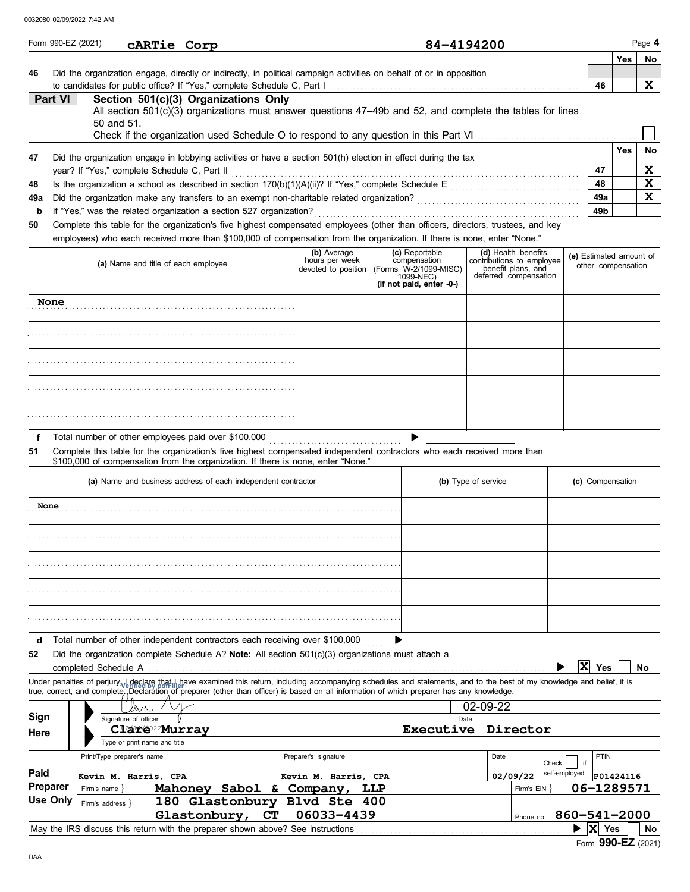Form 990-EZ (2021) **cARTie Corp** 84-4194200 Page **4**

| | | | Yes | No |
|---|---|---|---|---|
| 46 | Did the organization engage, directly or indirectly, in political campaign activities on behalf of or in opposition to candidates for public office? If "Yes," complete Schedule C, Part I | 46 | | X |

## Part VI Section 501(c)(3) Organizations Only

All section 501(c)(3) organizations must answer questions 47–49b and 52, and complete the tables for lines 50 and 51.

Check if the organization used Schedule O to respond to any question in this Part VI ☐

| | | | Yes | No |
|---|---|---|---|---|
| 47 | Did the organization engage in lobbying activities or have a section 501(h) election in effect during the tax year? If "Yes," complete Schedule C, Part II | 47 | | X |
| 48 | Is the organization a school as described in section 170(b)(1)(A)(ii)? If "Yes," complete Schedule E | 48 | | X |
| 49a | Did the organization make any transfers to an exempt non-charitable related organization? | 49a | | X |
| b | If "Yes," was the related organization a section 527 organization? | 49b | | |

**50** Complete this table for the organization's five highest compensated employees (other than officers, directors, trustees, and key employees) who each received more than $100,000 of compensation from the organization. If there is none, enter "None."

| (a) Name and title of each employee | (b) Average hours per week devoted to position | (c) Reportable compensation (Forms W-2/1099-MISC) 1099-NEC) (if not paid, enter -0-) | (d) Health benefits, contributions to employee benefit plans, and deferred compensation | (e) Estimated amount of other compensation |
|---|---|---|---|---|
| None | | | | |
| | | | | |
| | | | | |
| | | | | |
| | | | | |

**f** Total number of other employees paid over $100,000 ▶

**51** Complete this table for the organization's five highest compensated independent contractors who each received more than $100,000 of compensation from the organization. If there is none, enter "None."

| (a) Name and business address of each independent contractor | (b) Type of service | (c) Compensation |
|---|---|---|
| None | | |
| | | |
| | | |
| | | |
| | | |

**d** Total number of other independent contractors each receiving over $100,000 ▶

**52** Did the organization complete Schedule A? **Note:** All section 501(c)(3) organizations must attach a completed Schedule A ▶ ☒ Yes ☐ No

Under penalties of perjury, I declare that I have examined this return, including accompanying schedules and statements, and to the best of my knowledge and belief, it is true, correct, and complete. Declaration of preparer (other than officer) is based on all information of which preparer has any knowledge.

| | | |
|---|---|---|
| **Sign Here** | Signature of officer | Date: 02-09-22 |
| | Clare Murray, Executive Director (Type or print name and title) | |

| | Print/Type preparer's name | Preparer's signature | Date | Check ☐ if self-employed | PTIN |
|---|---|---|---|---|---|
| **Paid Preparer Use Only** | Kevin M. Harris, CPA | Kevin M. Harris, CPA | 02/09/22 | | P01424116 |
| | Firm's name: Mahoney Sabol & Company, LLP | | Firm's EIN: 06-1289571 | | |
| | Firm's address: 180 Glastonbury Blvd Ste 400, Glastonbury, CT 06033-4439 | | Phone no. 860-541-2000 | | |

May the IRS discuss this return with the preparer shown above? See instructions ▶ ☒ Yes ☐ No

Form **990-EZ** (2021)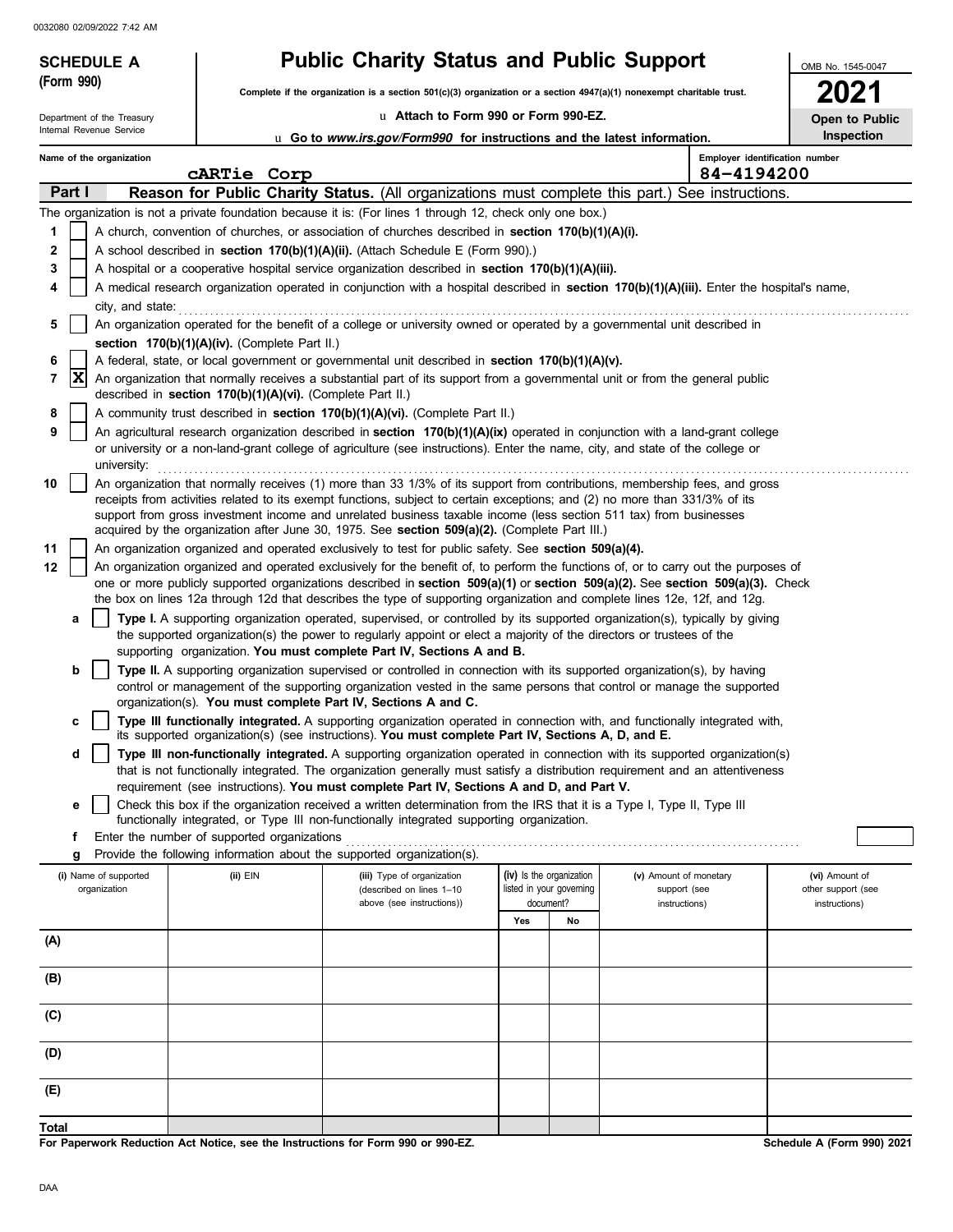**SCHEDULE A (Form 990)**

Department of the Treasury
Internal Revenue Service

# Public Charity Status and Public Support

**Complete if the organization is a section 501(c)(3) organization or a section 4947(a)(1) nonexempt charitable trust.**

**Attach to Form 990 or Form 990-EZ.**

**Go to *www.irs.gov/Form990* for instructions and the latest information.**

OMB No. 1545-0047

**2021**

**Open to Public Inspection**

Name of the organization: cARTie Corp

Employer identification number: 84-4194200

**Part I — Reason for Public Charity Status.** (All organizations must complete this part.) See instructions.

The organization is not a private foundation because it is: (For lines 1 through 12, check only one box.)

1. [ ] A church, convention of churches, or association of churches described in **section 170(b)(1)(A)(i).**
2. [ ] A school described in **section 170(b)(1)(A)(ii).** (Attach Schedule E (Form 990).)
3. [ ] A hospital or a cooperative hospital service organization described in **section 170(b)(1)(A)(iii).**
4. [ ] A medical research organization operated in conjunction with a hospital described in **section 170(b)(1)(A)(iii).** Enter the hospital's name, city, and state:
5. [ ] An organization operated for the benefit of a college or university owned or operated by a governmental unit described in **section 170(b)(1)(A)(iv).** (Complete Part II.)
6. [ ] A federal, state, or local government or governmental unit described in **section 170(b)(1)(A)(v).**
7. [X] An organization that normally receives a substantial part of its support from a governmental unit or from the general public described in **section 170(b)(1)(A)(vi).** (Complete Part II.)
8. [ ] A community trust described in **section 170(b)(1)(A)(vi).** (Complete Part II.)
9. [ ] An agricultural research organization described in **section 170(b)(1)(A)(ix)** operated in conjunction with a land-grant college or university or a non-land-grant college of agriculture (see instructions). Enter the name, city, and state of the college or university:
10. [ ] An organization that normally receives (1) more than 33 1/3% of its support from contributions, membership fees, and gross receipts from activities related to its exempt functions, subject to certain exceptions; and (2) no more than 331/3% of its support from gross investment income and unrelated business taxable income (less section 511 tax) from businesses acquired by the organization after June 30, 1975. See **section 509(a)(2).** (Complete Part III.)
11. [ ] An organization organized and operated exclusively to test for public safety. See **section 509(a)(4).**
12. [ ] An organization organized and operated exclusively for the benefit of, to perform the functions of, or to carry out the purposes of one or more publicly supported organizations described in **section 509(a)(1)** or **section 509(a)(2).** See **section 509(a)(3).** Check the box on lines 12a through 12d that describes the type of supporting organization and complete lines 12e, 12f, and 12g.
   - **a** [ ] **Type I.** A supporting organization operated, supervised, or controlled by its supported organization(s), typically by giving the supported organization(s) the power to regularly appoint or elect a majority of the directors or trustees of the supporting organization. **You must complete Part IV, Sections A and B.**
   - **b** [ ] **Type II.** A supporting organization supervised or controlled in connection with its supported organization(s), by having control or management of the supporting organization vested in the same persons that control or manage the supported organization(s). **You must complete Part IV, Sections A and C.**
   - **c** [ ] **Type III functionally integrated.** A supporting organization operated in connection with, and functionally integrated with, its supported organization(s) (see instructions). **You must complete Part IV, Sections A, D, and E.**
   - **d** [ ] **Type III non-functionally integrated.** A supporting organization operated in connection with its supported organization(s) that is not functionally integrated. The organization generally must satisfy a distribution requirement and an attentiveness requirement (see instructions). **You must complete Part IV, Sections A and D, and Part V.**
   - **e** [ ] Check this box if the organization received a written determination from the IRS that it is a Type I, Type II, Type III functionally integrated, or Type III non-functionally integrated supporting organization.
   - **f** Enter the number of supported organizations
   - **g** Provide the following information about the supported organization(s).

| (i) Name of supported organization | (ii) EIN | (iii) Type of organization (described on lines 1–10 above (see instructions)) | (iv) Is the organization listed in your governing document? | | (v) Amount of monetary support (see instructions) | (vi) Amount of other support (see instructions) |
|---|---|---|---|---|---|---|
| | | | Yes | No | | |
| (A) | | | | | | |
| (B) | | | | | | |
| (C) | | | | | | |
| (D) | | | | | | |
| (E) | | | | | | |
| Total | | | | | | |

**For Paperwork Reduction Act Notice, see the Instructions for Form 990 or 990-EZ.**

Schedule A (Form 990) 2021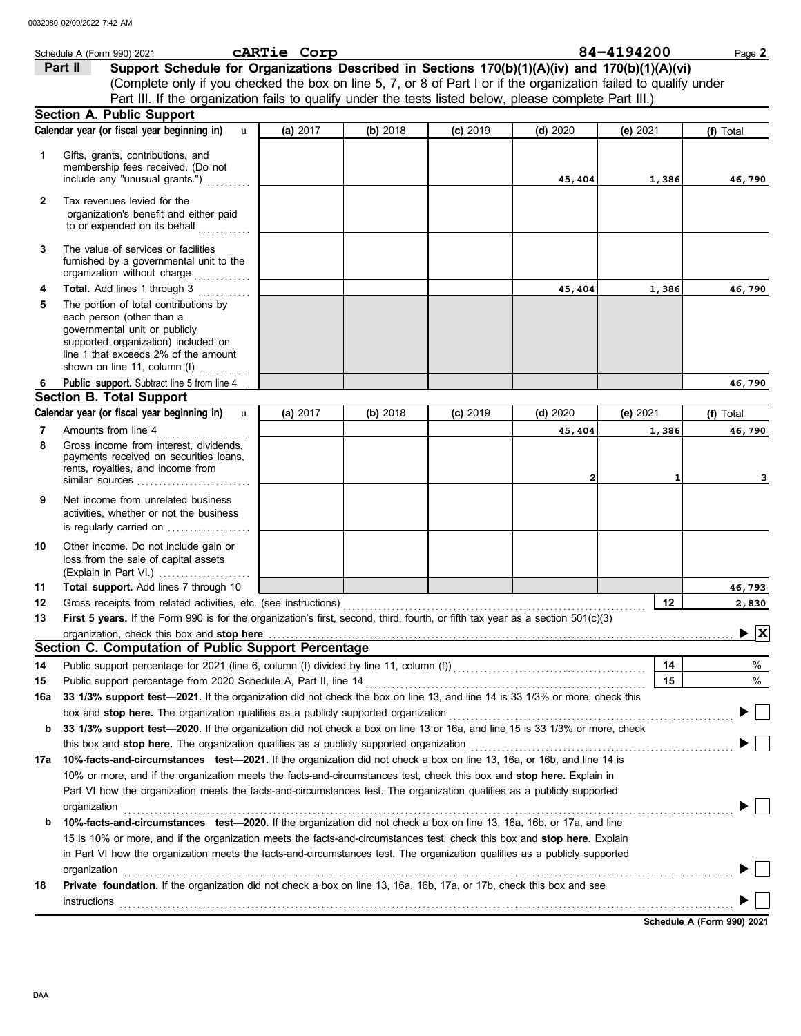Schedule A (Form 990) 2021 **cARTie Corp** 84-4194200

**Part II** **Support Schedule for Organizations Described in Sections 170(b)(1)(A)(iv) and 170(b)(1)(A)(vi)**
(Complete only if you checked the box on line 5, 7, or 8 of Part I or if the organization failed to qualify under Part III. If the organization fails to qualify under the tests listed below, please complete Part III.)

## Section A. Public Support

| | Calendar year (or fiscal year beginning in) | (a) 2017 | (b) 2018 | (c) 2019 | (d) 2020 | (e) 2021 | (f) Total |
|---|---|---|---|---|---|---|---|
| 1 | Gifts, grants, contributions, and membership fees received. (Do not include any "unusual grants.") | | | | 45,404 | 1,386 | 46,790 |
| 2 | Tax revenues levied for the organization's benefit and either paid to or expended on its behalf | | | | | | |
| 3 | The value of services or facilities furnished by a governmental unit to the organization without charge | | | | | | |
| 4 | **Total.** Add lines 1 through 3 | | | | 45,404 | 1,386 | 46,790 |
| 5 | The portion of total contributions by each person (other than a governmental unit or publicly supported organization) included on line 1 that exceeds 2% of the amount shown on line 11, column (f) | | | | | | |
| 6 | **Public support.** Subtract line 5 from line 4 | | | | | | 46,790 |

## Section B. Total Support

| | Calendar year (or fiscal year beginning in) | (a) 2017 | (b) 2018 | (c) 2019 | (d) 2020 | (e) 2021 | (f) Total |
|---|---|---|---|---|---|---|---|
| 7 | Amounts from line 4 | | | | 45,404 | 1,386 | 46,790 |
| 8 | Gross income from interest, dividends, payments received on securities loans, rents, royalties, and income from similar sources | | | | 2 | 1 | 3 |
| 9 | Net income from unrelated business activities, whether or not the business is regularly carried on | | | | | | |
| 10 | Other income. Do not include gain or loss from the sale of capital assets (Explain in Part VI.) | | | | | | |
| 11 | **Total support.** Add lines 7 through 10 | | | | | | 46,793 |

**12** Gross receipts from related activities, etc. (see instructions) ..... **12** 2,830

**13** **First 5 years.** If the Form 990 is for the organization's first, second, third, fourth, or fifth tax year as a section 501(c)(3) organization, check this box and **stop here** ..... ▶ [X]

## Section C. Computation of Public Support Percentage

**14** Public support percentage for 2021 (line 6, column (f) divided by line 11, column (f)) ..... **14** %

**15** Public support percentage from 2020 Schedule A, Part II, line 14 ..... **15** %

**16a** **33 1/3% support test—2021.** If the organization did not check the box on line 13, and line 14 is 33 1/3% or more, check this box and **stop here.** The organization qualifies as a publicly supported organization ..... ▶ [ ]

**b** **33 1/3% support test—2020.** If the organization did not check a box on line 13 or 16a, and line 15 is 33 1/3% or more, check this box and **stop here.** The organization qualifies as a publicly supported organization ..... ▶ [ ]

**17a** **10%-facts-and-circumstances test—2021.** If the organization did not check a box on line 13, 16a, or 16b, and line 14 is 10% or more, and if the organization meets the facts-and-circumstances test, check this box and **stop here.** Explain in Part VI how the organization meets the facts-and-circumstances test. The organization qualifies as a publicly supported organization ..... ▶ [ ]

**b** **10%-facts-and-circumstances test—2020.** If the organization did not check a box on line 13, 16a, 16b, or 17a, and line 15 is 10% or more, and if the organization meets the facts-and-circumstances test, check this box and **stop here.** Explain in Part VI how the organization meets the facts-and-circumstances test. The organization qualifies as a publicly supported organization ..... ▶ [ ]

**18** **Private foundation.** If the organization did not check a box on line 13, 16a, 16b, 17a, or 17b, check this box and see instructions ..... ▶ [ ]

**Schedule A (Form 990) 2021**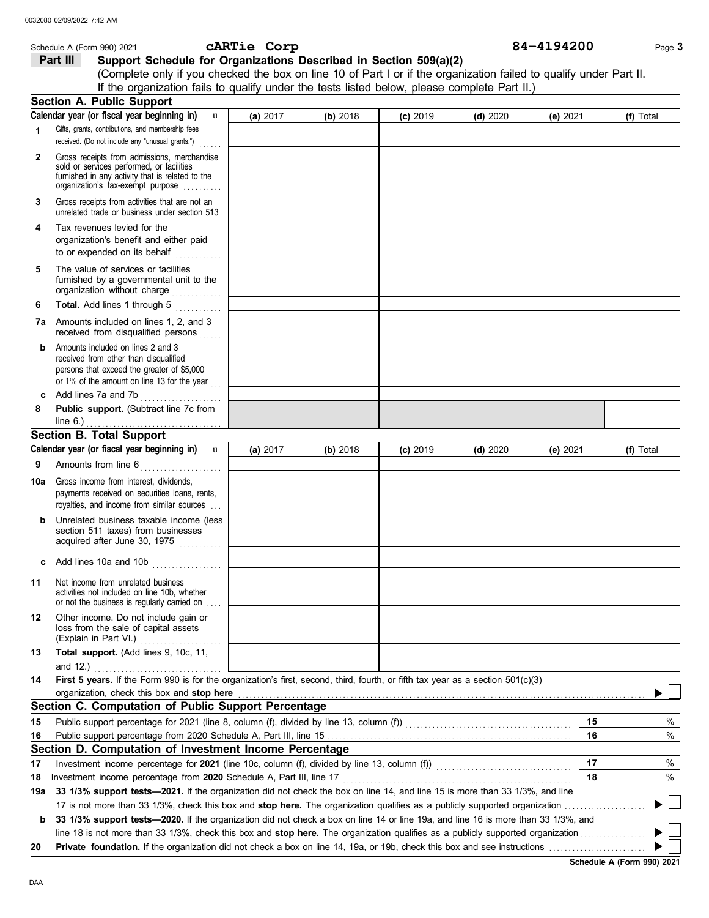Schedule A (Form 990) 2021 **cARTie Corp** 84-4194200

## Part III Support Schedule for Organizations Described in Section 509(a)(2)

(Complete only if you checked the box on line 10 of Part I or if the organization failed to qualify under Part II. If the organization fails to qualify under the tests listed below, please complete Part II.)

### Section A. Public Support

| Calendar year (or fiscal year beginning in) | (a) 2017 | (b) 2018 | (c) 2019 | (d) 2020 | (e) 2021 | (f) Total |
|---|---|---|---|---|---|---|
| **1** Gifts, grants, contributions, and membership fees received. (Do not include any "unusual grants.") | | | | | | |
| **2** Gross receipts from admissions, merchandise sold or services performed, or facilities furnished in any activity that is related to the organization's tax-exempt purpose | | | | | | |
| **3** Gross receipts from activities that are not an unrelated trade or business under section 513 | | | | | | |
| **4** Tax revenues levied for the organization's benefit and either paid to or expended on its behalf | | | | | | |
| **5** The value of services or facilities furnished by a governmental unit to the organization without charge | | | | | | |
| **6** **Total.** Add lines 1 through 5 | | | | | | |
| **7a** Amounts included on lines 1, 2, and 3 received from disqualified persons | | | | | | |
| **b** Amounts included on lines 2 and 3 received from other than disqualified persons that exceed the greater of $5,000 or 1% of the amount on line 13 for the year | | | | | | |
| **c** Add lines 7a and 7b | | | | | | |
| **8** **Public support.** (Subtract line 7c from line 6.) | | | | | | |

### Section B. Total Support

| Calendar year (or fiscal year beginning in) | (a) 2017 | (b) 2018 | (c) 2019 | (d) 2020 | (e) 2021 | (f) Total |
|---|---|---|---|---|---|---|
| **9** Amounts from line 6 | | | | | | |
| **10a** Gross income from interest, dividends, payments received on securities loans, rents, royalties, and income from similar sources | | | | | | |
| **b** Unrelated business taxable income (less section 511 taxes) from businesses acquired after June 30, 1975 | | | | | | |
| **c** Add lines 10a and 10b | | | | | | |
| **11** Net income from unrelated business activities not included on line 10b, whether or not the business is regularly carried on | | | | | | |
| **12** Other income. Do not include gain or loss from the sale of capital assets (Explain in Part VI.) | | | | | | |
| **13** **Total support.** (Add lines 9, 10c, 11, and 12.) | | | | | | |

**14** **First 5 years.** If the Form 990 is for the organization's first, second, third, fourth, or fifth tax year as a section 501(c)(3) organization, check this box and **stop here** ☐

### Section C. Computation of Public Support Percentage

| | | | |
|---|---|---|---|
| **15** | Public support percentage for 2021 (line 8, column (f), divided by line 13, column (f)) | 15 | % |
| **16** | Public support percentage from 2020 Schedule A, Part III, line 15 | 16 | % |

### Section D. Computation of Investment Income Percentage

| | | | |
|---|---|---|---|
| **17** | Investment income percentage for **2021** (line 10c, column (f), divided by line 13, column (f)) | 17 | % |
| **18** | Investment income percentage from **2020** Schedule A, Part III, line 17 | 18 | % |

**19a** **33 1/3% support tests—2021.** If the organization did not check the box on line 14, and line 15 is more than 33 1/3%, and line 17 is not more than 33 1/3%, check this box and **stop here.** The organization qualifies as a publicly supported organization ☐

**b** **33 1/3% support tests—2020.** If the organization did not check a box on line 14 or line 19a, and line 16 is more than 33 1/3%, and line 18 is not more than 33 1/3%, check this box and **stop here.** The organization qualifies as a publicly supported organization ☐

**20** **Private foundation.** If the organization did not check a box on line 14, 19a, or 19b, check this box and see instructions ☐

Schedule A (Form 990) 2021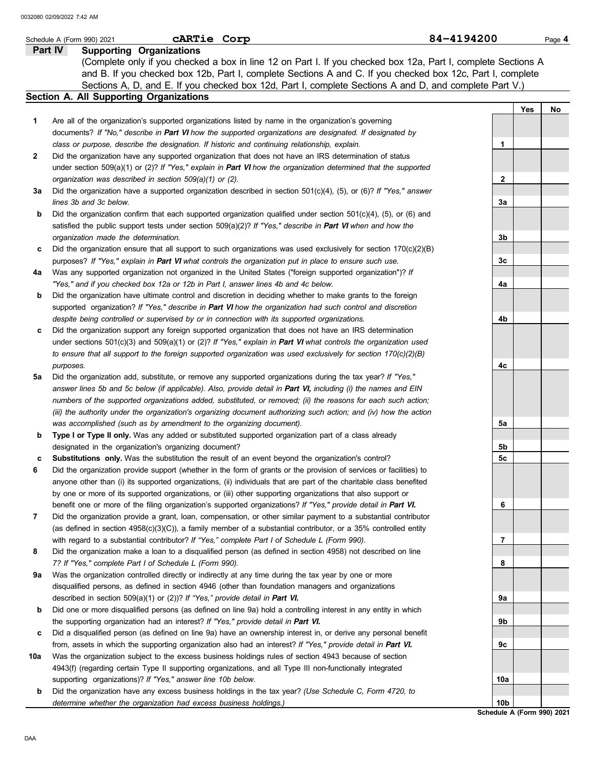Schedule A (Form 990) 2021 **cARTie Corp** 84-4194200

**Part IV** **Supporting Organizations**

(Complete only if you checked a box in line 12 on Part I. If you checked box 12a, Part I, complete Sections A and B. If you checked box 12b, Part I, complete Sections A and C. If you checked box 12c, Part I, complete Sections A, D, and E. If you checked box 12d, Part I, complete Sections A and D, and complete Part V.)

**Section A. All Supporting Organizations**

| | | | Yes | No |
|---|---|---|---|---|
| **1** | Are all of the organization's supported organizations listed by name in the organization's governing documents? *If "No," describe in* ***Part VI*** *how the supported organizations are designated. If designated by class or purpose, describe the designation. If historic and continuing relationship, explain.* | **1** | | |
| **2** | Did the organization have any supported organization that does not have an IRS determination of status under section 509(a)(1) or (2)? *If "Yes," explain in* ***Part VI*** *how the organization determined that the supported organization was described in section 509(a)(1) or (2).* | **2** | | |
| **3a** | Did the organization have a supported organization described in section 501(c)(4), (5), or (6)? *If "Yes," answer lines 3b and 3c below.* | **3a** | | |
| **b** | Did the organization confirm that each supported organization qualified under section 501(c)(4), (5), or (6) and satisfied the public support tests under section 509(a)(2)? *If "Yes," describe in* ***Part VI*** *when and how the organization made the determination.* | **3b** | | |
| **c** | Did the organization ensure that all support to such organizations was used exclusively for section 170(c)(2)(B) purposes? *If "Yes," explain in* ***Part VI*** *what controls the organization put in place to ensure such use.* | **3c** | | |
| **4a** | Was any supported organization not organized in the United States ("foreign supported organization")? *If "Yes," and if you checked box 12a or 12b in Part I, answer lines 4b and 4c below.* | **4a** | | |
| **b** | Did the organization have ultimate control and discretion in deciding whether to make grants to the foreign supported organization? *If "Yes," describe in* ***Part VI*** *how the organization had such control and discretion despite being controlled or supervised by or in connection with its supported organizations.* | **4b** | | |
| **c** | Did the organization support any foreign supported organization that does not have an IRS determination under sections 501(c)(3) and 509(a)(1) or (2)? *If "Yes," explain in* ***Part VI*** *what controls the organization used to ensure that all support to the foreign supported organization was used exclusively for section 170(c)(2)(B) purposes.* | **4c** | | |
| **5a** | Did the organization add, substitute, or remove any supported organizations during the tax year? *If "Yes," answer lines 5b and 5c below (if applicable). Also, provide detail in* ***Part VI,*** *including (i) the names and EIN numbers of the supported organizations added, substituted, or removed; (ii) the reasons for each such action; (iii) the authority under the organization's organizing document authorizing such action; and (iv) how the action was accomplished (such as by amendment to the organizing document).* | **5a** | | |
| **b** | **Type I or Type II only.** Was any added or substituted supported organization part of a class already designated in the organization's organizing document? | **5b** | | |
| **c** | **Substitutions only.** Was the substitution the result of an event beyond the organization's control? | **5c** | | |
| **6** | Did the organization provide support (whether in the form of grants or the provision of services or facilities) to anyone other than (i) its supported organizations, (ii) individuals that are part of the charitable class benefited by one or more of its supported organizations, or (iii) other supporting organizations that also support or benefit one or more of the filing organization's supported organizations? *If "Yes," provide detail in* ***Part VI.*** | **6** | | |
| **7** | Did the organization provide a grant, loan, compensation, or other similar payment to a substantial contributor (as defined in section 4958(c)(3)(C)), a family member of a substantial contributor, or a 35% controlled entity with regard to a substantial contributor? *If "Yes," complete Part I of Schedule L (Form 990).* | **7** | | |
| **8** | Did the organization make a loan to a disqualified person (as defined in section 4958) not described on line 7? *If "Yes," complete Part I of Schedule L (Form 990).* | **8** | | |
| **9a** | Was the organization controlled directly or indirectly at any time during the tax year by one or more disqualified persons, as defined in section 4946 (other than foundation managers and organizations described in section 509(a)(1) or (2))? *If "Yes," provide detail in* ***Part VI.*** | **9a** | | |
| **b** | Did one or more disqualified persons (as defined on line 9a) hold a controlling interest in any entity in which the supporting organization had an interest? *If "Yes," provide detail in* ***Part VI.*** | **9b** | | |
| **c** | Did a disqualified person (as defined on line 9a) have an ownership interest in, or derive any personal benefit from, assets in which the supporting organization also had an interest? *If "Yes," provide detail in* ***Part VI.*** | **9c** | | |
| **10a** | Was the organization subject to the excess business holdings rules of section 4943 because of section 4943(f) (regarding certain Type II supporting organizations, and all Type III non-functionally integrated supporting organizations)? *If "Yes," answer line 10b below.* | **10a** | | |
| **b** | Did the organization have any excess business holdings in the tax year? *(Use Schedule C, Form 4720, to determine whether the organization had excess business holdings.)* | **10b** | | |

**Schedule A (Form 990) 2021**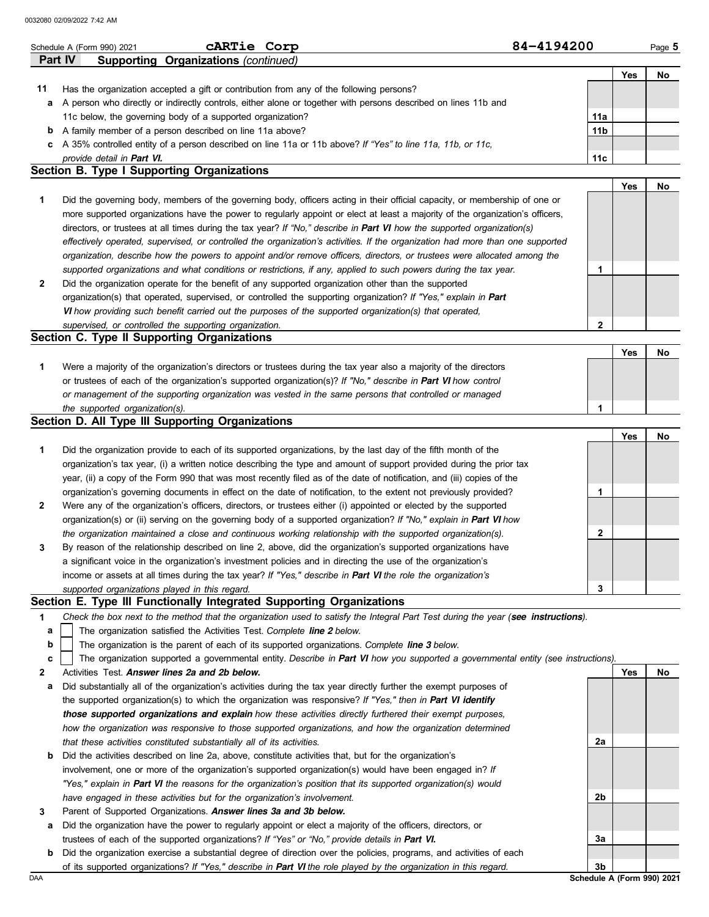Schedule A (Form 990) 2021 **cARTie Corp** 84-4194200

**Part IV Supporting Organizations** *(continued)*

| | | | Yes | No |
|---|---|---|---|---|
| **11** | Has the organization accepted a gift or contribution from any of the following persons? | | | |
| **a** | A person who directly or indirectly controls, either alone or together with persons described on lines 11b and 11c below, the governing body of a supported organization? | 11a | | |
| **b** | A family member of a person described on line 11a above? | 11b | | |
| **c** | A 35% controlled entity of a person described on line 11a or 11b above? *If "Yes" to line 11a, 11b, or 11c, provide detail in **Part VI.*** | 11c | | |

### Section B. Type I Supporting Organizations

| | | | Yes | No |
|---|---|---|---|---|
| **1** | Did the governing body, members of the governing body, officers acting in their official capacity, or membership of one or more supported organizations have the power to regularly appoint or elect at least a majority of the organization's officers, directors, or trustees at all times during the tax year? *If "No," describe in **Part VI** how the supported organization(s) effectively operated, supervised, or controlled the organization's activities. If the organization had more than one supported organization, describe how the powers to appoint and/or remove officers, directors, or trustees were allocated among the supported organizations and what conditions or restrictions, if any, applied to such powers during the tax year.* | 1 | | |
| **2** | Did the organization operate for the benefit of any supported organization other than the supported organization(s) that operated, supervised, or controlled the supporting organization? *If "Yes," explain in **Part VI** how providing such benefit carried out the purposes of the supported organization(s) that operated, supervised, or controlled the supporting organization.* | 2 | | |

### Section C. Type II Supporting Organizations

| | | | Yes | No |
|---|---|---|---|---|
| **1** | Were a majority of the organization's directors or trustees during the tax year also a majority of the directors or trustees of each of the organization's supported organization(s)? *If "No," describe in **Part VI** how control or management of the supporting organization was vested in the same persons that controlled or managed the supported organization(s).* | 1 | | |

### Section D. All Type III Supporting Organizations

| | | | Yes | No |
|---|---|---|---|---|
| **1** | Did the organization provide to each of its supported organizations, by the last day of the fifth month of the organization's tax year, (i) a written notice describing the type and amount of support provided during the prior tax year, (ii) a copy of the Form 990 that was most recently filed as of the date of notification, and (iii) copies of the organization's governing documents in effect on the date of notification, to the extent not previously provided? | 1 | | |
| **2** | Were any of the organization's officers, directors, or trustees either (i) appointed or elected by the supported organization(s) or (ii) serving on the governing body of a supported organization? *If "No," explain in **Part VI** how the organization maintained a close and continuous working relationship with the supported organization(s).* | 2 | | |
| **3** | By reason of the relationship described on line 2, above, did the organization's supported organizations have a significant voice in the organization's investment policies and in directing the use of the organization's income or assets at all times during the tax year? *If "Yes," describe in **Part VI** the role the organization's supported organizations played in this regard.* | 3 | | |

### Section E. Type III Functionally Integrated Supporting Organizations

**1** *Check the box next to the method that the organization used to satisfy the Integral Part Test during the year (**see instructions**).*

- **a** ☐ The organization satisfied the Activities Test. *Complete **line 2** below.*
- **b** ☐ The organization is the parent of each of its supported organizations. *Complete **line 3** below.*
- **c** ☐ The organization supported a governmental entity. *Describe in **Part VI** how you supported a governmental entity (see instructions).*

| | | | Yes | No |
|---|---|---|---|---|
| **2** | Activities Test. ***Answer lines 2a and 2b below.*** | | | |
| **a** | Did substantially all of the organization's activities during the tax year directly further the exempt purposes of the supported organization(s) to which the organization was responsive? *If "Yes," then in **Part VI identify those supported organizations and explain** how these activities directly furthered their exempt purposes, how the organization was responsive to those supported organizations, and how the organization determined that these activities constituted substantially all of its activities.* | 2a | | |
| **b** | Did the activities described on line 2a, above, constitute activities that, but for the organization's involvement, one or more of the organization's supported organization(s) would have been engaged in? *If "Yes," explain in **Part VI** the reasons for the organization's position that its supported organization(s) would have engaged in these activities but for the organization's involvement.* | 2b | | |
| **3** | Parent of Supported Organizations. ***Answer lines 3a and 3b below.*** | | | |
| **a** | Did the organization have the power to regularly appoint or elect a majority of the officers, directors, or trustees of each of the supported organizations? *If "Yes" or "No," provide details in **Part VI.*** | 3a | | |
| **b** | Did the organization exercise a substantial degree of direction over the policies, programs, and activities of each of its supported organizations? *If "Yes," describe in **Part VI** the role played by the organization in this regard.* | 3b | | |

DAA **Schedule A (Form 990) 2021**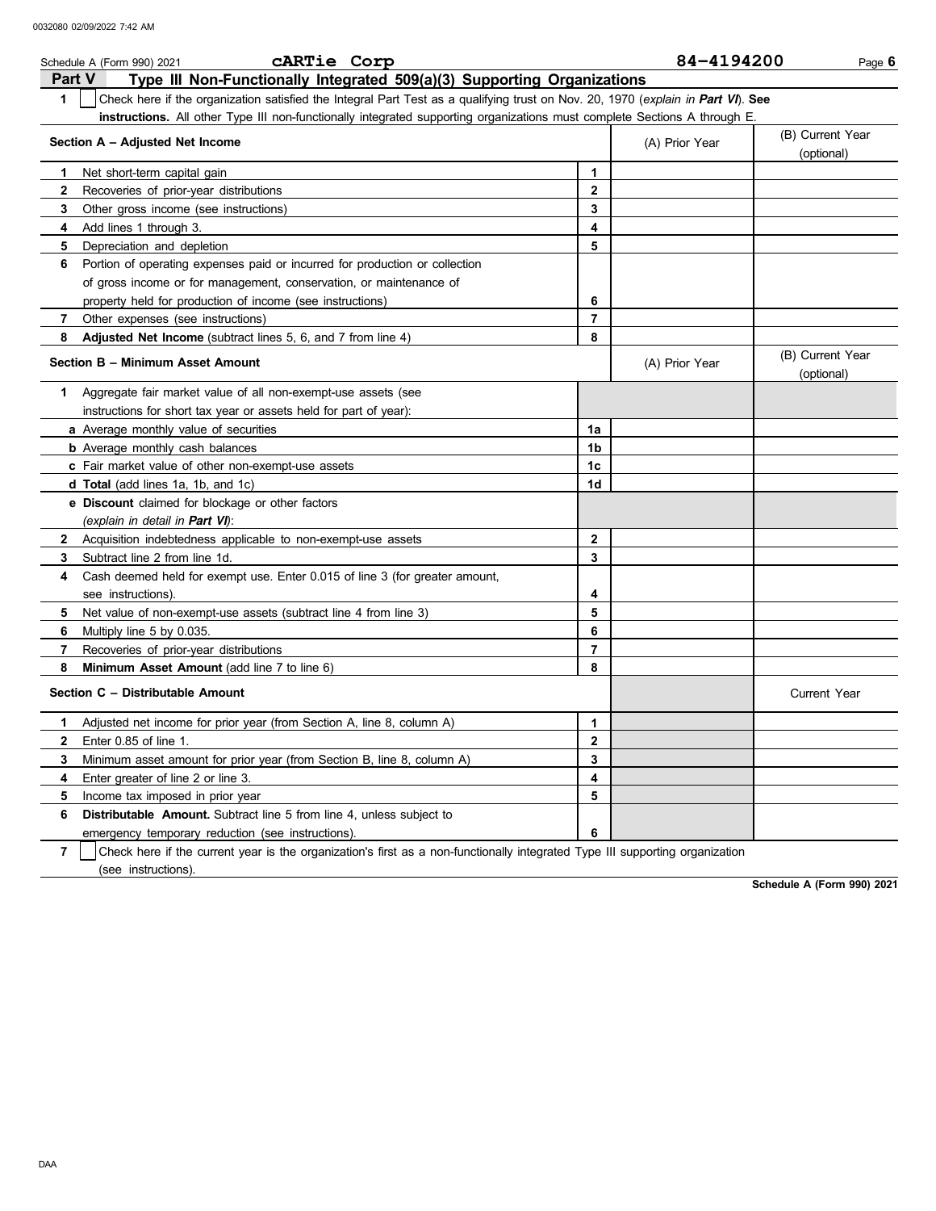Schedule A (Form 990) 2021 **cARTie Corp** **84-4194200** Page **6**

## Part V Type III Non-Functionally Integrated 509(a)(3) Supporting Organizations

**1** ☐ Check here if the organization satisfied the Integral Part Test as a qualifying trust on Nov. 20, 1970 (*explain in **Part VI***). **See instructions.** All other Type III non-functionally integrated supporting organizations must complete Sections A through E.

| **Section A – Adjusted Net Income** | | (A) Prior Year | (B) Current Year (optional) |
|---|---|---|---|
| **1** Net short-term capital gain | 1 | | |
| **2** Recoveries of prior-year distributions | 2 | | |
| **3** Other gross income (see instructions) | 3 | | |
| **4** Add lines 1 through 3. | 4 | | |
| **5** Depreciation and depletion | 5 | | |
| **6** Portion of operating expenses paid or incurred for production or collection of gross income or for management, conservation, or maintenance of property held for production of income (see instructions) | 6 | | |
| **7** Other expenses (see instructions) | 7 | | |
| **8** **Adjusted Net Income** (subtract lines 5, 6, and 7 from line 4) | 8 | | |

| **Section B – Minimum Asset Amount** | | (A) Prior Year | (B) Current Year (optional) |
|---|---|---|---|
| **1** Aggregate fair market value of all non-exempt-use assets (see instructions for short tax year or assets held for part of year): | | | |
| **a** Average monthly value of securities | 1a | | |
| **b** Average monthly cash balances | 1b | | |
| **c** Fair market value of other non-exempt-use assets | 1c | | |
| **d** **Total** (add lines 1a, 1b, and 1c) | 1d | | |
| **e** **Discount** claimed for blockage or other factors (*explain in detail in **Part VI***): | | | |
| **2** Acquisition indebtedness applicable to non-exempt-use assets | 2 | | |
| **3** Subtract line 2 from line 1d. | 3 | | |
| **4** Cash deemed held for exempt use. Enter 0.015 of line 3 (for greater amount, see instructions). | 4 | | |
| **5** Net value of non-exempt-use assets (subtract line 4 from line 3) | 5 | | |
| **6** Multiply line 5 by 0.035. | 6 | | |
| **7** Recoveries of prior-year distributions | 7 | | |
| **8** **Minimum Asset Amount** (add line 7 to line 6) | 8 | | |

| **Section C – Distributable Amount** | | | Current Year |
|---|---|---|---|
| **1** Adjusted net income for prior year (from Section A, line 8, column A) | 1 | | |
| **2** Enter 0.85 of line 1. | 2 | | |
| **3** Minimum asset amount for prior year (from Section B, line 8, column A) | 3 | | |
| **4** Enter greater of line 2 or line 3. | 4 | | |
| **5** Income tax imposed in prior year | 5 | | |
| **6** **Distributable Amount.** Subtract line 5 from line 4, unless subject to emergency temporary reduction (see instructions). | 6 | | |

**7** ☐ Check here if the current year is the organization's first as a non-functionally integrated Type III supporting organization (see instructions).

**Schedule A (Form 990) 2021**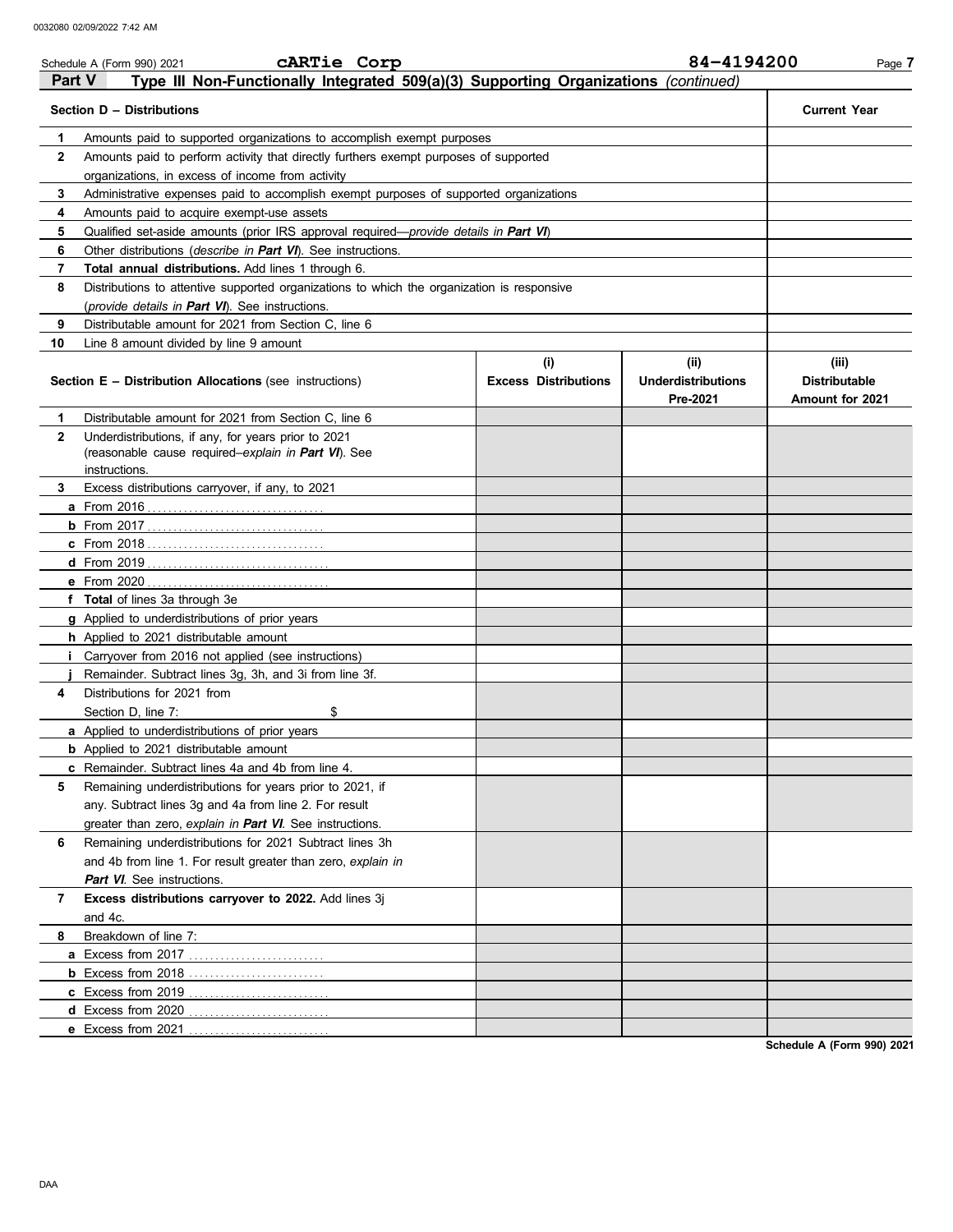Schedule A (Form 990) 2021 cARTie Corp 84-4194200

## Part V Type III Non-Functionally Integrated 509(a)(3) Supporting Organizations *(continued)*

| | Section D – Distributions | Current Year |
|---|---|---|
| 1 | Amounts paid to supported organizations to accomplish exempt purposes | |
| 2 | Amounts paid to perform activity that directly furthers exempt purposes of supported organizations, in excess of income from activity | |
| 3 | Administrative expenses paid to accomplish exempt purposes of supported organizations | |
| 4 | Amounts paid to acquire exempt-use assets | |
| 5 | Qualified set-aside amounts (prior IRS approval required—*provide details in* ***Part VI***) | |
| 6 | Other distributions (*describe in* ***Part VI***). See instructions. | |
| 7 | **Total annual distributions.** Add lines 1 through 6. | |
| 8 | Distributions to attentive supported organizations to which the organization is responsive (*provide details in* ***Part VI***). See instructions. | |
| 9 | Distributable amount for 2021 from Section C, line 6 | |
| 10 | Line 8 amount divided by line 9 amount | |

| | Section E – Distribution Allocations (see instructions) | (i) Excess Distributions | (ii) Underdistributions Pre-2021 | (iii) Distributable Amount for 2021 |
|---|---|---|---|---|
| 1 | Distributable amount for 2021 from Section C, line 6 | | | |
| 2 | Underdistributions, if any, for years prior to 2021 (reasonable cause required–*explain in* ***Part VI***). See instructions. | | | |
| 3 | Excess distributions carryover, if any, to 2021 | | | |
| a | From 2016 | | | |
| b | From 2017 | | | |
| c | From 2018 | | | |
| d | From 2019 | | | |
| e | From 2020 | | | |
| f | **Total** of lines 3a through 3e | | | |
| g | Applied to underdistributions of prior years | | | |
| h | Applied to 2021 distributable amount | | | |
| i | Carryover from 2016 not applied (see instructions) | | | |
| j | Remainder. Subtract lines 3g, 3h, and 3i from line 3f. | | | |
| 4 | Distributions for 2021 from Section D, line 7: $ | | | |
| a | Applied to underdistributions of prior years | | | |
| b | Applied to 2021 distributable amount | | | |
| c | Remainder. Subtract lines 4a and 4b from line 4. | | | |
| 5 | Remaining underdistributions for years prior to 2021, if any. Subtract lines 3g and 4a from line 2. For result greater than zero, *explain in* ***Part VI***. See instructions. | | | |
| 6 | Remaining underdistributions for 2021 Subtract lines 3h and 4b from line 1. For result greater than zero, *explain in* ***Part VI***. See instructions. | | | |
| 7 | **Excess distributions carryover to 2022.** Add lines 3j and 4c. | | | |
| 8 | Breakdown of line 7: | | | |
| a | Excess from 2017 | | | |
| b | Excess from 2018 | | | |
| c | Excess from 2019 | | | |
| d | Excess from 2020 | | | |
| e | Excess from 2021 | | | |

Schedule A (Form 990) 2021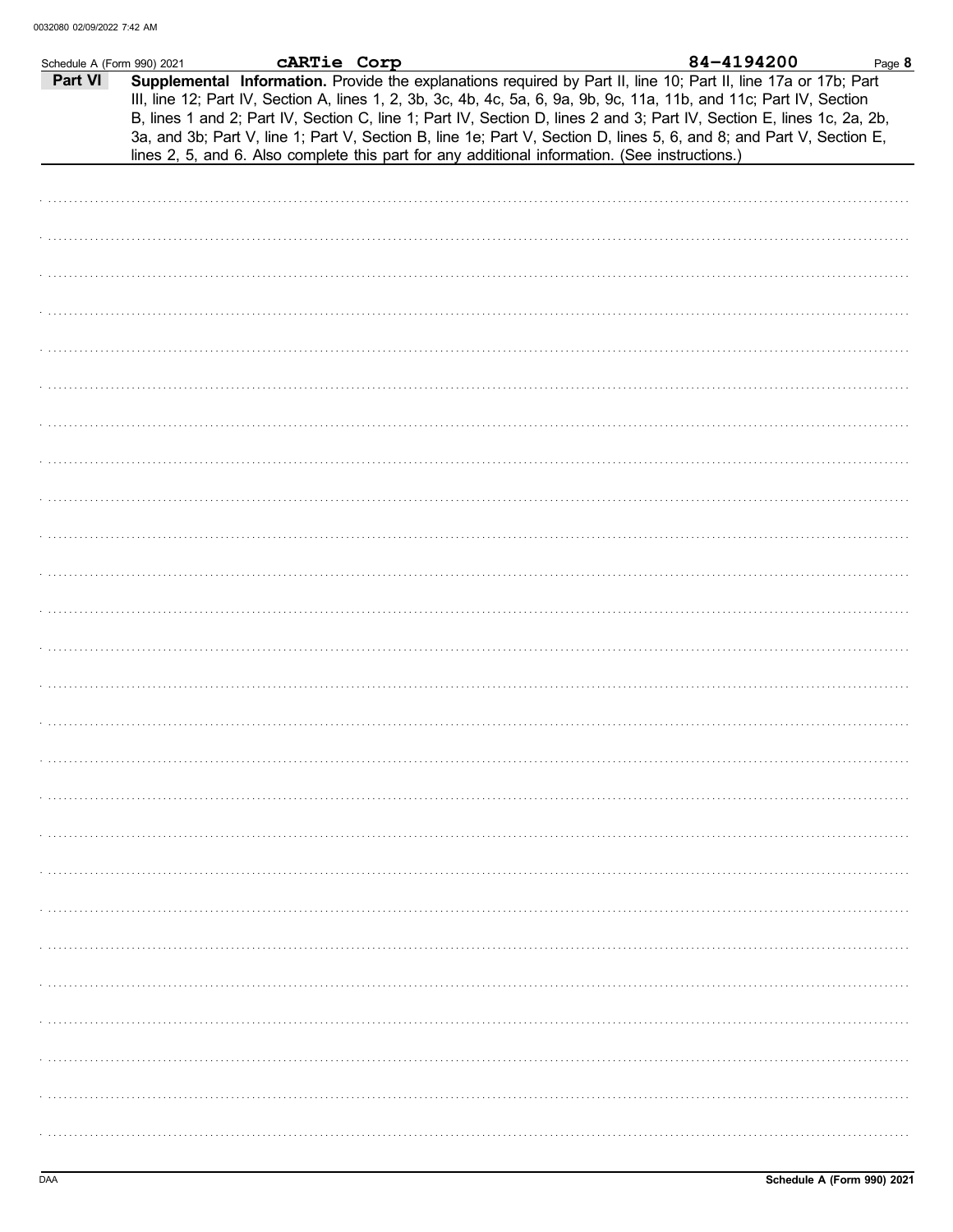Schedule A (Form 990) 2021 cARTie Corp 84-4194200

**Part VI** **Supplemental Information.** Provide the explanations required by Part II, line 10; Part II, line 17a or 17b; Part III, line 12; Part IV, Section A, lines 1, 2, 3b, 3c, 4b, 4c, 5a, 6, 9a, 9b, 9c, 11a, 11b, and 11c; Part IV, Section B, lines 1 and 2; Part IV, Section C, line 1; Part IV, Section D, lines 2 and 3; Part IV, Section E, lines 1c, 2a, 2b, 3a, and 3b; Part V, line 1; Part V, Section B, line 1e; Part V, Section D, lines 5, 6, and 8; and Part V, Section E, lines 2, 5, and 6. Also complete this part for any additional information. (See instructions.)

DAA Schedule A (Form 990) 2021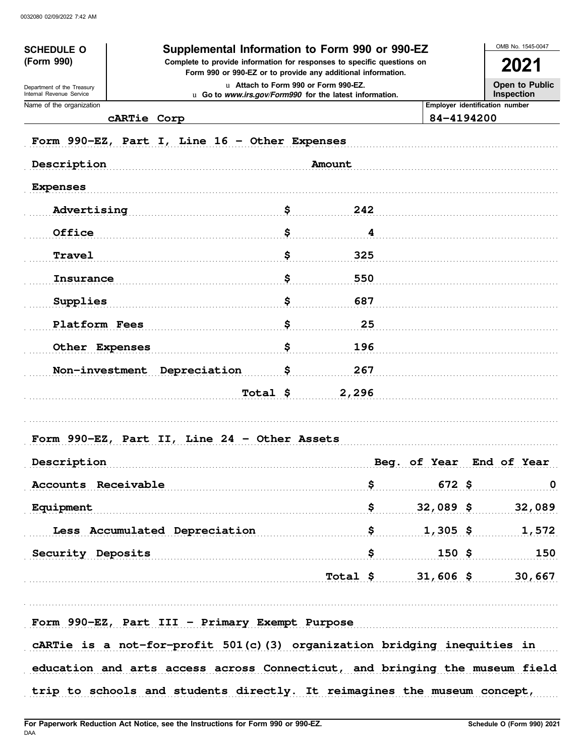**SCHEDULE O (Form 990)**

Department of the Treasury
Internal Revenue Service

# Supplemental Information to Form 990 or 990-EZ

**Complete to provide information for responses to specific questions on Form 990 or 990-EZ or to provide any additional information.**

u Attach to Form 990 or Form 990-EZ.
u Go to *www.irs.gov/Form990* for the latest information.

OMB No. 1545-0047

**2021**

**Open to Public Inspection**

| Name of the organization | Employer identification number |
|---|---|
| cARTie Corp | 84-4194200 |

## Form 990-EZ, Part I, Line 16 - Other Expenses

| Description | | Amount |
|---|---|---|
| Expenses | | |
| Advertising | $ | 242 |
| Office | $ | 4 |
| Travel | $ | 325 |
| Insurance | $ | 550 |
| Supplies | $ | 687 |
| Platform Fees | $ | 25 |
| Other Expenses | $ | 196 |
| Non-investment Depreciation | $ | 267 |
| Total | $ | 2,296 |

## Form 990-EZ, Part II, Line 24 - Other Assets

| Description | | Beg. of Year | | End of Year |
|---|---|---|---|---|
| Accounts Receivable | $ | 672 | $ | 0 |
| Equipment | $ | 32,089 | $ | 32,089 |
| Less Accumulated Depreciation | $ | 1,305 | $ | 1,572 |
| Security Deposits | $ | 150 | $ | 150 |
| Total | $ | 31,606 | $ | 30,667 |

## Form 990-EZ, Part III - Primary Exempt Purpose

cARTie is a not-for-profit 501(c)(3) organization bridging inequities in education and arts access across Connecticut, and bringing the museum field trip to schools and students directly. It reimagines the museum concept,

For Paperwork Reduction Act Notice, see the Instructions for Form 990 or 990-EZ.

DAA

Schedule O (Form 990) 2021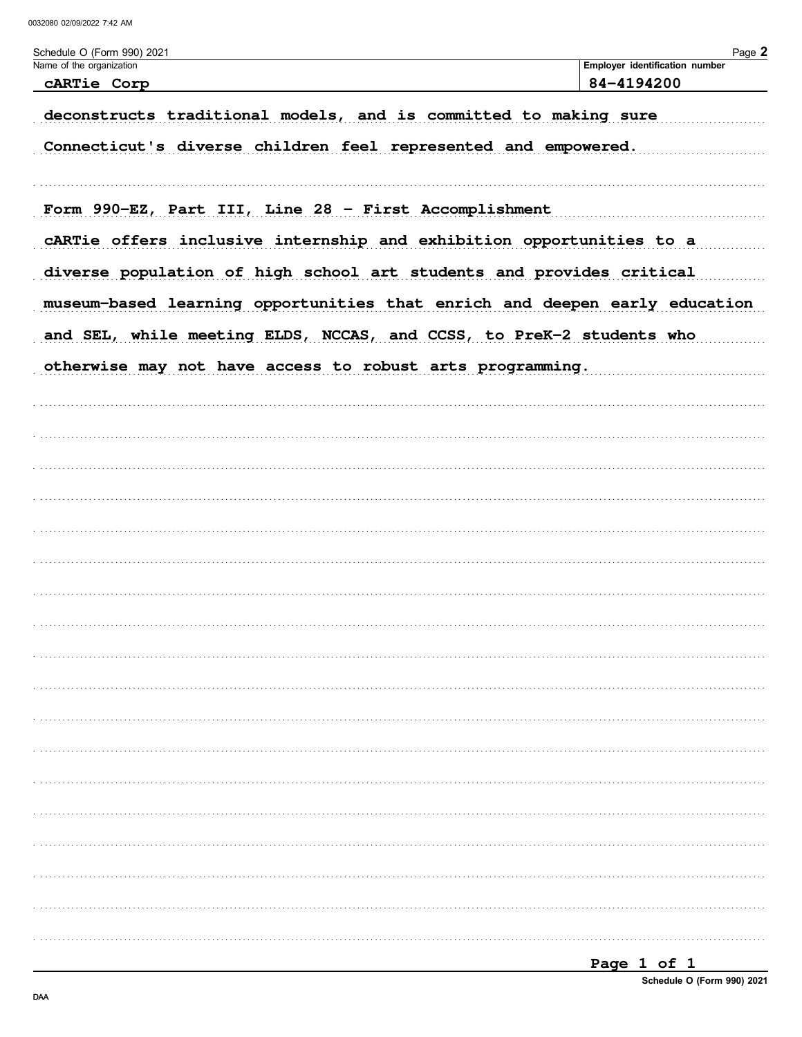Schedule O (Form 990) 2021

| Name of the organization | Employer identification number |
| --- | --- |
| cARTie Corp | 84-4194200 |

deconstructs traditional models, and is committed to making sure Connecticut's diverse children feel represented and empowered.

Form 990-EZ, Part III, Line 28 - First Accomplishment

cARTie offers inclusive internship and exhibition opportunities to a diverse population of high school art students and provides critical museum-based learning opportunities that enrich and deepen early education and SEL, while meeting ELDS, NCCAS, and CCSS, to PreK-2 students who otherwise may not have access to robust arts programming.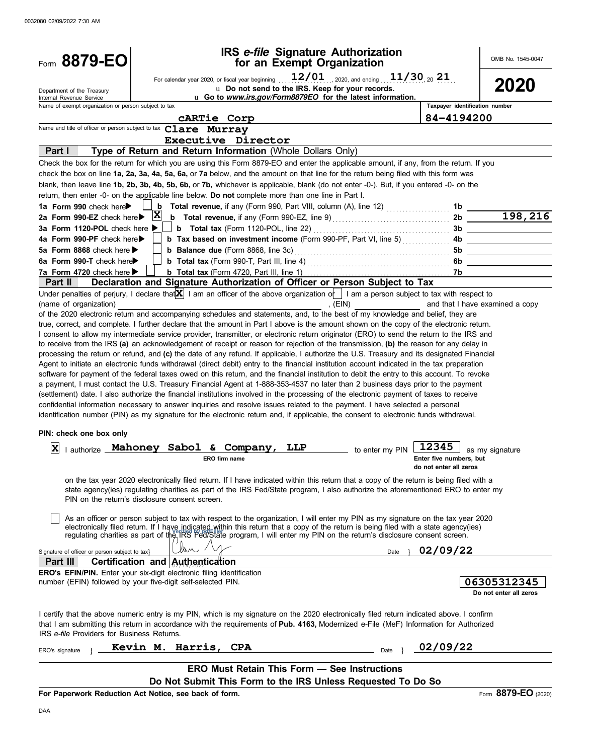0032080 02/09/2022 7:30 AM

# Form 8879-EO

## IRS *e-file* Signature Authorization for an Exempt Organization

OMB No. 1545-0047

**2020**

For calendar year 2020, or fiscal year beginning 12/01, 2020, and ending 11/30, 20 21

Department of the Treasury
Internal Revenue Service

u Do not send to the IRS. Keep for your records.
u Go to *www.irs.gov/Form8879EO* for the latest information.

Name of exempt organization or person subject to tax: **cARTie Corp**

Taxpayer identification number: **84-4194200**

Name and title of officer or person subject to tax: **Clare Murray, Executive Director**

### Part I — Type of Return and Return Information (Whole Dollars Only)

Check the box for the return for which you are using this Form 8879-EO and enter the applicable amount, if any, from the return. If you check the box on line **1a, 2a, 3a, 4a, 5a, 6a,** or **7a** below, and the amount on that line for the return being filed with this form was blank, then leave line **1b, 2b, 3b, 4b, 5b, 6b,** or **7b,** whichever is applicable, blank (do not enter -0-). But, if you entered -0- on the return, then enter -0- on the applicable line below. **Do not** complete more than one line in Part I.

| Line | Check | Description | Line | Amount |
|---|---|---|---|---|
| **1a Form 990** check here | ☐ | **b Total revenue,** if any (Form 990, Part VIII, column (A), line 12) | 1b | |
| **2a Form 990-EZ** check here | ☒ | **b Total revenue,** if any (Form 990-EZ, line 9) | 2b | 198,216 |
| **3a Form 1120-POL** check here | ☐ | **b Total tax** (Form 1120-POL, line 22) | 3b | |
| **4a Form 990-PF** check here | ☐ | **b Tax based on investment income** (Form 990-PF, Part VI, line 5) | 4b | |
| **5a Form 8868** check here | ☐ | **b Balance due** (Form 8868, line 3c) | 5b | |
| **6a Form 990-T** check here | ☐ | **b Total tax** (Form 990-T, Part III, line 4) | 6b | |
| **7a Form 4720** check here | ☐ | **b Total tax** (Form 4720, Part III, line 1) | 7b | |

### Part II — Declaration and Signature Authorization of Officer or Person Subject to Tax

Under penalties of perjury, I declare that ☒ I am an officer of the above organization or ☐ I am a person subject to tax with respect to (name of organization) ____________, (EIN) ____________ and that I have examined a copy of the 2020 electronic return and accompanying schedules and statements, and, to the best of my knowledge and belief, they are true, correct, and complete. I further declare that the amount in Part I above is the amount shown on the copy of the electronic return. I consent to allow my intermediate service provider, transmitter, or electronic return originator (ERO) to send the return to the IRS and to receive from the IRS **(a)** an acknowledgement of receipt or reason for rejection of the transmission, **(b)** the reason for any delay in processing the return or refund, and **(c)** the date of any refund. If applicable, I authorize the U.S. Treasury and its designated Financial Agent to initiate an electronic funds withdrawal (direct debit) entry to the financial institution account indicated in the tax preparation software for payment of the federal taxes owed on this return, and the financial institution to debit the entry to this account. To revoke a payment, I must contact the U.S. Treasury Financial Agent at 1-888-353-4537 no later than 2 business days prior to the payment (settlement) date. I also authorize the financial institutions involved in the processing of the electronic payment of taxes to receive confidential information necessary to answer inquiries and resolve issues related to the payment. I have selected a personal identification number (PIN) as my signature for the electronic return and, if applicable, the consent to electronic funds withdrawal.

**PIN: check one box only**

☒ I authorize **Mahoney Sabol & Company, LLP** (ERO firm name) to enter my PIN **12345** (Enter five numbers, but do not enter all zeros) as my signature on the tax year 2020 electronically filed return. If I have indicated within this return that a copy of the return is being filed with a state agency(ies) regulating charities as part of the IRS Fed/State program, I also authorize the aforementioned ERO to enter my PIN on the return's disclosure consent screen.

☐ As an officer or person subject to tax with respect to the organization, I will enter my PIN as my signature on the tax year 2020 electronically filed return. If I have indicated within this return that a copy of the return is being filed with a state agency(ies) regulating charities as part of the IRS Fed/State program, I will enter my PIN on the return's disclosure consent screen.

Signature of officer or person subject to tax: [signature] Verified by pdfFiller    Date: **02/09/22**

### Part III — Certification and Authentication

**ERO's EFIN/PIN.** Enter your six-digit electronic filing identification number (EFIN) followed by your five-digit self-selected PIN. **06305312345** (Do not enter all zeros)

I certify that the above numeric entry is my PIN, which is my signature on the 2020 electronically filed return indicated above. I confirm that I am submitting this return in accordance with the requirements of **Pub. 4163,** Modernized e-File (MeF) Information for Authorized IRS *e-file* Providers for Business Returns.

ERO's signature: **Kevin M. Harris, CPA**    Date: **02/09/22**

**ERO Must Retain This Form — See Instructions**

**Do Not Submit This Form to the IRS Unless Requested To Do So**

**For Paperwork Reduction Act Notice, see back of form.**    Form **8879-EO** (2020)

DAA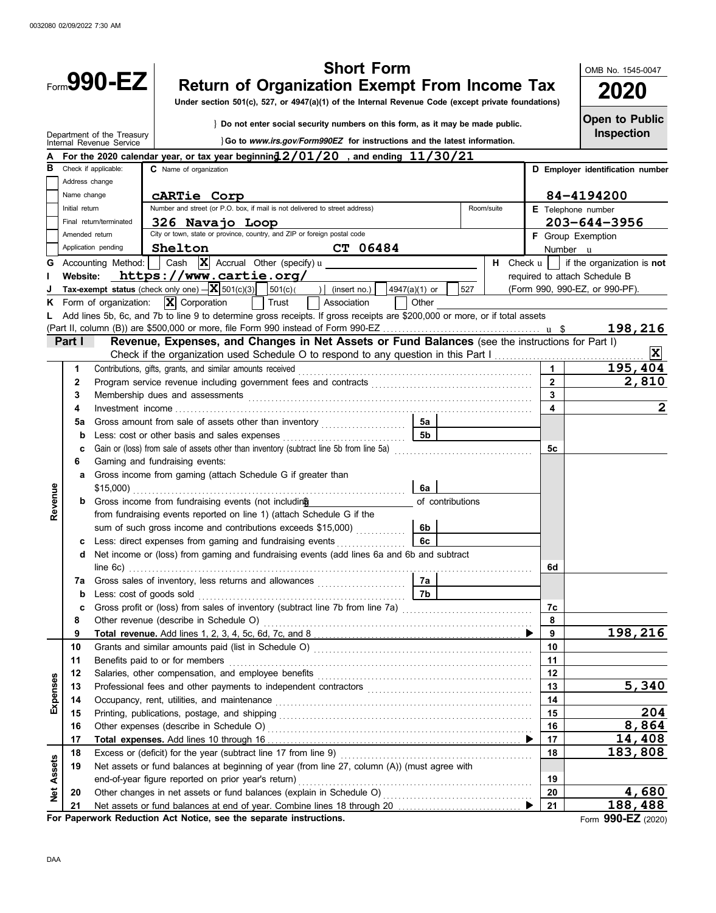0032080 02/09/2022 7:30 AM

# Form 990-EZ

## Short Form Return of Organization Exempt From Income Tax

**Under section 501(c), 527, or 4947(a)(1) of the Internal Revenue Code (except private foundations)**

OMB No. 1545-0047

**2020**

**Open to Public Inspection**

Department of the Treasury
Internal Revenue Service

} Do not enter social security numbers on this form, as it may be made public.

} Go to *www.irs.gov/Form990EZ* for instructions and the latest information.

**A** For the 2020 calendar year, or tax year beginning 12/01/20 , and ending 11/30/21

**B** Check if applicable:
- [ ] Address change
- [ ] Name change
- [ ] Initial return
- [ ] Final return/terminated
- [ ] Amended return
- [ ] Application pending

**C** Name of organization: **cARTie Corp**

Number and street (or P.O. box, if mail is not delivered to street address): **326 Navajo Loop** Room/suite:

City or town, state or province, country, and ZIP or foreign postal code: **Shelton CT 06484**

**D** Employer identification number: **84-4194200**

**E** Telephone number: **203-644-3956**

**F** Group Exemption Number u

**G** Accounting Method: [ ] Cash [X] Accrual Other (specify) u

**H** Check u [ ] if the organization is **not** required to attach Schedule B (Form 990, 990-EZ, or 990-PF).

**I** Website: **https://www.cartie.org/**

**J** Tax-exempt status (check only one) — [X] 501(c)(3) [ ] 501(c)( ) (insert no.) [ ] 4947(a)(1) or [ ] 527

**K** Form of organization: [X] Corporation [ ] Trust [ ] Association [ ] Other

**L** Add lines 5b, 6c, and 7b to line 9 to determine gross receipts. If gross receipts are $200,000 or more, or if total assets (Part II, column (B)) are $500,000 or more, file Form 990 instead of Form 990-EZ . . . . u $ **198,216**

### Part I — Revenue, Expenses, and Changes in Net Assets or Fund Balances (see the instructions for Part I)

Check if the organization used Schedule O to respond to any question in this Part I . . . . [X]

| Section | Line | Description | Sub-line | Sub-amount | Line | Amount |
|---|---|---|---|---|---|---|
| Revenue | 1 | Contributions, gifts, grants, and similar amounts received | | | 1 | 195,404 |
| | 2 | Program service revenue including government fees and contracts | | | 2 | 2,810 |
| | 3 | Membership dues and assessments | | | 3 | |
| | 4 | Investment income | | | 4 | 2 |
| | 5a | Gross amount from sale of assets other than inventory | 5a | | | |
| | b | Less: cost or other basis and sales expenses | 5b | | | |
| | c | Gain or (loss) from sale of assets other than inventory (subtract line 5b from line 5a) | | | 5c | |
| | 6 | Gaming and fundraising events: | | | | |
| | a | Gross income from gaming (attach Schedule G if greater than $15,000) | 6a | | | |
| | b | Gross income from fundraising events (not including $ of contributions from fundraising events reported on line 1) (attach Schedule G if the sum of such gross income and contributions exceeds $15,000) | 6b | | | |
| | c | Less: direct expenses from gaming and fundraising events | 6c | | | |
| | d | Net income or (loss) from gaming and fundraising events (add lines 6a and 6b and subtract line 6c) | | | 6d | |
| | 7a | Gross sales of inventory, less returns and allowances | 7a | | | |
| | b | Less: cost of goods sold | 7b | | | |
| | c | Gross profit or (loss) from sales of inventory (subtract line 7b from line 7a) | | | 7c | |
| | 8 | Other revenue (describe in Schedule O) | | | 8 | |
| | 9 | **Total revenue.** Add lines 1, 2, 3, 4, 5c, 6d, 7c, and 8 ▶ | | | 9 | 198,216 |
| Expenses | 10 | Grants and similar amounts paid (list in Schedule O) | | | 10 | |
| | 11 | Benefits paid to or for members | | | 11 | |
| | 12 | Salaries, other compensation, and employee benefits | | | 12 | |
| | 13 | Professional fees and other payments to independent contractors | | | 13 | 5,340 |
| | 14 | Occupancy, rent, utilities, and maintenance | | | 14 | |
| | 15 | Printing, publications, postage, and shipping | | | 15 | 204 |
| | 16 | Other expenses (describe in Schedule O) | | | 16 | 8,864 |
| | 17 | **Total expenses.** Add lines 10 through 16 ▶ | | | 17 | 14,408 |
| Net Assets | 18 | Excess or (deficit) for the year (subtract line 17 from line 9) | | | 18 | 183,808 |
| | 19 | Net assets or fund balances at beginning of year (from line 27, column (A)) (must agree with end-of-year figure reported on prior year's return) | | | 19 | |
| | 20 | Other changes in net assets or fund balances (explain in Schedule O) | | | 20 | 4,680 |
| | 21 | Net assets or fund balances at end of year. Combine lines 18 through 20 ▶ | | | 21 | 188,488 |

**For Paperwork Reduction Act Notice, see the separate instructions.**

Form **990-EZ** (2020)

DAA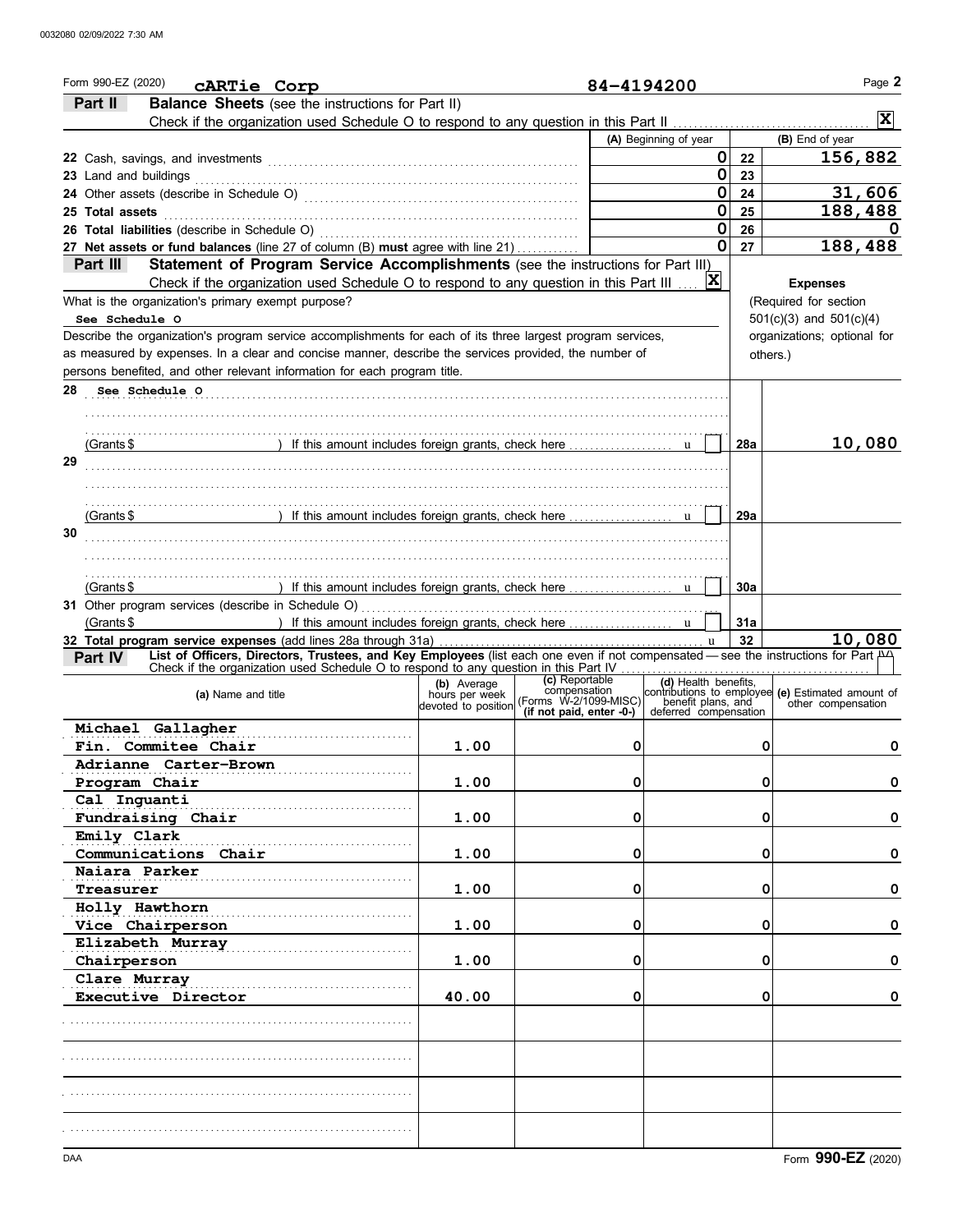Form 990-EZ (2020) **cARTie Corp** **84-4194200** Page **2**

**Part II** **Balance Sheets** (see the instructions for Part II)

Check if the organization used Schedule O to respond to any question in this Part II ..... **X**

| | (A) Beginning of year | | (B) End of year |
|---|---|---|---|
| 22 Cash, savings, and investments | 0 | 22 | 156,882 |
| 23 Land and buildings | 0 | 23 | |
| 24 Other assets (describe in Schedule O) | 0 | 24 | 31,606 |
| 25 **Total assets** | 0 | 25 | 188,488 |
| 26 **Total liabilities** (describe in Schedule O) | 0 | 26 | 0 |
| 27 **Net assets or fund balances** (line 27 of column (B) **must** agree with line 21) | 0 | 27 | 188,488 |

**Part III** **Statement of Program Service Accomplishments** (see the instructions for Part III)

Check if the organization used Schedule O to respond to any question in this Part III ..... **X**

**Expenses** (Required for section 501(c)(3) and 501(c)(4) organizations; optional for others.)

What is the organization's primary exempt purpose?

See Schedule O

Describe the organization's program service accomplishments for each of its three largest program services, as measured by expenses. In a clear and concise manner, describe the services provided, the number of persons benefited, and other relevant information for each program title.

| | | | Expenses |
|---|---|---|---|
| 28 See Schedule O | (Grants $ ) If this amount includes foreign grants, check here | 28a | 10,080 |
| 29 | (Grants $ ) If this amount includes foreign grants, check here | 29a | |
| 30 | (Grants $ ) If this amount includes foreign grants, check here | 30a | |
| 31 Other program services (describe in Schedule O) | (Grants $ ) If this amount includes foreign grants, check here | 31a | |
| 32 **Total program service expenses** (add lines 28a through 31a) | | 32 | 10,080 |

**Part IV** **List of Officers, Directors, Trustees, and Key Employees** (list each one even if not compensated — see the instructions for Part IV)

Check if the organization used Schedule O to respond to any question in this Part IV .....

| (a) Name and title | (b) Average hours per week devoted to position | (c) Reportable compensation (Forms W-2/1099-MISC) (if not paid, enter -0-) | (d) Health benefits, contributions to employee benefit plans, and deferred compensation | (e) Estimated amount of other compensation |
|---|---|---|---|---|
| Michael Gallagher<br>Fin. Commitee Chair | 1.00 | 0 | 0 | 0 |
| Adrianne Carter-Brown<br>Program Chair | 1.00 | 0 | 0 | 0 |
| Cal Inguanti<br>Fundraising Chair | 1.00 | 0 | 0 | 0 |
| Emily Clark<br>Communications Chair | 1.00 | 0 | 0 | 0 |
| Naiara Parker<br>Treasurer | 1.00 | 0 | 0 | 0 |
| Holly Hawthorn<br>Vice Chairperson | 1.00 | 0 | 0 | 0 |
| Elizabeth Murray<br>Chairperson | 1.00 | 0 | 0 | 0 |
| Clare Murray<br>Executive Director | 40.00 | 0 | 0 | 0 |
| | | | | |
| | | | | |
| | | | | |
| | | | | |

DAA Form **990-EZ** (2020)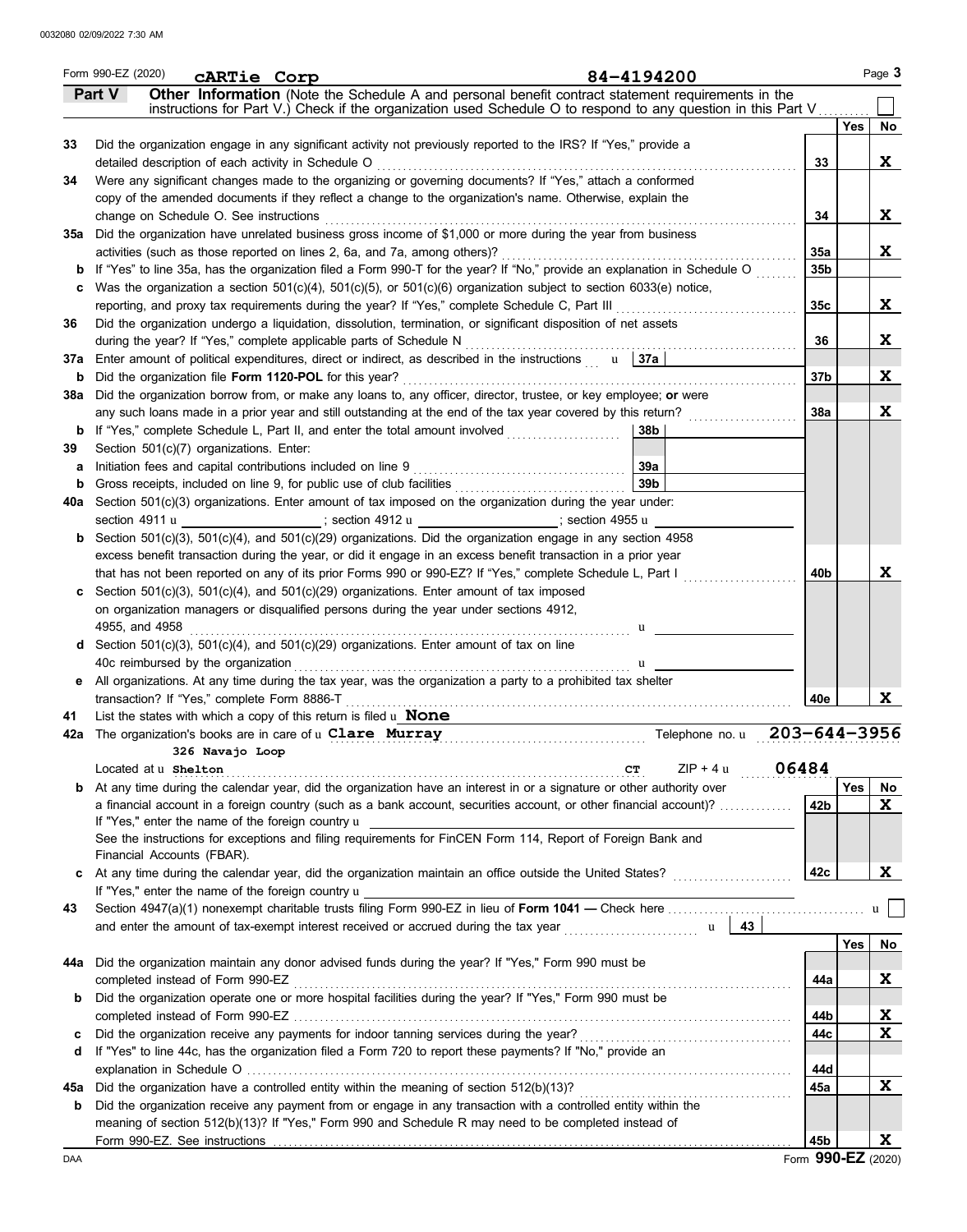Form 990-EZ (2020) **cARTie Corp** **84-4194200** Page **3**

**Part V** **Other Information** (Note the Schedule A and personal benefit contract statement requirements in the instructions for Part V.) Check if the organization used Schedule O to respond to any question in this Part V ☐

| | | | Yes | No |
|---|---|---|---|---|
| **33** | Did the organization engage in any significant activity not previously reported to the IRS? If "Yes," provide a detailed description of each activity in Schedule O | 33 | | X |
| **34** | Were any significant changes made to the organizing or governing documents? If "Yes," attach a conformed copy of the amended documents if they reflect a change to the organization's name. Otherwise, explain the change on Schedule O. See instructions | 34 | | X |
| **35a** | Did the organization have unrelated business gross income of $1,000 or more during the year from business activities (such as those reported on lines 2, 6a, and 7a, among others)? | 35a | | X |
| **b** | If "Yes" to line 35a, has the organization filed a Form 990-T for the year? If "No," provide an explanation in Schedule O | 35b | | |
| **c** | Was the organization a section 501(c)(4), 501(c)(5), or 501(c)(6) organization subject to section 6033(e) notice, reporting, and proxy tax requirements during the year? If "Yes," complete Schedule C, Part III | 35c | | X |
| **36** | Did the organization undergo a liquidation, dissolution, termination, or significant disposition of net assets during the year? If "Yes," complete applicable parts of Schedule N | 36 | | X |
| **37a** | Enter amount of political expenditures, direct or indirect, as described in the instructions **37a** | | | |
| **b** | Did the organization file **Form 1120-POL** for this year? | 37b | | X |
| **38a** | Did the organization borrow from, or make any loans to, any officer, director, trustee, or key employee; **or** were any such loans made in a prior year and still outstanding at the end of the tax year covered by this return? | 38a | | X |
| **b** | If "Yes," complete Schedule L, Part II, and enter the total amount involved **38b** | | | |
| **39** | Section 501(c)(7) organizations. Enter: | | | |
| **a** | Initiation fees and capital contributions included on line 9 **39a** | | | |
| **b** | Gross receipts, included on line 9, for public use of club facilities **39b** | | | |
| **40a** | Section 501(c)(3) organizations. Enter amount of tax imposed on the organization during the year under: section 4911 ; section 4912 ; section 4955 | | | |
| **b** | Section 501(c)(3), 501(c)(4), and 501(c)(29) organizations. Did the organization engage in any section 4958 excess benefit transaction during the year, or did it engage in an excess benefit transaction in a prior year that has not been reported on any of its prior Forms 990 or 990-EZ? If "Yes," complete Schedule L, Part I | 40b | | X |
| **c** | Section 501(c)(3), 501(c)(4), and 501(c)(29) organizations. Enter amount of tax imposed on organization managers or disqualified persons during the year under sections 4912, 4955, and 4958 | | | |
| **d** | Section 501(c)(3), 501(c)(4), and 501(c)(29) organizations. Enter amount of tax on line 40c reimbursed by the organization | | | |
| **e** | All organizations. At any time during the tax year, was the organization a party to a prohibited tax shelter transaction? If "Yes," complete Form 8886-T | 40e | | X |

**41** List the states with which a copy of this return is filed **None**

**42a** The organization's books are in care of **Clare Murray** Telephone no. **203-644-3956**

Located at **326 Navajo Loop Shelton** **CT** ZIP + 4 **06484**

| | | | Yes | No |
|---|---|---|---|---|
| **b** | At any time during the calendar year, did the organization have an interest in or a signature or other authority over a financial account in a foreign country (such as a bank account, securities account, or other financial account)? If "Yes," enter the name of the foreign country: See the instructions for exceptions and filing requirements for FinCEN Form 114, Report of Foreign Bank and Financial Accounts (FBAR). | 42b | | X |
| **c** | At any time during the calendar year, did the organization maintain an office outside the United States? If "Yes," enter the name of the foreign country: | 42c | | X |

**43** Section 4947(a)(1) nonexempt charitable trusts filing Form 990-EZ in lieu of **Form 1041 —** Check here ☐ and enter the amount of tax-exempt interest received or accrued during the tax year **43**

| | | | Yes | No |
|---|---|---|---|---|
| **44a** | Did the organization maintain any donor advised funds during the year? If "Yes," Form 990 must be completed instead of Form 990-EZ | 44a | | X |
| **b** | Did the organization operate one or more hospital facilities during the year? If "Yes," Form 990 must be completed instead of Form 990-EZ | 44b | | X |
| **c** | Did the organization receive any payments for indoor tanning services during the year? | 44c | | X |
| **d** | If "Yes" to line 44c, has the organization filed a Form 720 to report these payments? If "No," provide an explanation in Schedule O | 44d | | |
| **45a** | Did the organization have a controlled entity within the meaning of section 512(b)(13)? | 45a | | X |
| **b** | Did the organization receive any payment from or engage in any transaction with a controlled entity within the meaning of section 512(b)(13)? If "Yes," Form 990 and Schedule R may need to be completed instead of Form 990-EZ. See instructions | 45b | | X |

Form **990-EZ** (2020)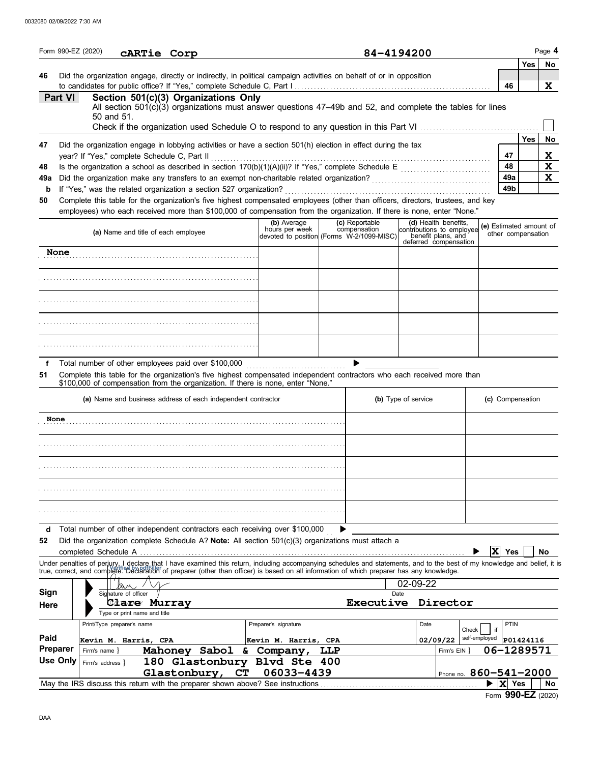Form 990-EZ (2020) **cARTie Corp** **84-4194200** Page **4**

| | | | Yes | No |
|---|---|---|---|---|
| **46** | Did the organization engage, directly or indirectly, in political campaign activities on behalf of or in opposition to candidates for public office? If "Yes," complete Schedule C, Part I | **46** | | **X** |

## Part VI — Section 501(c)(3) Organizations Only

All section 501(c)(3) organizations must answer questions 47–49b and 52, and complete the tables for lines 50 and 51.

Check if the organization used Schedule O to respond to any question in this Part VI ☐

| | | | Yes | No |
|---|---|---|---|---|
| **47** | Did the organization engage in lobbying activities or have a section 501(h) election in effect during the tax year? If "Yes," complete Schedule C, Part II | **47** | | **X** |
| **48** | Is the organization a school as described in section 170(b)(1)(A)(ii)? If "Yes," complete Schedule E | **48** | | **X** |
| **49a** | Did the organization make any transfers to an exempt non-charitable related organization? | **49a** | | **X** |
| **b** | If "Yes," was the related organization a section 527 organization? | **49b** | | |

**50** Complete this table for the organization's five highest compensated employees (other than officers, directors, trustees, and key employees) who each received more than $100,000 of compensation from the organization. If there is none, enter "None."

| (a) Name and title of each employee | (b) Average hours per week devoted to position | (c) Reportable compensation (Forms W-2/1099-MISC) | (d) Health benefits, contributions to employee benefit plans, and deferred compensation | (e) Estimated amount of other compensation |
|---|---|---|---|---|
| None | | | | |
| | | | | |
| | | | | |
| | | | | |
| | | | | |

**f** Total number of other employees paid over $100,000 ▶

**51** Complete this table for the organization's five highest compensated independent contractors who each received more than $100,000 of compensation from the organization. If there is none, enter "None."

| (a) Name and business address of each independent contractor | (b) Type of service | (c) Compensation |
|---|---|---|
| None | | |
| | | |
| | | |
| | | |
| | | |

**d** Total number of other independent contractors each receiving over $100,000 ▶

**52** Did the organization complete Schedule A? **Note:** All section 501(c)(3) organizations must attach a completed Schedule A ▶ ☒ Yes ☐ No

Under penalties of perjury, I declare that I have examined this return, including accompanying schedules and statements, and to the best of my knowledge and belief, it is true, correct, and complete. Declaration of preparer (other than officer) is based on all information of which preparer has any knowledge.

**Sign Here**

Signature of officer: [signature] Date: 02-09-22

**Clare Murray** **Executive Director**

Type or print name and title

| | Print/Type preparer's name | Preparer's signature | Date | Check ☐ if self-employed | PTIN |
|---|---|---|---|---|---|
| **Paid Preparer Use Only** | Kevin M. Harris, CPA | Kevin M. Harris, CPA | 02/09/22 | | P01424116 |
| | Firm's name: **Mahoney Sabol & Company, LLP** | | | Firm's EIN: **06-1289571** | |
| | Firm's address: **180 Glastonbury Blvd Ste 400, Glastonbury, CT 06033-4439** | | | Phone no. **860-541-2000** | |

May the IRS discuss this return with the preparer shown above? See instructions ▶ ☒ Yes ☐ No

Form **990-EZ** (2020)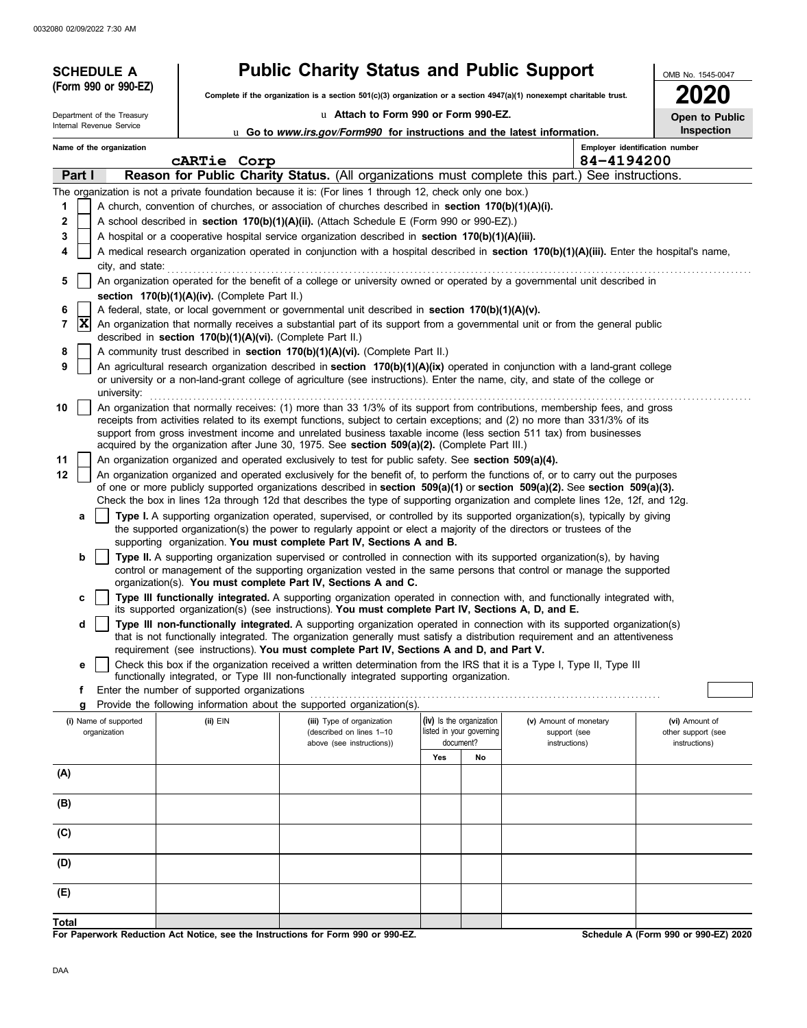0032080 02/09/2022 7:30 AM

**SCHEDULE A (Form 990 or 990-EZ)**

Department of the Treasury
Internal Revenue Service

# Public Charity Status and Public Support

**Complete if the organization is a section 501(c)(3) organization or a section 4947(a)(1) nonexempt charitable trust.**

u **Attach to Form 990 or Form 990-EZ.**

u **Go to *www.irs.gov/Form990* for instructions and the latest information.**

OMB No. 1545-0047

**2020**

**Open to Public Inspection**

Name of the organization: **cARTie Corp**

Employer identification number: **84-4194200**

## Part I — Reason for Public Charity Status. (All organizations must complete this part.) See instructions.

The organization is not a private foundation because it is: (For lines 1 through 12, check only one box.)

1. [ ] A church, convention of churches, or association of churches described in **section 170(b)(1)(A)(i).**
2. [ ] A school described in **section 170(b)(1)(A)(ii).** (Attach Schedule E (Form 990 or 990-EZ).)
3. [ ] A hospital or a cooperative hospital service organization described in **section 170(b)(1)(A)(iii).**
4. [ ] A medical research organization operated in conjunction with a hospital described in **section 170(b)(1)(A)(iii).** Enter the hospital's name, city, and state:
5. [ ] An organization operated for the benefit of a college or university owned or operated by a governmental unit described in **section 170(b)(1)(A)(iv).** (Complete Part II.)
6. [ ] A federal, state, or local government or governmental unit described in **section 170(b)(1)(A)(v).**
7. [X] An organization that normally receives a substantial part of its support from a governmental unit or from the general public described in **section 170(b)(1)(A)(vi).** (Complete Part II.)
8. [ ] A community trust described in **section 170(b)(1)(A)(vi).** (Complete Part II.)
9. [ ] An agricultural research organization described in **section 170(b)(1)(A)(ix)** operated in conjunction with a land-grant college or university or a non-land-grant college of agriculture (see instructions). Enter the name, city, and state of the college or university:
10. [ ] An organization that normally receives: (1) more than 33 1/3% of its support from contributions, membership fees, and gross receipts from activities related to its exempt functions, subject to certain exceptions; and (2) no more than 331/3% of its support from gross investment income and unrelated business taxable income (less section 511 tax) from businesses acquired by the organization after June 30, 1975. See **section 509(a)(2).** (Complete Part III.)
11. [ ] An organization organized and operated exclusively to test for public safety. See **section 509(a)(4).**
12. [ ] An organization organized and operated exclusively for the benefit of, to perform the functions of, or to carry out the purposes of one or more publicly supported organizations described in **section 509(a)(1)** or **section 509(a)(2).** See **section 509(a)(3).** Check the box in lines 12a through 12d that describes the type of supporting organization and complete lines 12e, 12f, and 12g.
   - **a** [ ] **Type I.** A supporting organization operated, supervised, or controlled by its supported organization(s), typically by giving the supported organization(s) the power to regularly appoint or elect a majority of the directors or trustees of the supporting organization. **You must complete Part IV, Sections A and B.**
   - **b** [ ] **Type II.** A supporting organization supervised or controlled in connection with its supported organization(s), by having control or management of the supporting organization vested in the same persons that control or manage the supported organization(s). **You must complete Part IV, Sections A and C.**
   - **c** [ ] **Type III functionally integrated.** A supporting organization operated in connection with, and functionally integrated with, its supported organization(s) (see instructions). **You must complete Part IV, Sections A, D, and E.**
   - **d** [ ] **Type III non-functionally integrated.** A supporting organization operated in connection with its supported organization(s) that is not functionally integrated. The organization generally must satisfy a distribution requirement and an attentiveness requirement (see instructions). **You must complete Part IV, Sections A and D, and Part V.**
   - **e** [ ] Check this box if the organization received a written determination from the IRS that it is a Type I, Type II, Type III functionally integrated, or Type III non-functionally integrated supporting organization.
   - **f** Enter the number of supported organizations
   - **g** Provide the following information about the supported organization(s).

| | (i) Name of supported organization | (ii) EIN | (iii) Type of organization (described on lines 1–10 above (see instructions)) | (iv) Is the organization listed in your governing document? Yes | No | (v) Amount of monetary support (see instructions) | (vi) Amount of other support (see instructions) |
|---|---|---|---|---|---|---|---|
| (A) | | | | | | | |
| (B) | | | | | | | |
| (C) | | | | | | | |
| (D) | | | | | | | |
| (E) | | | | | | | |
| **Total** | | | | | | | |

**For Paperwork Reduction Act Notice, see the Instructions for Form 990 or 990-EZ.**

**Schedule A (Form 990 or 990-EZ) 2020**

DAA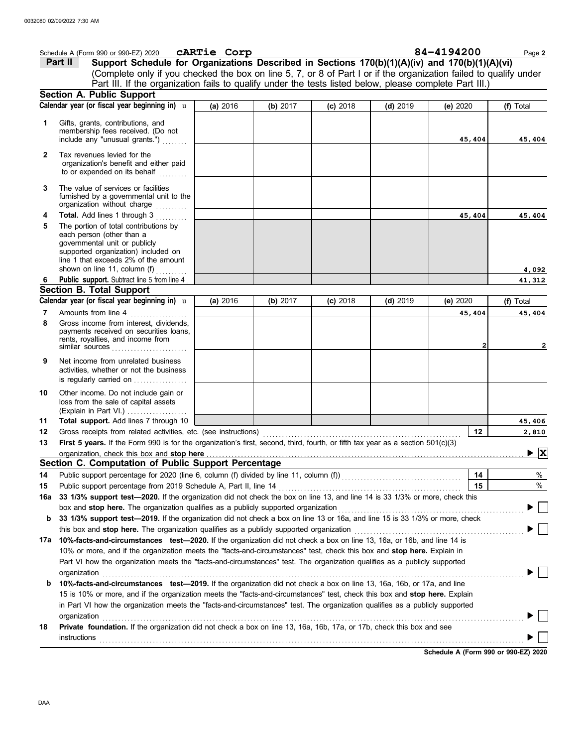Schedule A (Form 990 or 990-EZ) 2020 **cARTie Corp** **84-4194200** Page **2**

**Part II** **Support Schedule for Organizations Described in Sections 170(b)(1)(A)(iv) and 170(b)(1)(A)(vi)**
(Complete only if you checked the box on line 5, 7, or 8 of Part I or if the organization failed to qualify under Part III. If the organization fails to qualify under the tests listed below, please complete Part III.)

**Section A. Public Support**

| Calendar year (or fiscal year beginning in) ► | (a) 2016 | (b) 2017 | (c) 2018 | (d) 2019 | (e) 2020 | (f) Total |
|---|---|---|---|---|---|---|
| **1** Gifts, grants, contributions, and membership fees received. (Do not include any "unusual grants.") | | | | | 45,404 | 45,404 |
| **2** Tax revenues levied for the organization's benefit and either paid to or expended on its behalf | | | | | | |
| **3** The value of services or facilities furnished by a governmental unit to the organization without charge | | | | | | |
| **4** **Total.** Add lines 1 through 3 | | | | | 45,404 | 45,404 |
| **5** The portion of total contributions by each person (other than a governmental unit or publicly supported organization) included on line 1 that exceeds 2% of the amount shown on line 11, column (f) | | | | | | 4,092 |
| **6** **Public support.** Subtract line 5 from line 4 | | | | | | 41,312 |

**Section B. Total Support**

| Calendar year (or fiscal year beginning in) ► | (a) 2016 | (b) 2017 | (c) 2018 | (d) 2019 | (e) 2020 | (f) Total |
|---|---|---|---|---|---|---|
| **7** Amounts from line 4 | | | | | 45,404 | 45,404 |
| **8** Gross income from interest, dividends, payments received on securities loans, rents, royalties, and income from similar sources | | | | | 2 | 2 |
| **9** Net income from unrelated business activities, whether or not the business is regularly carried on | | | | | | |
| **10** Other income. Do not include gain or loss from the sale of capital assets (Explain in Part VI.) | | | | | | |
| **11** **Total support.** Add lines 7 through 10 | | | | | | 45,406 |

**12** Gross receipts from related activities, etc. (see instructions) **12** 2,810

**13** **First 5 years.** If the Form 990 is for the organization's first, second, third, fourth, or fifth tax year as a section 501(c)(3) organization, check this box and **stop here** ► [X]

**Section C. Computation of Public Support Percentage**

**14** Public support percentage for 2020 (line 6, column (f) divided by line 11, column (f)) **14** %

**15** Public support percentage from 2019 Schedule A, Part II, line 14 **15** %

**16a** **33 1/3% support test—2020.** If the organization did not check the box on line 13, and line 14 is 33 1/3% or more, check this box and **stop here.** The organization qualifies as a publicly supported organization ► [ ]

**b** **33 1/3% support test—2019.** If the organization did not check a box on line 13 or 16a, and line 15 is 33 1/3% or more, check this box and **stop here.** The organization qualifies as a publicly supported organization ► [ ]

**17a** **10%-facts-and-circumstances test—2020.** If the organization did not check a box on line 13, 16a, or 16b, and line 14 is 10% or more, and if the organization meets the "facts-and-circumstances" test, check this box and **stop here.** Explain in Part VI how the organization meets the "facts-and-circumstances" test. The organization qualifies as a publicly supported organization ► [ ]

**b** **10%-facts-and-circumstances test—2019.** If the organization did not check a box on line 13, 16a, 16b, or 17a, and line 15 is 10% or more, and if the organization meets the "facts-and-circumstances" test, check this box and **stop here.** Explain in Part VI how the organization meets the "facts-and-circumstances" test. The organization qualifies as a publicly supported organization ► [ ]

**18** **Private foundation.** If the organization did not check a box on line 13, 16a, 16b, 17a, or 17b, check this box and see instructions ► [ ]

**Schedule A (Form 990 or 990-EZ) 2020**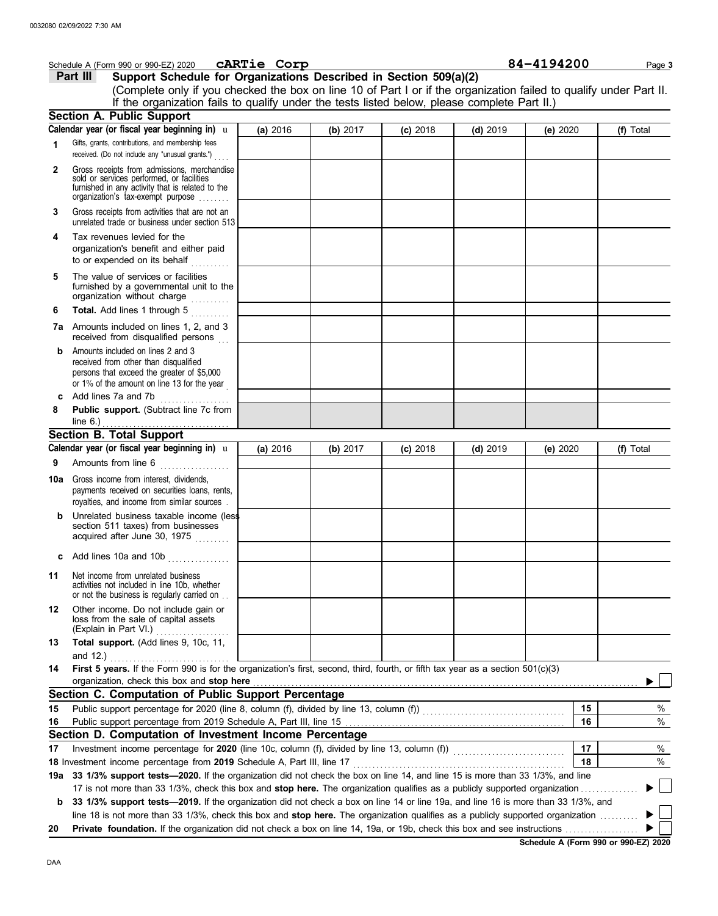Schedule A (Form 990 or 990-EZ) 2020 **cARTie Corp** **84-4194200**

**Part III** **Support Schedule for Organizations Described in Section 509(a)(2)**

(Complete only if you checked the box on line 10 of Part I or if the organization failed to qualify under Part II. If the organization fails to qualify under the tests listed below, please complete Part II.)

## Section A. Public Support

| Calendar year (or fiscal year beginning in) | (a) 2016 | (b) 2017 | (c) 2018 | (d) 2019 | (e) 2020 | (f) Total |
|---|---|---|---|---|---|---|
| **1** Gifts, grants, contributions, and membership fees received. (Do not include any "unusual grants.") | | | | | | |
| **2** Gross receipts from admissions, merchandise sold or services performed, or facilities furnished in any activity that is related to the organization's tax-exempt purpose | | | | | | |
| **3** Gross receipts from activities that are not an unrelated trade or business under section 513 | | | | | | |
| **4** Tax revenues levied for the organization's benefit and either paid to or expended on its behalf | | | | | | |
| **5** The value of services or facilities furnished by a governmental unit to the organization without charge | | | | | | |
| **6** **Total.** Add lines 1 through 5 | | | | | | |
| **7a** Amounts included on lines 1, 2, and 3 received from disqualified persons | | | | | | |
| **b** Amounts included on lines 2 and 3 received from other than disqualified persons that exceed the greater of $5,000 or 1% of the amount on line 13 for the year | | | | | | |
| **c** Add lines 7a and 7b | | | | | | |
| **8** **Public support.** (Subtract line 7c from line 6.) | | | | | | |

## Section B. Total Support

| Calendar year (or fiscal year beginning in) | (a) 2016 | (b) 2017 | (c) 2018 | (d) 2019 | (e) 2020 | (f) Total |
|---|---|---|---|---|---|---|
| **9** Amounts from line 6 | | | | | | |
| **10a** Gross income from interest, dividends, payments received on securities loans, rents, royalties, and income from similar sources | | | | | | |
| **b** Unrelated business taxable income (less section 511 taxes) from businesses acquired after June 30, 1975 | | | | | | |
| **c** Add lines 10a and 10b | | | | | | |
| **11** Net income from unrelated business activities not included in line 10b, whether or not the business is regularly carried on | | | | | | |
| **12** Other income. Do not include gain or loss from the sale of capital assets (Explain in Part VI.) | | | | | | |
| **13** **Total support.** (Add lines 9, 10c, 11, and 12.) | | | | | | |

**14** **First 5 years.** If the Form 990 is for the organization's first, second, third, fourth, or fifth tax year as a section 501(c)(3) organization, check this box and **stop here** ▶ ☐

## Section C. Computation of Public Support Percentage

| | | | |
|---|---|---|---|
| **15** | Public support percentage for 2020 (line 8, column (f), divided by line 13, column (f)) | 15 | % |
| **16** | Public support percentage from 2019 Schedule A, Part III, line 15 | 16 | % |

## Section D. Computation of Investment Income Percentage

| | | | |
|---|---|---|---|
| **17** | Investment income percentage for **2020** (line 10c, column (f), divided by line 13, column (f)) | 17 | % |
| **18** | Investment income percentage from **2019** Schedule A, Part III, line 17 | 18 | % |

**19a** **33 1/3% support tests—2020.** If the organization did not check the box on line 14, and line 15 is more than 33 1/3%, and line 17 is not more than 33 1/3%, check this box and **stop here.** The organization qualifies as a publicly supported organization ▶ ☐

**b** **33 1/3% support tests—2019.** If the organization did not check a box on line 14 or line 19a, and line 16 is more than 33 1/3%, and line 18 is not more than 33 1/3%, check this box and **stop here.** The organization qualifies as a publicly supported organization ▶ ☐

**20** **Private foundation.** If the organization did not check a box on line 14, 19a, or 19b, check this box and see instructions ▶ ☐

**Schedule A (Form 990 or 990-EZ) 2020**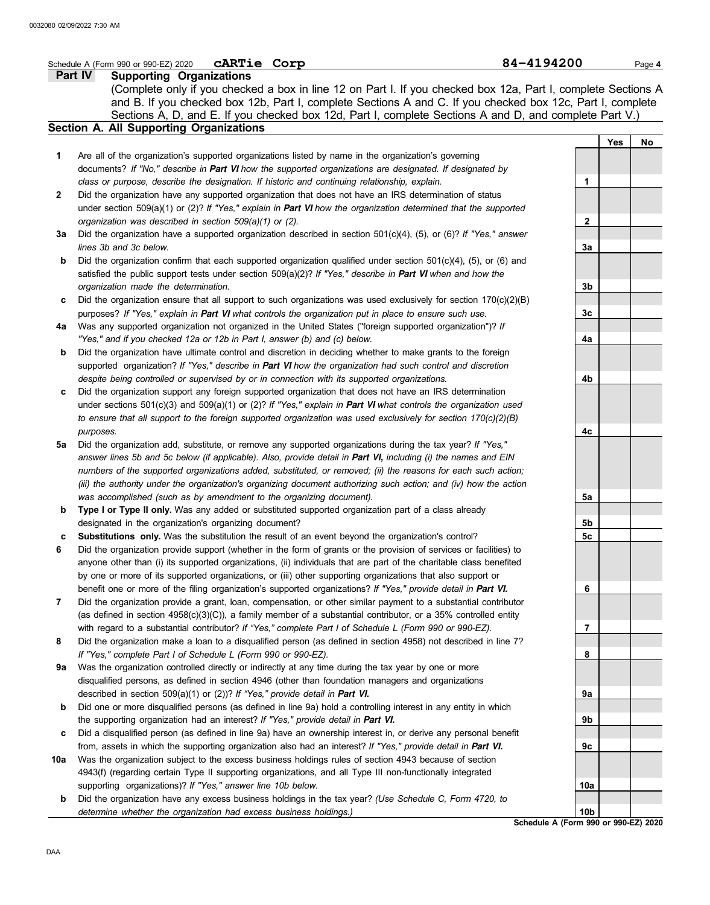Schedule A (Form 990 or 990-EZ) 2020 **cARTie Corp** **84-4194200** Page **4**

## Part IV Supporting Organizations

(Complete only if you checked a box in line 12 on Part I. If you checked box 12a, Part I, complete Sections A and B. If you checked box 12b, Part I, complete Sections A and C. If you checked box 12c, Part I, complete Sections A, D, and E. If you checked box 12d, Part I, complete Sections A and D, and complete Part V.)

### Section A. All Supporting Organizations

| | | | Yes | No |
|---|---|---|---|---|
| **1** | Are all of the organization's supported organizations listed by name in the organization's governing documents? *If "No," describe in **Part VI** how the supported organizations are designated. If designated by class or purpose, describe the designation. If historic and continuing relationship, explain.* | 1 | | |
| **2** | Did the organization have any supported organization that does not have an IRS determination of status under section 509(a)(1) or (2)? *If "Yes," explain in **Part VI** how the organization determined that the supported organization was described in section 509(a)(1) or (2).* | 2 | | |
| **3a** | Did the organization have a supported organization described in section 501(c)(4), (5), or (6)? *If "Yes," answer lines 3b and 3c below.* | 3a | | |
| **b** | Did the organization confirm that each supported organization qualified under section 501(c)(4), (5), or (6) and satisfied the public support tests under section 509(a)(2)? *If "Yes," describe in **Part VI** when and how the organization made the determination.* | 3b | | |
| **c** | Did the organization ensure that all support to such organizations was used exclusively for section 170(c)(2)(B) purposes? *If "Yes," explain in **Part VI** what controls the organization put in place to ensure such use.* | 3c | | |
| **4a** | Was any supported organization not organized in the United States ("foreign supported organization")? *If "Yes," and if you checked 12a or 12b in Part I, answer (b) and (c) below.* | 4a | | |
| **b** | Did the organization have ultimate control and discretion in deciding whether to make grants to the foreign supported organization? *If "Yes," describe in **Part VI** how the organization had such control and discretion despite being controlled or supervised by or in connection with its supported organizations.* | 4b | | |
| **c** | Did the organization support any foreign supported organization that does not have an IRS determination under sections 501(c)(3) and 509(a)(1) or (2)? *If "Yes," explain in **Part VI** what controls the organization used to ensure that all support to the foreign supported organization was used exclusively for section 170(c)(2)(B) purposes.* | 4c | | |
| **5a** | Did the organization add, substitute, or remove any supported organizations during the tax year? *If "Yes," answer lines 5b and 5c below (if applicable). Also, provide detail in **Part VI,** including (i) the names and EIN numbers of the supported organizations added, substituted, or removed; (ii) the reasons for each such action; (iii) the authority under the organization's organizing document authorizing such action; and (iv) how the action was accomplished (such as by amendment to the organizing document).* | 5a | | |
| **b** | **Type I or Type II only.** Was any added or substituted supported organization part of a class already designated in the organization's organizing document? | 5b | | |
| **c** | **Substitutions only.** Was the substitution the result of an event beyond the organization's control? | 5c | | |
| **6** | Did the organization provide support (whether in the form of grants or the provision of services or facilities) to anyone other than (i) its supported organizations, (ii) individuals that are part of the charitable class benefited by one or more of its supported organizations, or (iii) other supporting organizations that also support or benefit one or more of the filing organization's supported organizations? *If "Yes," provide detail in **Part VI.*** | 6 | | |
| **7** | Did the organization provide a grant, loan, compensation, or other similar payment to a substantial contributor (as defined in section 4958(c)(3)(C)), a family member of a substantial contributor, or a 35% controlled entity with regard to a substantial contributor? *If "Yes," complete Part I of Schedule L (Form 990 or 990-EZ).* | 7 | | |
| **8** | Did the organization make a loan to a disqualified person (as defined in section 4958) not described in line 7? *If "Yes," complete Part I of Schedule L (Form 990 or 990-EZ).* | 8 | | |
| **9a** | Was the organization controlled directly or indirectly at any time during the tax year by one or more disqualified persons, as defined in section 4946 (other than foundation managers and organizations described in section 509(a)(1) or (2))? *If "Yes," provide detail in **Part VI.*** | 9a | | |
| **b** | Did one or more disqualified persons (as defined in line 9a) hold a controlling interest in any entity in which the supporting organization had an interest? *If "Yes," provide detail in **Part VI.*** | 9b | | |
| **c** | Did a disqualified person (as defined in line 9a) have an ownership interest in, or derive any personal benefit from, assets in which the supporting organization also had an interest? *If "Yes," provide detail in **Part VI.*** | 9c | | |
| **10a** | Was the organization subject to the excess business holdings rules of section 4943 because of section 4943(f) (regarding certain Type II supporting organizations, and all Type III non-functionally integrated supporting organizations)? *If "Yes," answer line 10b below.* | 10a | | |
| **b** | Did the organization have any excess business holdings in the tax year? *(Use Schedule C, Form 4720, to determine whether the organization had excess business holdings.)* | 10b | | |

**Schedule A (Form 990 or 990-EZ) 2020**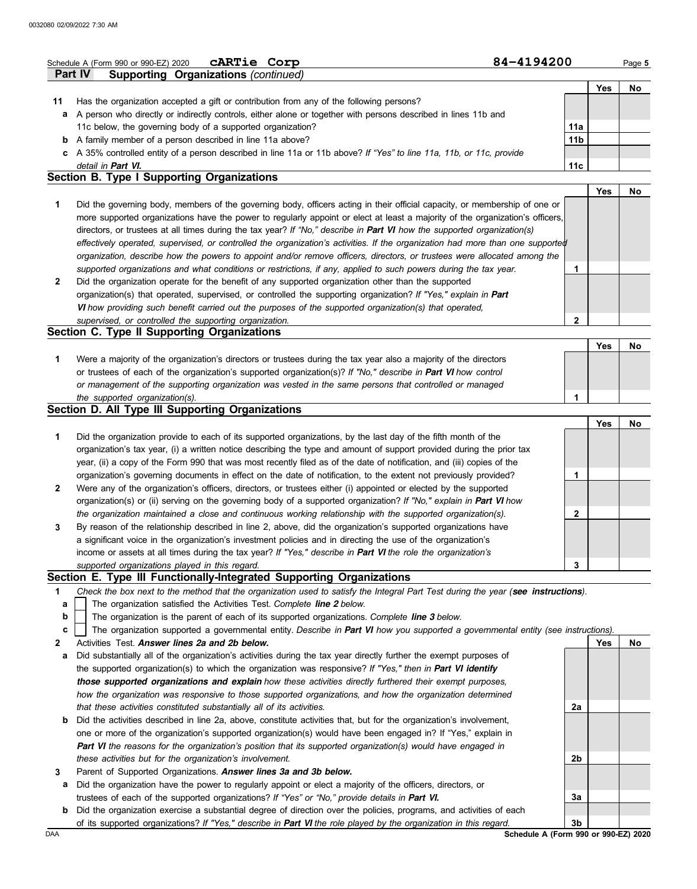Schedule A (Form 990 or 990-EZ) 2020 **cARTie Corp** 84-4194200 Page 5

**Part IV Supporting Organizations** *(continued)*

| | | | Yes | No |
|---|---|---|---|---|
| **11** | Has the organization accepted a gift or contribution from any of the following persons? | | | |
| **a** | A person who directly or indirectly controls, either alone or together with persons described in lines 11b and 11c below, the governing body of a supported organization? | **11a** | | |
| **b** | A family member of a person described in line 11a above? | **11b** | | |
| **c** | A 35% controlled entity of a person described in line 11a or 11b above? *If "Yes" to line 11a, 11b, or 11c, provide detail in* ***Part VI.*** | **11c** | | |

## Section B. Type I Supporting Organizations

| | | | Yes | No |
|---|---|---|---|---|
| **1** | Did the governing body, members of the governing body, officers acting in their official capacity, or membership of one or more supported organizations have the power to regularly appoint or elect at least a majority of the organization's officers, directors, or trustees at all times during the tax year? *If "No," describe in* ***Part VI*** *how the supported organization(s) effectively operated, supervised, or controlled the organization's activities. If the organization had more than one supported organization, describe how the powers to appoint and/or remove officers, directors, or trustees were allocated among the supported organizations and what conditions or restrictions, if any, applied to such powers during the tax year.* | **1** | | |
| **2** | Did the organization operate for the benefit of any supported organization other than the supported organization(s) that operated, supervised, or controlled the supporting organization? *If "Yes," explain in* ***Part VI*** *how providing such benefit carried out the purposes of the supported organization(s) that operated, supervised, or controlled the supporting organization.* | **2** | | |

## Section C. Type II Supporting Organizations

| | | | Yes | No |
|---|---|---|---|---|
| **1** | Were a majority of the organization's directors or trustees during the tax year also a majority of the directors or trustees of each of the organization's supported organization(s)? *If "No," describe in* ***Part VI*** *how control or management of the supporting organization was vested in the same persons that controlled or managed the supported organization(s).* | **1** | | |

## Section D. All Type III Supporting Organizations

| | | | Yes | No |
|---|---|---|---|---|
| **1** | Did the organization provide to each of its supported organizations, by the last day of the fifth month of the organization's tax year, (i) a written notice describing the type and amount of support provided during the prior tax year, (ii) a copy of the Form 990 that was most recently filed as of the date of notification, and (iii) copies of the organization's governing documents in effect on the date of notification, to the extent not previously provided? | **1** | | |
| **2** | Were any of the organization's officers, directors, or trustees either (i) appointed or elected by the supported organization(s) or (ii) serving on the governing body of a supported organization? *If "No," explain in* ***Part VI*** *how the organization maintained a close and continuous working relationship with the supported organization(s).* | **2** | | |
| **3** | By reason of the relationship described in line 2, above, did the organization's supported organizations have a significant voice in the organization's investment policies and in directing the use of the organization's income or assets at all times during the tax year? *If "Yes," describe in* ***Part VI*** *the role the organization's supported organizations played in this regard.* | **3** | | |

## Section E. Type III Functionally-Integrated Supporting Organizations

**1** *Check the box next to the method that the organization used to satisfy the Integral Part Test during the year (**see instructions**).*

- **a** ☐ The organization satisfied the Activities Test. *Complete* ***line 2*** *below.*
- **b** ☐ The organization is the parent of each of its supported organizations. *Complete* ***line 3*** *below.*
- **c** ☐ The organization supported a governmental entity. *Describe in* ***Part VI*** *how you supported a governmental entity (see instructions).*

| | | | Yes | No |
|---|---|---|---|---|
| **2** | Activities Test. ***Answer lines 2a and 2b below.*** | | | |
| **a** | Did substantially all of the organization's activities during the tax year directly further the exempt purposes of the supported organization(s) to which the organization was responsive? *If "Yes," then in* ***Part VI identify those supported organizations and explain*** *how these activities directly furthered their exempt purposes, how the organization was responsive to those supported organizations, and how the organization determined that these activities constituted substantially all of its activities.* | **2a** | | |
| **b** | Did the activities described in line 2a, above, constitute activities that, but for the organization's involvement, one or more of the organization's supported organization(s) would have been engaged in? If "Yes," explain in ***Part VI*** *the reasons for the organization's position that its supported organization(s) would have engaged in these activities but for the organization's involvement.* | **2b** | | |
| **3** | Parent of Supported Organizations. ***Answer lines 3a and 3b below.*** | | | |
| **a** | Did the organization have the power to regularly appoint or elect a majority of the officers, directors, or trustees of each of the supported organizations? *If "Yes" or "No," provide details in* ***Part VI.*** | **3a** | | |
| **b** | Did the organization exercise a substantial degree of direction over the policies, programs, and activities of each of its supported organizations? *If "Yes," describe in* ***Part VI*** *the role played by the organization in this regard.* | **3b** | | |

**Schedule A (Form 990 or 990-EZ) 2020**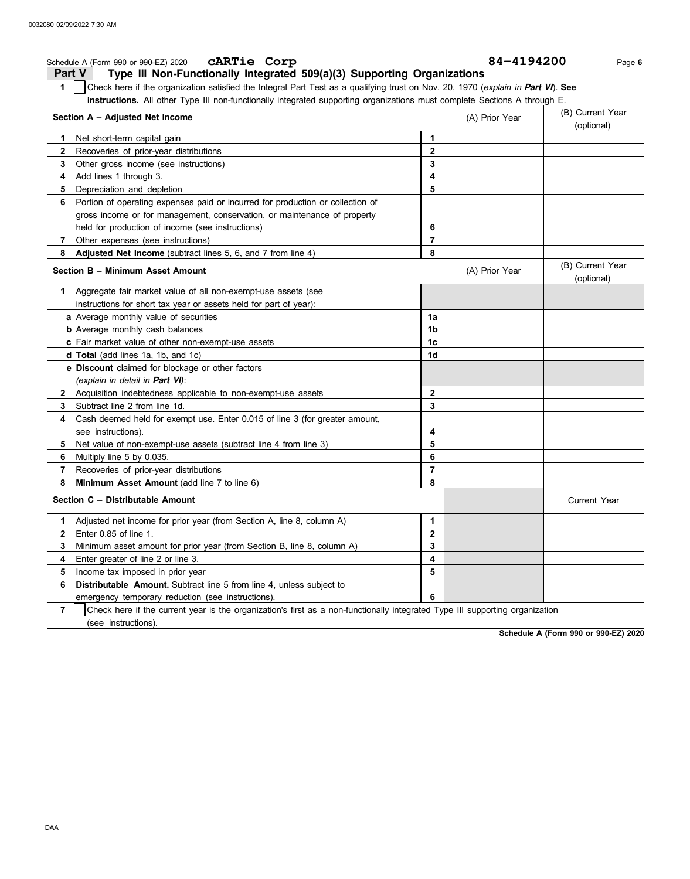Schedule A (Form 990 or 990-EZ) 2020 **cARTie Corp** **84-4194200** Page **6**

## Part V Type III Non-Functionally Integrated 509(a)(3) Supporting Organizations

**1** ☐ Check here if the organization satisfied the Integral Part Test as a qualifying trust on Nov. 20, 1970 (*explain in **Part VI***). **See instructions.** All other Type III non-functionally integrated supporting organizations must complete Sections A through E.

| Section A – Adjusted Net Income | | (A) Prior Year | (B) Current Year (optional) |
|---|---|---|---|
| **1** Net short-term capital gain | 1 | | |
| **2** Recoveries of prior-year distributions | 2 | | |
| **3** Other gross income (see instructions) | 3 | | |
| **4** Add lines 1 through 3. | 4 | | |
| **5** Depreciation and depletion | 5 | | |
| **6** Portion of operating expenses paid or incurred for production or collection of gross income or for management, conservation, or maintenance of property held for production of income (see instructions) | 6 | | |
| **7** Other expenses (see instructions) | 7 | | |
| **8** **Adjusted Net Income** (subtract lines 5, 6, and 7 from line 4) | 8 | | |

| Section B – Minimum Asset Amount | | (A) Prior Year | (B) Current Year (optional) |
|---|---|---|---|
| **1** Aggregate fair market value of all non-exempt-use assets (see instructions for short tax year or assets held for part of year): | | | |
| **a** Average monthly value of securities | 1a | | |
| **b** Average monthly cash balances | 1b | | |
| **c** Fair market value of other non-exempt-use assets | 1c | | |
| **d** **Total** (add lines 1a, 1b, and 1c) | 1d | | |
| **e** **Discount** claimed for blockage or other factors (*explain in detail in **Part VI***): | | | |
| **2** Acquisition indebtedness applicable to non-exempt-use assets | 2 | | |
| **3** Subtract line 2 from line 1d. | 3 | | |
| **4** Cash deemed held for exempt use. Enter 0.015 of line 3 (for greater amount, see instructions). | 4 | | |
| **5** Net value of non-exempt-use assets (subtract line 4 from line 3) | 5 | | |
| **6** Multiply line 5 by 0.035. | 6 | | |
| **7** Recoveries of prior-year distributions | 7 | | |
| **8** **Minimum Asset Amount** (add line 7 to line 6) | 8 | | |

| Section C – Distributable Amount | | | Current Year |
|---|---|---|---|
| **1** Adjusted net income for prior year (from Section A, line 8, column A) | 1 | | |
| **2** Enter 0.85 of line 1. | 2 | | |
| **3** Minimum asset amount for prior year (from Section B, line 8, column A) | 3 | | |
| **4** Enter greater of line 2 or line 3. | 4 | | |
| **5** Income tax imposed in prior year | 5 | | |
| **6** **Distributable Amount.** Subtract line 5 from line 4, unless subject to emergency temporary reduction (see instructions). | 6 | | |

**7** ☐ Check here if the current year is the organization's first as a non-functionally integrated Type III supporting organization (see instructions).

**Schedule A (Form 990 or 990-EZ) 2020**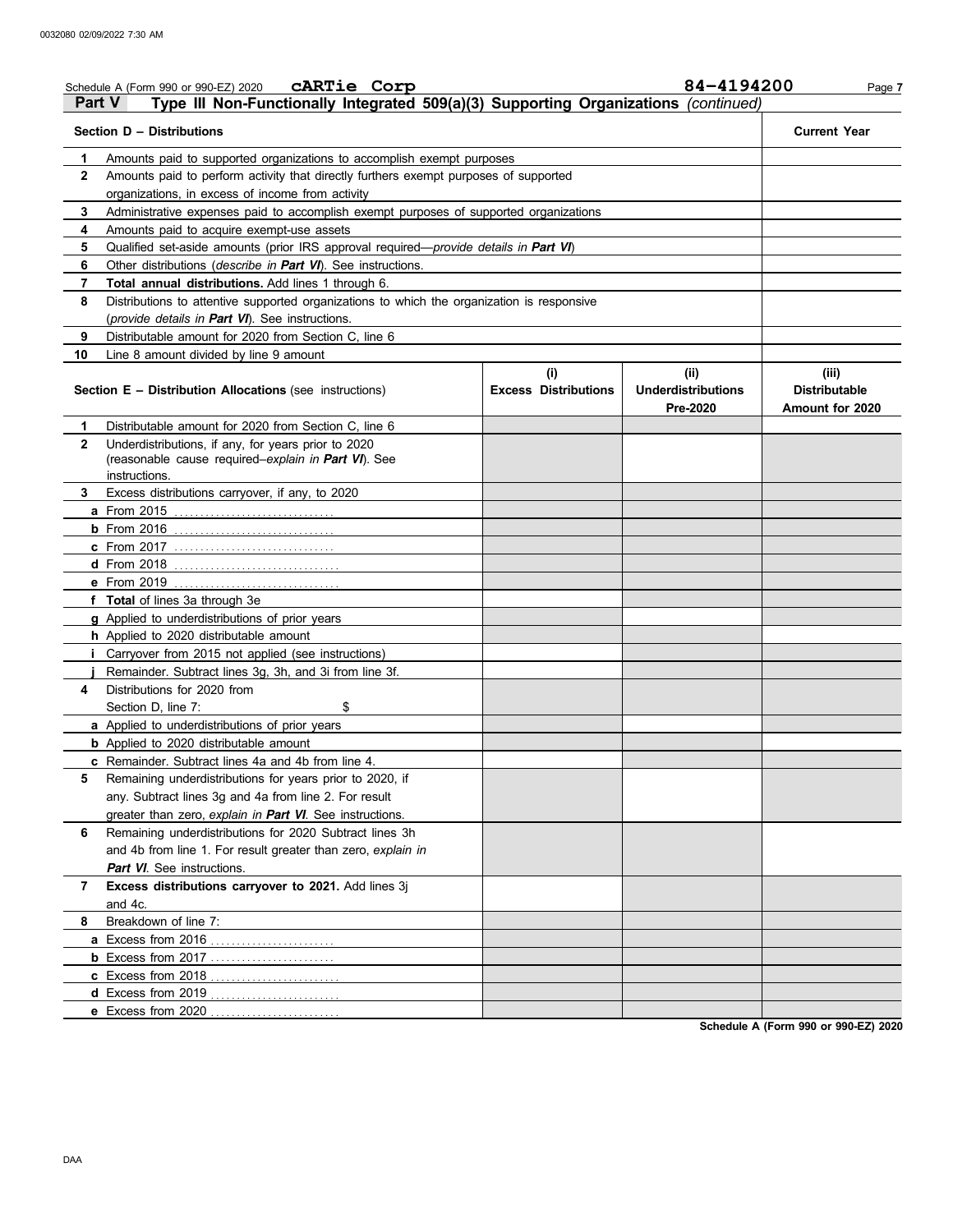0032080 02/09/2022 7:30 AM

Schedule A (Form 990 or 990-EZ) 2020 **cARTie Corp** **84-4194200** Page **7**

## Part V Type III Non-Functionally Integrated 509(a)(3) Supporting Organizations *(continued)*

| **Section D – Distributions** | | **Current Year** |
|---|---|---|
| **1** | Amounts paid to supported organizations to accomplish exempt purposes | |
| **2** | Amounts paid to perform activity that directly furthers exempt purposes of supported organizations, in excess of income from activity | |
| **3** | Administrative expenses paid to accomplish exempt purposes of supported organizations | |
| **4** | Amounts paid to acquire exempt-use assets | |
| **5** | Qualified set-aside amounts (prior IRS approval required—*provide details in* ***Part VI***) | |
| **6** | Other distributions (*describe in* ***Part VI***). See instructions. | |
| **7** | **Total annual distributions.** Add lines 1 through 6. | |
| **8** | Distributions to attentive supported organizations to which the organization is responsive (*provide details in* ***Part VI***). See instructions. | |
| **9** | Distributable amount for 2020 from Section C, line 6 | |
| **10** | Line 8 amount divided by line 9 amount | |

| **Section E – Distribution Allocations** (see instructions) | | **(i) Excess Distributions** | **(ii) Underdistributions Pre-2020** | **(iii) Distributable Amount for 2020** |
|---|---|---|---|---|
| **1** | Distributable amount for 2020 from Section C, line 6 | | | |
| **2** | Underdistributions, if any, for years prior to 2020 (reasonable cause required–*explain in* ***Part VI***). See instructions. | | | |
| **3** | Excess distributions carryover, if any, to 2020 | | | |
| **a** | From 2015 | | | |
| **b** | From 2016 | | | |
| **c** | From 2017 | | | |
| **d** | From 2018 | | | |
| **e** | From 2019 | | | |
| **f** | **Total** of lines 3a through 3e | | | |
| **g** | Applied to underdistributions of prior years | | | |
| **h** | Applied to 2020 distributable amount | | | |
| **i** | Carryover from 2015 not applied (see instructions) | | | |
| **j** | Remainder. Subtract lines 3g, 3h, and 3i from line 3f. | | | |
| **4** | Distributions for 2020 from Section D, line 7: $ | | | |
| **a** | Applied to underdistributions of prior years | | | |
| **b** | Applied to 2020 distributable amount | | | |
| **c** | Remainder. Subtract lines 4a and 4b from line 4. | | | |
| **5** | Remaining underdistributions for years prior to 2020, if any. Subtract lines 3g and 4a from line 2. For result greater than zero, *explain in* ***Part VI***. See instructions. | | | |
| **6** | Remaining underdistributions for 2020 Subtract lines 3h and 4b from line 1. For result greater than zero, *explain in* ***Part VI***. See instructions. | | | |
| **7** | **Excess distributions carryover to 2021.** Add lines 3j and 4c. | | | |
| **8** | Breakdown of line 7: | | | |
| **a** | Excess from 2016 | | | |
| **b** | Excess from 2017 | | | |
| **c** | Excess from 2018 | | | |
| **d** | Excess from 2019 | | | |
| **e** | Excess from 2020 | | | |

**Schedule A (Form 990 or 990-EZ) 2020**

DAA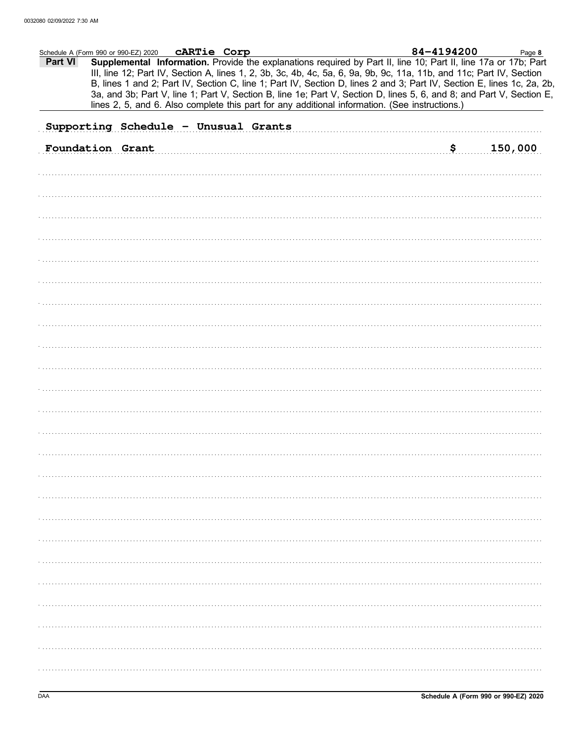Schedule A (Form 990 or 990-EZ) 2020 **cARTie Corp** 84-4194200 Page **8**

**Part VI** **Supplemental Information.** Provide the explanations required by Part II, line 10; Part II, line 17a or 17b; Part III, line 12; Part IV, Section A, lines 1, 2, 3b, 3c, 4b, 4c, 5a, 6, 9a, 9b, 9c, 11a, 11b, and 11c; Part IV, Section B, lines 1 and 2; Part IV, Section C, line 1; Part IV, Section D, lines 2 and 3; Part IV, Section E, lines 1c, 2a, 2b, 3a, and 3b; Part V, line 1; Part V, Section B, line 1e; Part V, Section D, lines 5, 6, and 8; and Part V, Section E, lines 2, 5, and 6. Also complete this part for any additional information. (See instructions.)

Supporting Schedule - Unusual Grants

| | |
|---|---|
| Foundation Grant | $ 150,000 |

Schedule A (Form 990 or 990-EZ) 2020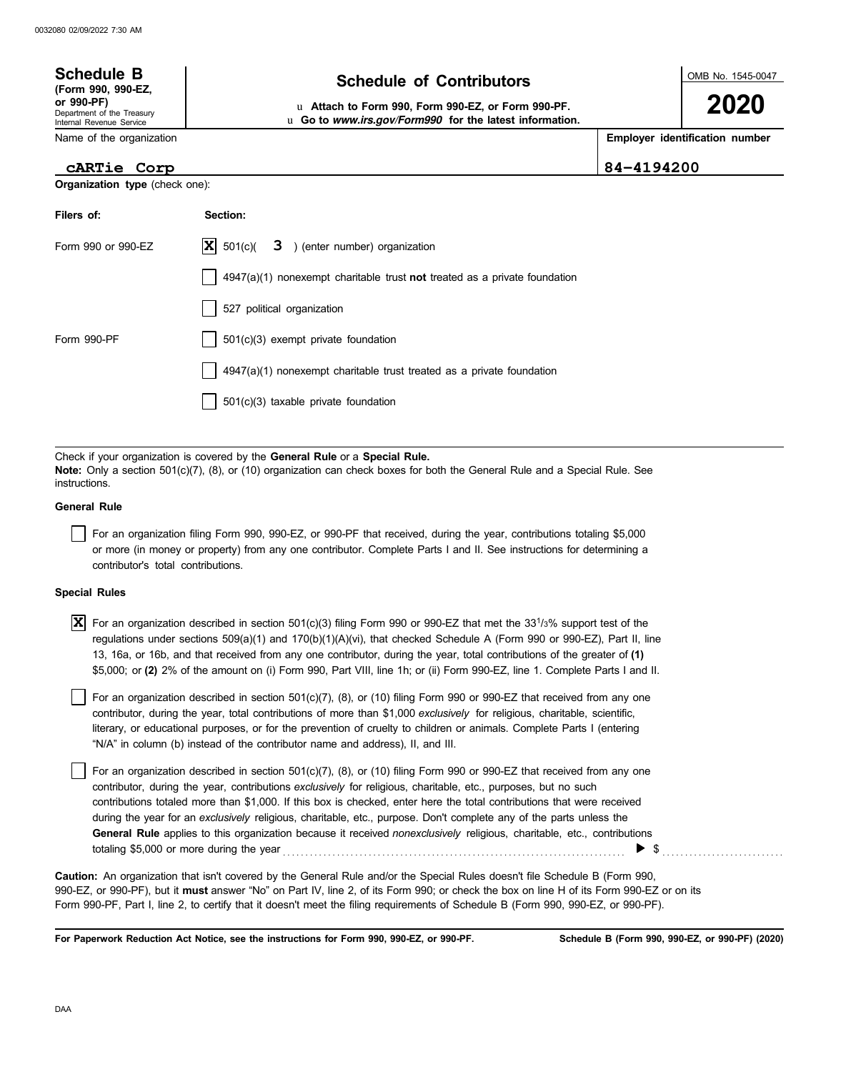**Schedule B** (Form 990, 990-EZ, or 990-PF)
Department of the Treasury
Internal Revenue Service

# Schedule of Contributors

u **Attach to Form 990, Form 990-EZ, or Form 990-PF.**
u **Go to *www.irs.gov/Form990* for the latest information.**

OMB No. 1545-0047

**2020**

Name of the organization: **cARTie Corp**

**Employer identification number:** 84-4194200

**Organization type** (check one):

| Filers of: | Section: |
|---|---|
| Form 990 or 990-EZ | [X] 501(c)( 3 ) (enter number) organization |
| | [ ] 4947(a)(1) nonexempt charitable trust **not** treated as a private foundation |
| | [ ] 527 political organization |
| Form 990-PF | [ ] 501(c)(3) exempt private foundation |
| | [ ] 4947(a)(1) nonexempt charitable trust treated as a private foundation |
| | [ ] 501(c)(3) taxable private foundation |

Check if your organization is covered by the **General Rule** or a **Special Rule.**
**Note:** Only a section 501(c)(7), (8), or (10) organization can check boxes for both the General Rule and a Special Rule. See instructions.

**General Rule**

[ ] For an organization filing Form 990, 990-EZ, or 990-PF that received, during the year, contributions totaling $5,000 or more (in money or property) from any one contributor. Complete Parts I and II. See instructions for determining a contributor's total contributions.

**Special Rules**

[X] For an organization described in section 501(c)(3) filing Form 990 or 990-EZ that met the 33 1/3% support test of the regulations under sections 509(a)(1) and 170(b)(1)(A)(vi), that checked Schedule A (Form 990 or 990-EZ), Part II, line 13, 16a, or 16b, and that received from any one contributor, during the year, total contributions of the greater of **(1)** $5,000; or **(2)** 2% of the amount on (i) Form 990, Part VIII, line 1h; or (ii) Form 990-EZ, line 1. Complete Parts I and II.

[ ] For an organization described in section 501(c)(7), (8), or (10) filing Form 990 or 990-EZ that received from any one contributor, during the year, total contributions of more than $1,000 *exclusively* for religious, charitable, scientific, literary, or educational purposes, or for the prevention of cruelty to children or animals. Complete Parts I (entering "N/A" in column (b) instead of the contributor name and address), II, and III.

[ ] For an organization described in section 501(c)(7), (8), or (10) filing Form 990 or 990-EZ that received from any one contributor, during the year, contributions *exclusively* for religious, charitable, etc., purposes, but no such contributions totaled more than $1,000. If this box is checked, enter here the total contributions that were received during the year for an *exclusively* religious, charitable, etc., purpose. Don't complete any of the parts unless the **General Rule** applies to this organization because it received *nonexclusively* religious, charitable, etc., contributions totaling $5,000 or more during the year . . . . . . . . ▶ $ . . . . . . . .

**Caution:** An organization that isn't covered by the General Rule and/or the Special Rules doesn't file Schedule B (Form 990, 990-EZ, or 990-PF), but it **must** answer "No" on Part IV, line 2, of its Form 990; or check the box on line H of its Form 990-EZ or on its Form 990-PF, Part I, line 2, to certify that it doesn't meet the filing requirements of Schedule B (Form 990, 990-EZ, or 990-PF).

**For Paperwork Reduction Act Notice, see the instructions for Form 990, 990-EZ, or 990-PF.** **Schedule B (Form 990, 990-EZ, or 990-PF) (2020)**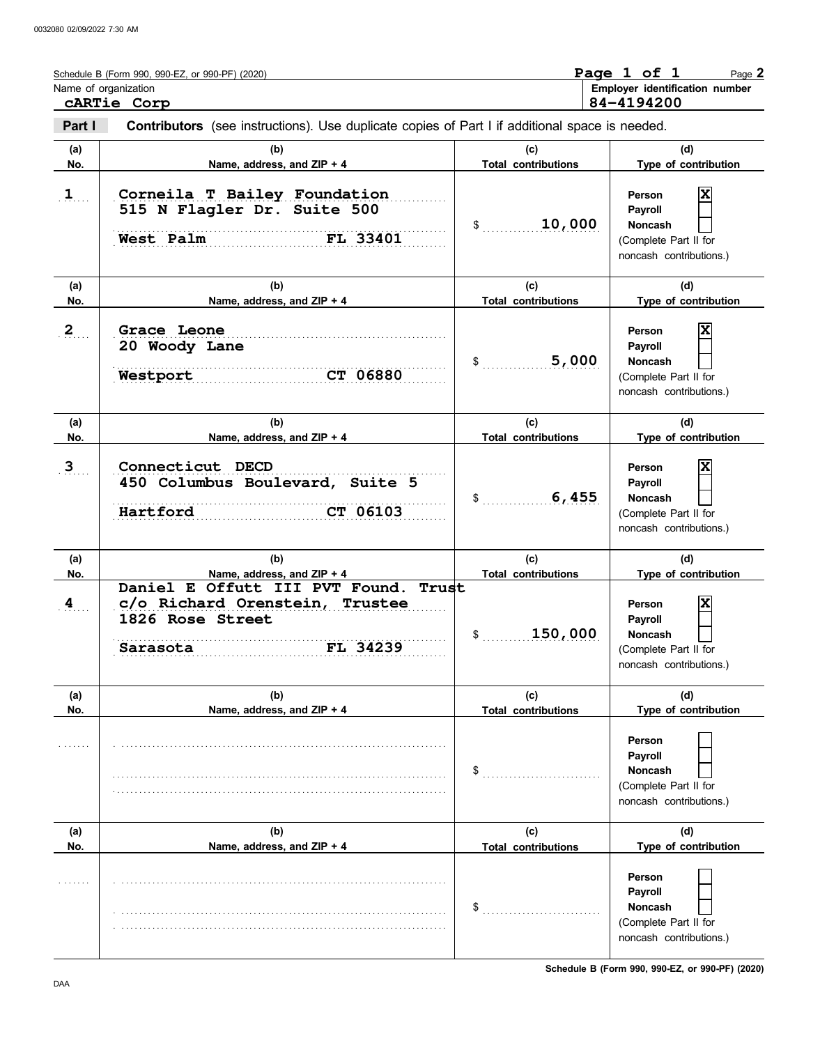Schedule B (Form 990, 990-EZ, or 990-PF) (2020) Page **1** of **1** Page **2**

Name of organization: **cARTie Corp**

Employer identification number: **84-4194200**

**Part I** **Contributors** (see instructions). Use duplicate copies of Part I if additional space is needed.

| (a) No. | (b) Name, address, and ZIP + 4 | (c) Total contributions | (d) Type of contribution |
|---|---|---|---|
| 1 | Corneila T Bailey Foundation<br>515 N Flagler Dr. Suite 500<br>West Palm FL 33401 | $ 10,000 | Person [X]<br>Payroll [ ]<br>Noncash [ ]<br>(Complete Part II for noncash contributions.) |
| 2 | Grace Leone<br>20 Woody Lane<br>Westport CT 06880 | $ 5,000 | Person [X]<br>Payroll [ ]<br>Noncash [ ]<br>(Complete Part II for noncash contributions.) |
| 3 | Connecticut DECD<br>450 Columbus Boulevard, Suite 5<br>Hartford CT 06103 | $ 6,455 | Person [X]<br>Payroll [ ]<br>Noncash [ ]<br>(Complete Part II for noncash contributions.) |
| 4 | Daniel E Offutt III PVT Found. Trust<br>c/o Richard Orenstein, Trustee<br>1826 Rose Street<br>Sarasota FL 34239 | $ 150,000 | Person [X]<br>Payroll [ ]<br>Noncash [ ]<br>(Complete Part II for noncash contributions.) |
| | | $ | Person [ ]<br>Payroll [ ]<br>Noncash [ ]<br>(Complete Part II for noncash contributions.) |
| | | $ | Person [ ]<br>Payroll [ ]<br>Noncash [ ]<br>(Complete Part II for noncash contributions.) |

Schedule B (Form 990, 990-EZ, or 990-PF) (2020)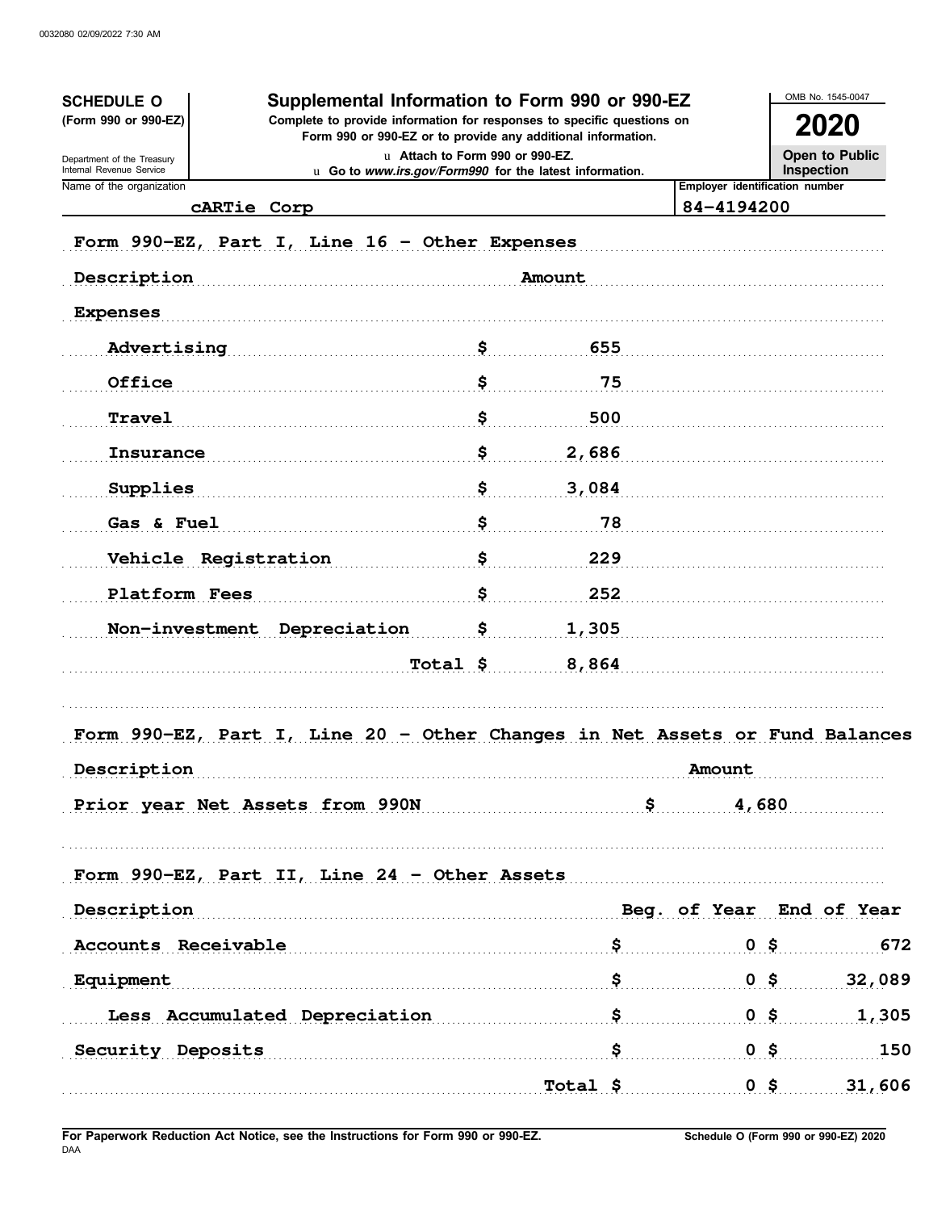**SCHEDULE O**
**(Form 990 or 990-EZ)**

Department of the Treasury
Internal Revenue Service

# Supplemental Information to Form 990 or 990-EZ

**Complete to provide information for responses to specific questions on Form 990 or 990-EZ or to provide any additional information.**

u Attach to Form 990 or 990-EZ.
u Go to *www.irs.gov/Form990* for the latest information.

OMB No. 1545-0047

**2020**

**Open to Public Inspection**

Name of the organization: cARTie Corp

Employer identification number: 84-4194200

**Form 990-EZ, Part I, Line 16 - Other Expenses**

| Description | Amount |
|---|---|
| **Expenses** | |
| Advertising | $ 655 |
| Office | $ 75 |
| Travel | $ 500 |
| Insurance | $ 2,686 |
| Supplies | $ 3,084 |
| Gas & Fuel | $ 78 |
| Vehicle Registration | $ 229 |
| Platform Fees | $ 252 |
| Non-investment Depreciation | $ 1,305 |
| Total | $ 8,864 |

**Form 990-EZ, Part I, Line 20 - Other Changes in Net Assets or Fund Balances**

| Description | Amount |
|---|---|
| Prior year Net Assets from 990N | $ 4,680 |

**Form 990-EZ, Part II, Line 24 - Other Assets**

| Description | Beg. of Year | End of Year |
|---|---|---|
| Accounts Receivable | $ 0 | $ 672 |
| Equipment | $ 0 | $ 32,089 |
| Less Accumulated Depreciation | $ 0 | $ 1,305 |
| Security Deposits | $ 0 | $ 150 |
| Total | $ 0 | $ 31,606 |

**For Paperwork Reduction Act Notice, see the Instructions for Form 990 or 990-EZ.**
DAA

**Schedule O (Form 990 or 990-EZ) 2020**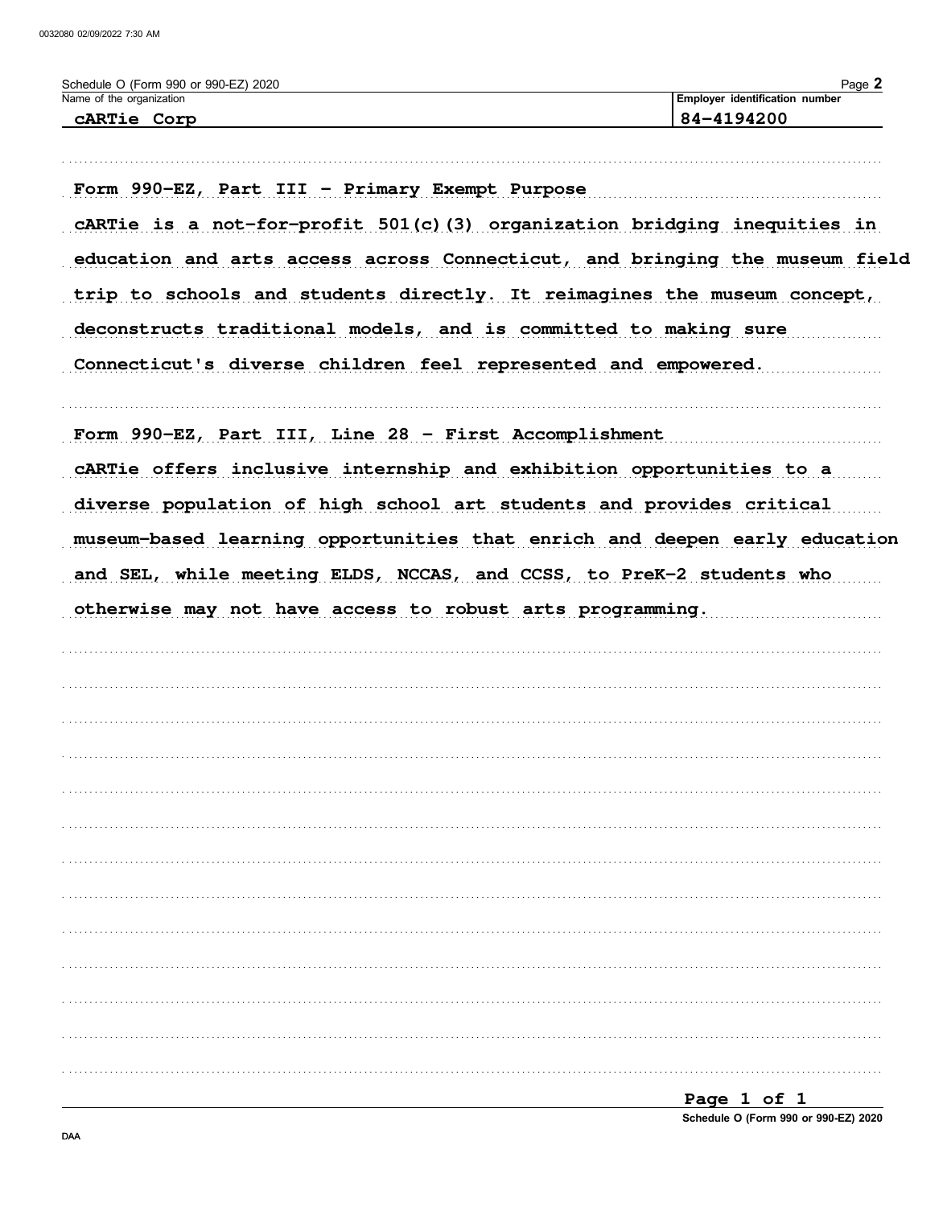Schedule O (Form 990 or 990-EZ) 2020

| Name of the organization | Employer identification number |
| --- | --- |
| cARTie Corp | 84-4194200 |

**Form 990-EZ, Part III - Primary Exempt Purpose**

cARTie is a not-for-profit 501(c)(3) organization bridging inequities in education and arts access across Connecticut, and bringing the museum field trip to schools and students directly. It reimagines the museum concept, deconstructs traditional models, and is committed to making sure Connecticut's diverse children feel represented and empowered.

**Form 990-EZ, Part III, Line 28 - First Accomplishment**

cARTie offers inclusive internship and exhibition opportunities to a diverse population of high school art students and provides critical museum-based learning opportunities that enrich and deepen early education and SEL, while meeting ELDS, NCCAS, and CCSS, to PreK-2 students who otherwise may not have access to robust arts programming.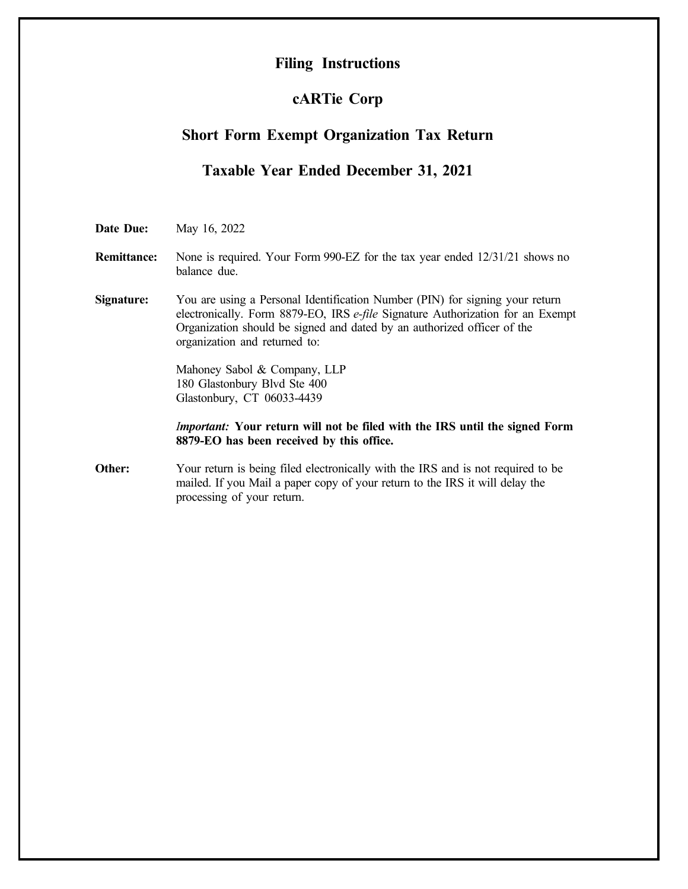# Filing Instructions

## cARTie Corp

## Short Form Exempt Organization Tax Return

## Taxable Year Ended December 31, 2021

**Date Due:** May 16, 2022

**Remittance:** None is required. Your Form 990-EZ for the tax year ended 12/31/21 shows no balance due.

**Signature:** You are using a Personal Identification Number (PIN) for signing your return electronically. Form 8879-EO, IRS *e-file* Signature Authorization for an Exempt Organization should be signed and dated by an authorized officer of the organization and returned to:

Mahoney Sabol & Company, LLP
180 Glastonbury Blvd Ste 400
Glastonbury, CT 06033-4439

*Important:* **Your return will not be filed with the IRS until the signed Form 8879-EO has been received by this office.**

**Other:** Your return is being filed electronically with the IRS and is not required to be mailed. If you Mail a paper copy of your return to the IRS it will delay the processing of your return.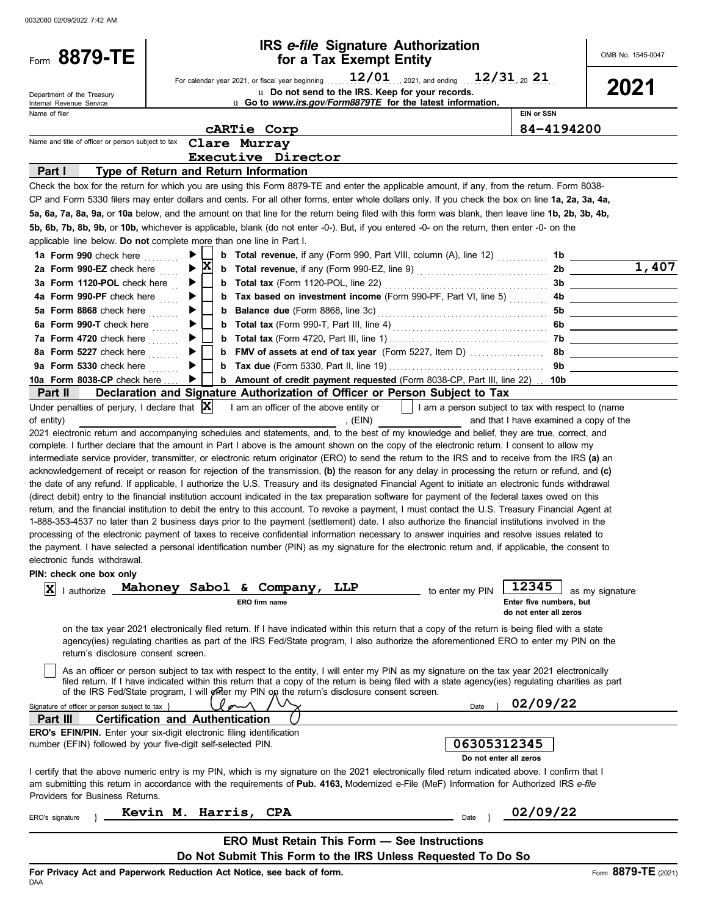0032080 02/09/2022 7:42 AM

# Form 8879-TE

Department of the Treasury
Internal Revenue Service

## IRS *e-file* Signature Authorization for a Tax Exempt Entity

For calendar year 2021, or fiscal year beginning 12/01, 2021, and ending 12/31, 20 21

u Do not send to the IRS. Keep for your records.

u Go to *www.irs.gov/Form8879TE* for the latest information.

OMB No. 1545-0047

**2021**

Name of filer: cARTie Corp

EIN or SSN: 84-4194200

Name and title of officer or person subject to tax: Clare Murray, Executive Director

### Part I — Type of Return and Return Information

Check the box for the return for which you are using this Form 8879-TE and enter the applicable amount, if any, from the return. Form 8038-CP and Form 5330 filers may enter dollars and cents. For all other forms, enter whole dollars only. If you check the box on line **1a, 2a, 3a, 4a, 5a, 6a, 7a, 8a, 9a,** or **10a** below, and the amount on that line for the return being filed with this form was blank, then leave line **1b, 2b, 3b, 4b, 5b, 6b, 7b, 8b, 9b,** or **10b,** whichever is applicable, blank (do not enter -0-). But, if you entered -0- on the return, then enter -0- on the applicable line below. **Do not** complete more than one line in Part I.

| Line | Check | Description | Line | Amount |
|---|---|---|---|---|
| **1a Form 990** check here | [ ] | **b Total revenue,** if any (Form 990, Part VIII, column (A), line 12) | 1b | |
| **2a Form 990-EZ** check here | [X] | **b Total revenue,** if any (Form 990-EZ, line 9) | 2b | 1,407 |
| **3a Form 1120-POL** check here | [ ] | **b Total tax** (Form 1120-POL, line 22) | 3b | |
| **4a Form 990-PF** check here | [ ] | **b Tax based on investment income** (Form 990-PF, Part VI, line 5) | 4b | |
| **5a Form 8868** check here | [ ] | **b Balance due** (Form 8868, line 3c) | 5b | |
| **6a Form 990-T** check here | [ ] | **b Total tax** (Form 990-T, Part III, line 4) | 6b | |
| **7a Form 4720** check here | [ ] | **b Total tax** (Form 4720, Part III, line 1) | 7b | |
| **8a Form 5227** check here | [ ] | **b FMV of assets at end of tax year** (Form 5227, Item D) | 8b | |
| **9a Form 5330** check here | [ ] | **b Tax due** (Form 5330, Part II, line 19) | 9b | |
| **10a Form 8038-CP** check here | [ ] | **b Amount of credit payment requested** (Form 8038-CP, Part III, line 22) | 10b | |

### Part II — Declaration and Signature Authorization of Officer or Person Subject to Tax

Under penalties of perjury, I declare that [X] I am an officer of the above entity or [ ] I am a person subject to tax with respect to (name of entity) ________________, (EIN) ____________ and that I have examined a copy of the 2021 electronic return and accompanying schedules and statements, and, to the best of my knowledge and belief, they are true, correct, and complete. I further declare that the amount in Part I above is the amount shown on the copy of the electronic return. I consent to allow my intermediate service provider, transmitter, or electronic return originator (ERO) to send the return to the IRS and to receive from the IRS **(a)** an acknowledgement of receipt or reason for rejection of the transmission, **(b)** the reason for any delay in processing the return or refund, and **(c)** the date of any refund. If applicable, I authorize the U.S. Treasury and its designated Financial Agent to initiate an electronic funds withdrawal (direct debit) entry to the financial institution account indicated in the tax preparation software for payment of the federal taxes owed on this return, and the financial institution to debit the entry to this account. To revoke a payment, I must contact the U.S. Treasury Financial Agent at 1-888-353-4537 no later than 2 business days prior to the payment (settlement) date. I also authorize the financial institutions involved in the processing of the electronic payment of taxes to receive confidential information necessary to answer inquiries and resolve issues related to the payment. I have selected a personal identification number (PIN) as my signature for the electronic return and, if applicable, the consent to electronic funds withdrawal.

**PIN: check one box only**

[X] I authorize **Mahoney Sabol & Company, LLP** (ERO firm name) to enter my PIN **12345** (Enter five numbers, but do not enter all zeros) as my signature on the tax year 2021 electronically filed return. If I have indicated within this return that a copy of the return is being filed with a state agency(ies) regulating charities as part of the IRS Fed/State program, I also authorize the aforementioned ERO to enter my PIN on the return's disclosure consent screen.

[ ] As an officer or person subject to tax with respect to the entity, I will enter my PIN as my signature on the tax year 2021 electronically filed return. If I have indicated within this return that a copy of the return is being filed with a state agency(ies) regulating charities as part of the IRS Fed/State program, I will enter my PIN on the return's disclosure consent screen.

Signature of officer or person subject to tax: [signature] Date: 02/09/22

### Part III — Certification and Authentication

**ERO's EFIN/PIN.** Enter your six-digit electronic filing identification number (EFIN) followed by your five-digit self-selected PIN.

**06305312345** (Do not enter all zeros)

I certify that the above numeric entry is my PIN, which is my signature on the 2021 electronically filed return indicated above. I confirm that I am submitting this return in accordance with the requirements of **Pub. 4163,** Modernized e-File (MeF) Information for Authorized IRS *e-file* Providers for Business Returns.

ERO's signature: Kevin M. Harris, CPA Date: 02/09/22

**ERO Must Retain This Form — See Instructions**

**Do Not Submit This Form to the IRS Unless Requested To Do So**

**For Privacy Act and Paperwork Reduction Act Notice, see back of form.**

DAA

Form **8879-TE** (2021)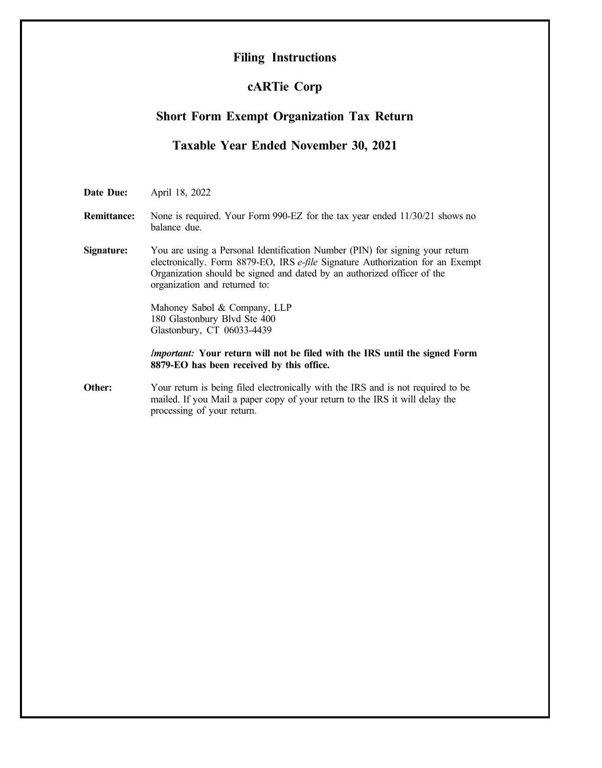# Filing Instructions

## cARTie Corp

## Short Form Exempt Organization Tax Return

## Taxable Year Ended November 30, 2021

**Date Due:** April 18, 2022

**Remittance:** None is required. Your Form 990-EZ for the tax year ended 11/30/21 shows no balance due.

**Signature:** You are using a Personal Identification Number (PIN) for signing your return electronically. Form 8879-EO, IRS *e-file* Signature Authorization for an Exempt Organization should be signed and dated by an authorized officer of the organization and returned to:

Mahoney Sabol & Company, LLP
180 Glastonbury Blvd Ste 400
Glastonbury, CT 06033-4439

*Important:* **Your return will not be filed with the IRS until the signed Form 8879-EO has been received by this office.**

**Other:** Your return is being filed electronically with the IRS and is not required to be mailed. If you Mail a paper copy of your return to the IRS it will delay the processing of your return.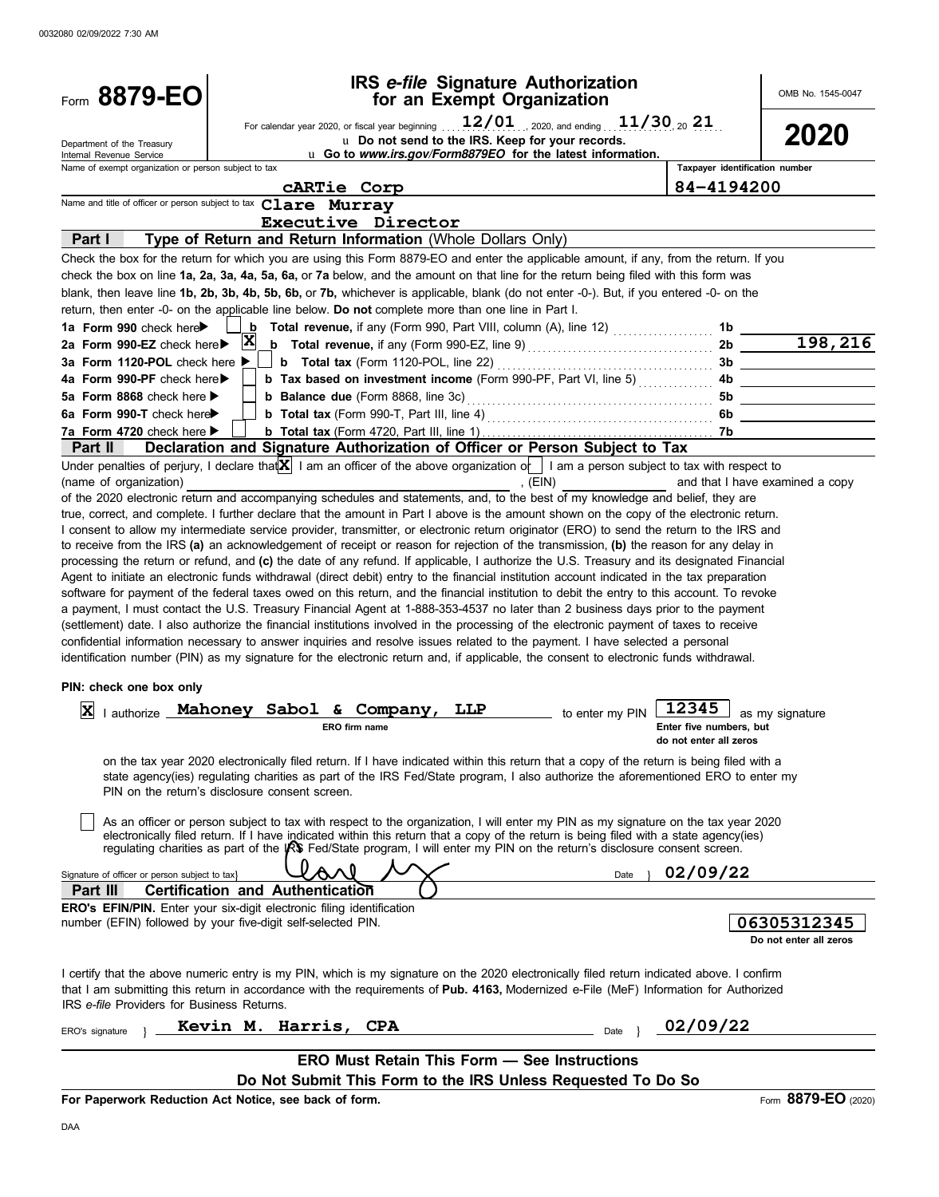Form **8879-EO**

Department of the Treasury
Internal Revenue Service

# IRS *e-file* Signature Authorization for an Exempt Organization

For calendar year 2020, or fiscal year beginning 12/01, 2020, and ending 11/30, 20 21

▸ Do not send to the IRS. Keep for your records.

▸ Go to *www.irs.gov/Form8879EO* for the latest information.

OMB No. 1545-0047

**2020**

Name of exempt organization or person subject to tax: cARTie Corp

Taxpayer identification number: 84-4194200

Name and title of officer or person subject to tax: Clare Murray, Executive Director

## Part I — Type of Return and Return Information (Whole Dollars Only)

Check the box for the return for which you are using this Form 8879-EO and enter the applicable amount, if any, from the return. If you check the box on line **1a, 2a, 3a, 4a, 5a, 6a,** or **7a** below, and the amount on that line for the return being filed with this form was blank, then leave line **1b, 2b, 3b, 4b, 5b, 6b,** or **7b,** whichever is applicable, blank (do not enter -0-). But, if you entered -0- on the return, then enter -0- on the applicable line below. **Do not** complete more than one line in Part I.

| | | | |
|---|---|---|---|
| 1a Form 990 check here ▸ ☐ | b Total revenue, if any (Form 990, Part VIII, column (A), line 12) | 1b | |
| 2a Form 990-EZ check here ▸ ☒ | b Total revenue, if any (Form 990-EZ, line 9) | 2b | 198,216 |
| 3a Form 1120-POL check here ▸ ☐ | b Total tax (Form 1120-POL, line 22) | 3b | |
| 4a Form 990-PF check here ▸ ☐ | b Tax based on investment income (Form 990-PF, Part VI, line 5) | 4b | |
| 5a Form 8868 check here ▸ ☐ | b Balance due (Form 8868, line 3c) | 5b | |
| 6a Form 990-T check here ▸ ☐ | b Total tax (Form 990-T, Part III, line 4) | 6b | |
| 7a Form 4720 check here ▸ ☐ | b Total tax (Form 4720, Part III, line 1) | 7b | |

## Part II — Declaration and Signature Authorization of Officer or Person Subject to Tax

Under penalties of perjury, I declare that ☒ I am an officer of the above organization or ☐ I am a person subject to tax with respect to (name of organization) ____________, (EIN) ____________ and that I have examined a copy of the 2020 electronic return and accompanying schedules and statements, and, to the best of my knowledge and belief, they are true, correct, and complete. I further declare that the amount in Part I above is the amount shown on the copy of the electronic return. I consent to allow my intermediate service provider, transmitter, or electronic return originator (ERO) to send the return to the IRS and to receive from the IRS **(a)** an acknowledgement of receipt or reason for rejection of the transmission, **(b)** the reason for any delay in processing the return or refund, and **(c)** the date of any refund. If applicable, I authorize the U.S. Treasury and its designated Financial Agent to initiate an electronic funds withdrawal (direct debit) entry to the financial institution account indicated in the tax preparation software for payment of the federal taxes owed on this return, and the financial institution to debit the entry to this account. To revoke a payment, I must contact the U.S. Treasury Financial Agent at 1-888-353-4537 no later than 2 business days prior to the payment (settlement) date. I also authorize the financial institutions involved in the processing of the electronic payment of taxes to receive confidential information necessary to answer inquiries and resolve issues related to the payment. I have selected a personal identification number (PIN) as my signature for the electronic return and, if applicable, the consent to electronic funds withdrawal.

**PIN: check one box only**

☒ I authorize **Mahoney Sabol & Company, LLP** (ERO firm name) to enter my PIN **12345** (Enter five numbers, but do not enter all zeros) as my signature on the tax year 2020 electronically filed return. If I have indicated within this return that a copy of the return is being filed with a state agency(ies) regulating charities as part of the IRS Fed/State program, I also authorize the aforementioned ERO to enter my PIN on the return's disclosure consent screen.

☐ As an officer or person subject to tax with respect to the organization, I will enter my PIN as my signature on the tax year 2020 electronically filed return. If I have indicated within this return that a copy of the return is being filed with a state agency(ies) regulating charities as part of the IRS Fed/State program, I will enter my PIN on the return's disclosure consent screen.

Signature of officer or person subject to tax: Clare Murray    Date: 02/09/22

## Part III — Certification and Authentication

**ERO's EFIN/PIN.** Enter your six-digit electronic filing identification number (EFIN) followed by your five-digit self-selected PIN.

**06305312345**
Do not enter all zeros

I certify that the above numeric entry is my PIN, which is my signature on the 2020 electronically filed return indicated above. I confirm that I am submitting this return in accordance with the requirements of **Pub. 4163,** Modernized e-File (MeF) Information for Authorized IRS *e-file* Providers for Business Returns.

ERO's signature: Kevin M. Harris, CPA    Date: 02/09/22

**ERO Must Retain This Form — See Instructions**

**Do Not Submit This Form to the IRS Unless Requested To Do So**

**For Paperwork Reduction Act Notice, see back of form.**    Form **8879-EO** (2020)